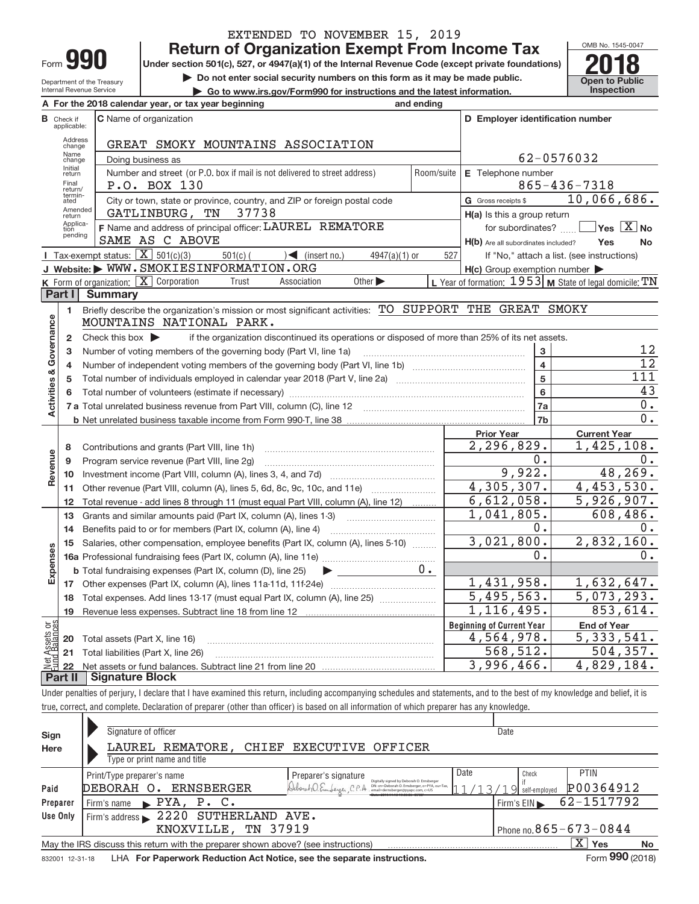EXTENDED TO NOVEMBER 15, 2019

# Form 990 — Return of Organization Exempt From Income Tax

**Under section 501(c), 527, or 4947(a)(1) of the Internal Revenue Code (except private foundations)**

▶ Do not enter social security numbers on this form as it may be made public.

▶ Go to www.irs.gov/Form990 for instructions and the latest information.

Department of the Treasury
Internal Revenue Service

OMB No. 1545-0047

**2018**

**Open to Public Inspection**

**A** For the 2018 calendar year, or tax year beginning and ending

**B** Check if applicable: Address change, Name change, Initial return, Final return/terminated, Amended return, Application pending

**C** Name of organization: GREAT SMOKY MOUNTAINS ASSOCIATION

Doing business as

Number and street (or P.O. box if mail is not delivered to street address): P.O. BOX 130 | Room/suite

City or town, state or province, country, and ZIP or foreign postal code: GATLINBURG, TN 37738

**D** Employer identification number: 62-0576032

**E** Telephone number: 865-436-7318

**G** Gross receipts $ 10,066,686.

**F** Name and address of principal officer: LAUREL REMATORE, SAME AS C ABOVE

**H(a)** Is this a group return for subordinates? Yes [ ] No [X]

**H(b)** Are all subordinates included? Yes No — If "No," attach a list. (see instructions)

**H(c)** Group exemption number ▶

**I** Tax-exempt status: [X] 501(c)(3) [ ] 501(c) ( ) ◀ (insert no.) [ ] 4947(a)(1) or [ ] 527

**J** Website: ▶ WWW.SMOKIESINFORMATION.ORG

**K** Form of organization: [X] Corporation [ ] Trust [ ] Association [ ] Other ▶

**L** Year of formation: 1953 **M** State of legal domicile: TN

## Part I Summary

**Activities & Governance**

1. Briefly describe the organization's mission or most significant activities: TO SUPPORT THE GREAT SMOKY MOUNTAINS NATIONAL PARK.
2. Check this box ▶ [ ] if the organization discontinued its operations or disposed of more than 25% of its net assets.

| Line | Description | | Value |
|---|---|---|---|
| 3 | Number of voting members of the governing body (Part VI, line 1a) | 3 | 12 |
| 4 | Number of independent voting members of the governing body (Part VI, line 1b) | 4 | 12 |
| 5 | Total number of individuals employed in calendar year 2018 (Part V, line 2a) | 5 | 111 |
| 6 | Total number of volunteers (estimate if necessary) | 6 | 43 |
| 7a | Total unrelated business revenue from Part VIII, column (C), line 12 | 7a | 0. |
| 7b | Net unrelated business taxable income from Form 990-T, line 38 | 7b | 0. |

| Line | Description | Prior Year | Current Year |
|---|---|---|---|
| **Revenue** | | | |
| 8 | Contributions and grants (Part VIII, line 1h) | 2,296,829. | 1,425,108. |
| 9 | Program service revenue (Part VIII, line 2g) | 0. | 0. |
| 10 | Investment income (Part VIII, column (A), lines 3, 4, and 7d) | 9,922. | 48,269. |
| 11 | Other revenue (Part VIII, column (A), lines 5, 6d, 8c, 9c, 10c, and 11e) | 4,305,307. | 4,453,530. |
| 12 | Total revenue - add lines 8 through 11 (must equal Part VIII, column (A), line 12) | 6,612,058. | 5,926,907. |
| **Expenses** | | | |
| 13 | Grants and similar amounts paid (Part IX, column (A), lines 1-3) | 1,041,805. | 608,486. |
| 14 | Benefits paid to or for members (Part IX, column (A), line 4) | 0. | 0. |
| 15 | Salaries, other compensation, employee benefits (Part IX, column (A), lines 5-10) | 3,021,800. | 2,832,160. |
| 16a | Professional fundraising fees (Part IX, column (A), line 11e) | 0. | 0. |
| b | Total fundraising expenses (Part IX, column (D), line 25) ▶ 0. | | |
| 17 | Other expenses (Part IX, column (A), lines 11a-11d, 11f-24e) | 1,431,958. | 1,632,647. |
| 18 | Total expenses. Add lines 13-17 (must equal Part IX, column (A), line 25) | 5,495,563. | 5,073,293. |
| 19 | Revenue less expenses. Subtract line 18 from line 12 | 1,116,495. | 853,614. |

| Line | Net Assets or Fund Balances | Beginning of Current Year | End of Year |
|---|---|---|---|
| 20 | Total assets (Part X, line 16) | 4,564,978. | 5,333,541. |
| 21 | Total liabilities (Part X, line 26) | 568,512. | 504,357. |
| 22 | Net assets or fund balances. Subtract line 21 from line 20 | 3,996,466. | 4,829,184. |

## Part II Signature Block

Under penalties of perjury, I declare that I have examined this return, including accompanying schedules and statements, and to the best of my knowledge and belief, it is true, correct, and complete. Declaration of preparer (other than officer) is based on all information of which preparer has any knowledge.

**Sign Here**

Signature of officer | Date

LAUREL REMATORE, CHIEF EXECUTIVE OFFICER
Type or print name and title

**Paid Preparer Use Only**

| Print/Type preparer's name | Preparer's signature | Date | Check if self-employed | PTIN |
|---|---|---|---|---|
| DEBORAH O. ERNSBERGER | Deborah O. Ernsberger, CPA | 11/13/19 | | P00364912 |

Firm's name ▶ PYA, P. C. | Firm's EIN ▶ 62-1517792

Firm's address ▶ 2220 SUTHERLAND AVE. KNOXVILLE, TN 37919 | Phone no. 865-673-0844

May the IRS discuss this return with the preparer shown above? (see instructions) [X] Yes [ ] No

832001 12-31-18 LHA For Paperwork Reduction Act Notice, see the separate instructions. Form **990** (2018)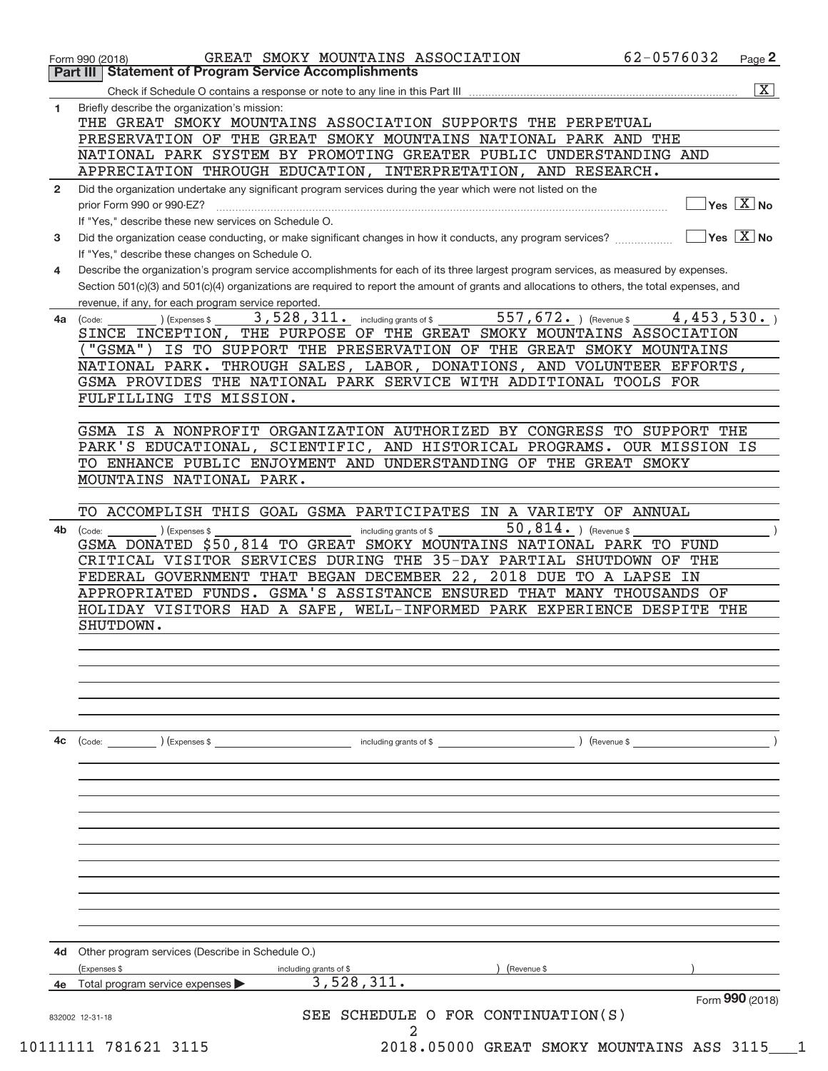Form 990 (2018) GREAT SMOKY MOUNTAINS ASSOCIATION 62-0576032 Page **2**

## Part III Statement of Program Service Accomplishments

Check if Schedule O contains a response or note to any line in this Part III ..... [X]

**1** Briefly describe the organization's mission:

THE GREAT SMOKY MOUNTAINS ASSOCIATION SUPPORTS THE PERPETUAL PRESERVATION OF THE GREAT SMOKY MOUNTAINS NATIONAL PARK AND THE NATIONAL PARK SYSTEM BY PROMOTING GREATER PUBLIC UNDERSTANDING AND APPRECIATION THROUGH EDUCATION, INTERPRETATION, AND RESEARCH.

**2** Did the organization undertake any significant program services during the year which were not listed on the prior Form 990 or 990-EZ? ..... [ ] Yes [X] No

If "Yes," describe these new services on Schedule O.

**3** Did the organization cease conducting, or make significant changes in how it conducts, any program services? ..... [ ] Yes [X] No

If "Yes," describe these changes on Schedule O.

**4** Describe the organization's program service accomplishments for each of its three largest program services, as measured by expenses. Section 501(c)(3) and 501(c)(4) organizations are required to report the amount of grants and allocations to others, the total expenses, and revenue, if any, for each program service reported.

**4a** (Code: ) (Expenses $ 3,528,311. including grants of $ 557,672. ) (Revenue $ 4,453,530. )

SINCE INCEPTION, THE PURPOSE OF THE GREAT SMOKY MOUNTAINS ASSOCIATION ("GSMA") IS TO SUPPORT THE PRESERVATION OF THE GREAT SMOKY MOUNTAINS NATIONAL PARK. THROUGH SALES, LABOR, DONATIONS, AND VOLUNTEER EFFORTS, GSMA PROVIDES THE NATIONAL PARK SERVICE WITH ADDITIONAL TOOLS FOR FULFILLING ITS MISSION.

GSMA IS A NONPROFIT ORGANIZATION AUTHORIZED BY CONGRESS TO SUPPORT THE PARK'S EDUCATIONAL, SCIENTIFIC, AND HISTORICAL PROGRAMS. OUR MISSION IS TO ENHANCE PUBLIC ENJOYMENT AND UNDERSTANDING OF THE GREAT SMOKY MOUNTAINS NATIONAL PARK.

TO ACCOMPLISH THIS GOAL GSMA PARTICIPATES IN A VARIETY OF ANNUAL

**4b** (Code: ) (Expenses $ including grants of $ 50,814. ) (Revenue $ )

GSMA DONATED $50,814 TO GREAT SMOKY MOUNTAINS NATIONAL PARK TO FUND CRITICAL VISITOR SERVICES DURING THE 35-DAY PARTIAL SHUTDOWN OF THE FEDERAL GOVERNMENT THAT BEGAN DECEMBER 22, 2018 DUE TO A LAPSE IN APPROPRIATED FUNDS. GSMA'S ASSISTANCE ENSURED THAT MANY THOUSANDS OF HOLIDAY VISITORS HAD A SAFE, WELL-INFORMED PARK EXPERIENCE DESPITE THE SHUTDOWN.

**4c** (Code: ) (Expenses $ including grants of $ ) (Revenue $ )

**4d** Other program services (Describe in Schedule O.)

(Expenses $ including grants of $ ) (Revenue $ )

**4e** Total program service expenses ▶ 3,528,311.

Form **990** (2018)

832002 12-31-18

SEE SCHEDULE O FOR CONTINUATION(S)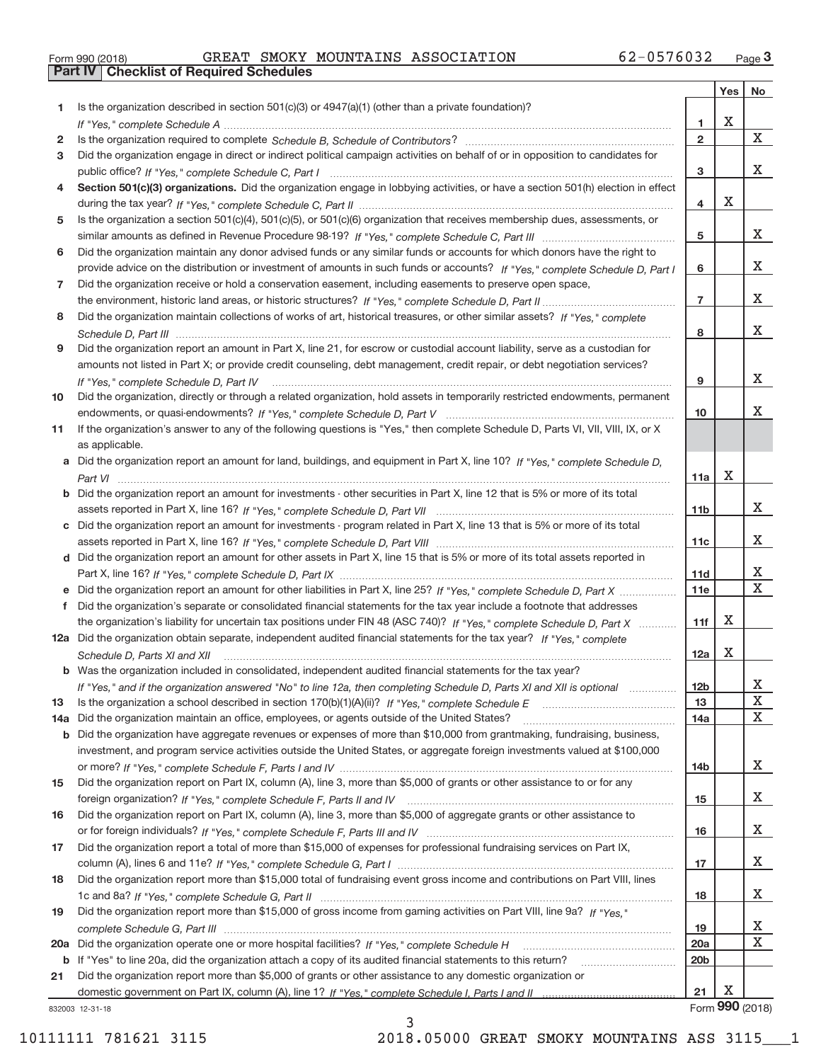Form 990 (2018) GREAT SMOKY MOUNTAINS ASSOCIATION 62-0576032 Page 3

## Part IV Checklist of Required Schedules

| | | | Yes | No |
|---|---|---|---|---|
| 1 | Is the organization described in section 501(c)(3) or 4947(a)(1) (other than a private foundation)? *If "Yes," complete Schedule A* | 1 | X | |
| 2 | Is the organization required to complete *Schedule B, Schedule of Contributors*? | 2 | | X |
| 3 | Did the organization engage in direct or indirect political campaign activities on behalf of or in opposition to candidates for public office? *If "Yes," complete Schedule C, Part I* | 3 | | X |
| 4 | **Section 501(c)(3) organizations.** Did the organization engage in lobbying activities, or have a section 501(h) election in effect during the tax year? *If "Yes," complete Schedule C, Part II* | 4 | X | |
| 5 | Is the organization a section 501(c)(4), 501(c)(5), or 501(c)(6) organization that receives membership dues, assessments, or similar amounts as defined in Revenue Procedure 98-19? *If "Yes," complete Schedule C, Part III* | 5 | | X |
| 6 | Did the organization maintain any donor advised funds or any similar funds or accounts for which donors have the right to provide advice on the distribution or investment of amounts in such funds or accounts? *If "Yes," complete Schedule D, Part I* | 6 | | X |
| 7 | Did the organization receive or hold a conservation easement, including easements to preserve open space, the environment, historic land areas, or historic structures? *If "Yes," complete Schedule D, Part II* | 7 | | X |
| 8 | Did the organization maintain collections of works of art, historical treasures, or other similar assets? *If "Yes," complete Schedule D, Part III* | 8 | | X |
| 9 | Did the organization report an amount in Part X, line 21, for escrow or custodial account liability, serve as a custodian for amounts not listed in Part X; or provide credit counseling, debt management, credit repair, or debt negotiation services? *If "Yes," complete Schedule D, Part IV* | 9 | | X |
| 10 | Did the organization, directly or through a related organization, hold assets in temporarily restricted endowments, permanent endowments, or quasi-endowments? *If "Yes," complete Schedule D, Part V* | 10 | | X |
| 11 | If the organization's answer to any of the following questions is "Yes," then complete Schedule D, Parts VI, VII, VIII, IX, or X as applicable. | | | |
| a | Did the organization report an amount for land, buildings, and equipment in Part X, line 10? *If "Yes," complete Schedule D, Part VI* | 11a | X | |
| b | Did the organization report an amount for investments - other securities in Part X, line 12 that is 5% or more of its total assets reported in Part X, line 16? *If "Yes," complete Schedule D, Part VII* | 11b | | X |
| c | Did the organization report an amount for investments - program related in Part X, line 13 that is 5% or more of its total assets reported in Part X, line 16? *If "Yes," complete Schedule D, Part VIII* | 11c | | X |
| d | Did the organization report an amount for other assets in Part X, line 15 that is 5% or more of its total assets reported in Part X, line 16? *If "Yes," complete Schedule D, Part IX* | 11d | | X |
| e | Did the organization report an amount for other liabilities in Part X, line 25? *If "Yes," complete Schedule D, Part X* | 11e | | X |
| f | Did the organization's separate or consolidated financial statements for the tax year include a footnote that addresses the organization's liability for uncertain tax positions under FIN 48 (ASC 740)? *If "Yes," complete Schedule D, Part X* | 11f | X | |
| 12a | Did the organization obtain separate, independent audited financial statements for the tax year? *If "Yes," complete Schedule D, Parts XI and XII* | 12a | X | |
| b | Was the organization included in consolidated, independent audited financial statements for the tax year? *If "Yes," and if the organization answered "No" to line 12a, then completing Schedule D, Parts XI and XII is optional* | 12b | | X |
| 13 | Is the organization a school described in section 170(b)(1)(A)(ii)? *If "Yes," complete Schedule E* | 13 | | X |
| 14a | Did the organization maintain an office, employees, or agents outside of the United States? | 14a | | X |
| b | Did the organization have aggregate revenues or expenses of more than $10,000 from grantmaking, fundraising, business, investment, and program service activities outside the United States, or aggregate foreign investments valued at $100,000 or more? *If "Yes," complete Schedule F, Parts I and IV* | 14b | | X |
| 15 | Did the organization report on Part IX, column (A), line 3, more than $5,000 of grants or other assistance to or for any foreign organization? *If "Yes," complete Schedule F, Parts II and IV* | 15 | | X |
| 16 | Did the organization report on Part IX, column (A), line 3, more than $5,000 of aggregate grants or other assistance to or for foreign individuals? *If "Yes," complete Schedule F, Parts III and IV* | 16 | | X |
| 17 | Did the organization report a total of more than $15,000 of expenses for professional fundraising services on Part IX, column (A), lines 6 and 11e? *If "Yes," complete Schedule G, Part I* | 17 | | X |
| 18 | Did the organization report more than $15,000 total of fundraising event gross income and contributions on Part VIII, lines 1c and 8a? *If "Yes," complete Schedule G, Part II* | 18 | | X |
| 19 | Did the organization report more than $15,000 of gross income from gaming activities on Part VIII, line 9a? *If "Yes," complete Schedule G, Part III* | 19 | | X |
| 20a | Did the organization operate one or more hospital facilities? *If "Yes," complete Schedule H* | 20a | | X |
| b | If "Yes" to line 20a, did the organization attach a copy of its audited financial statements to this return? | 20b | | |
| 21 | Did the organization report more than $5,000 of grants or other assistance to any domestic organization or domestic government on Part IX, column (A), line 1? *If "Yes," complete Schedule I, Parts I and II* | 21 | X | |

832003 12-31-18 Form **990** (2018)

10111111 781621 3115 2018.05000 GREAT SMOKY MOUNTAINS ASS 3115___1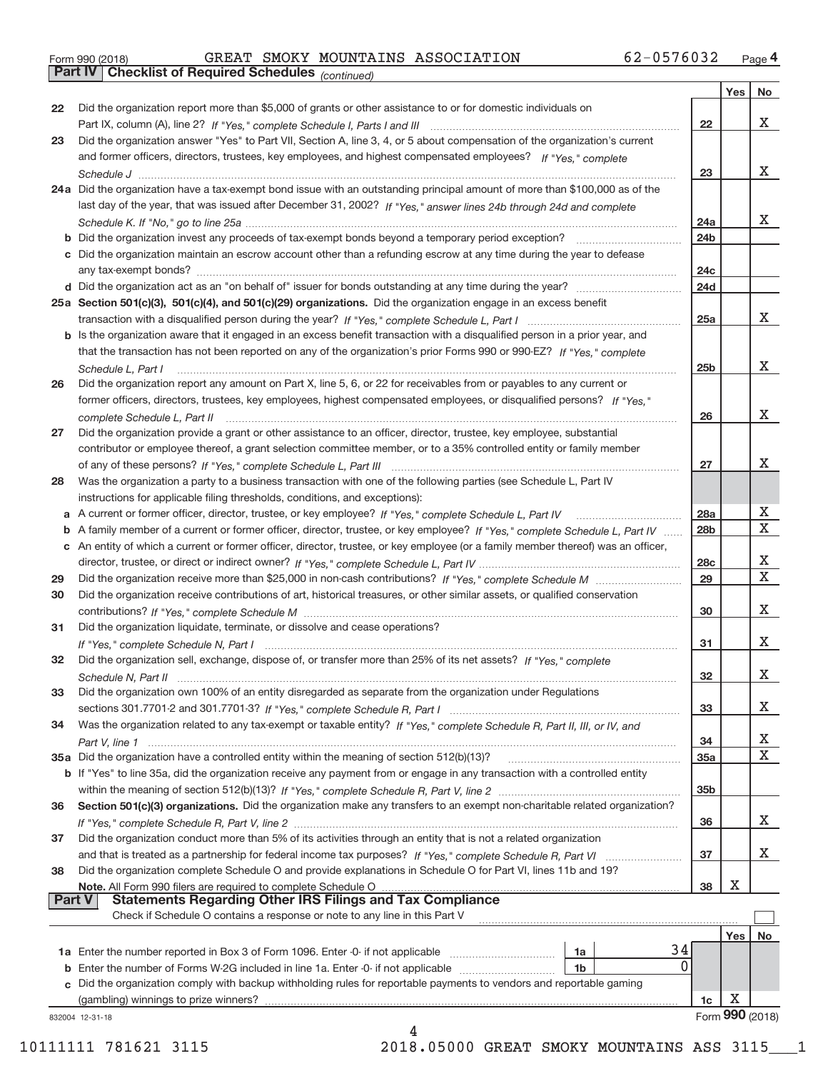Form 990 (2018) GREAT SMOKY MOUNTAINS ASSOCIATION 62-0576032 Page 4

**Part IV | Checklist of Required Schedules** *(continued)*

| | | | Yes | No |
|---|---|---|---|---|
| 22 | Did the organization report more than $5,000 of grants or other assistance to or for domestic individuals on Part IX, column (A), line 2? *If "Yes," complete Schedule I, Parts I and III* | 22 | | X |
| 23 | Did the organization answer "Yes" to Part VII, Section A, line 3, 4, or 5 about compensation of the organization's current and former officers, directors, trustees, key employees, and highest compensated employees? *If "Yes," complete Schedule J* | 23 | | X |
| 24a | Did the organization have a tax-exempt bond issue with an outstanding principal amount of more than $100,000 as of the last day of the year, that was issued after December 31, 2002? *If "Yes," answer lines 24b through 24d and complete Schedule K. If "No," go to line 25a* | 24a | | X |
| b | Did the organization invest any proceeds of tax-exempt bonds beyond a temporary period exception? | 24b | | |
| c | Did the organization maintain an escrow account other than a refunding escrow at any time during the year to defease any tax-exempt bonds? | 24c | | |
| d | Did the organization act as an "on behalf of" issuer for bonds outstanding at any time during the year? | 24d | | |
| 25a | **Section 501(c)(3), 501(c)(4), and 501(c)(29) organizations.** Did the organization engage in an excess benefit transaction with a disqualified person during the year? *If "Yes," complete Schedule L, Part I* | 25a | | X |
| b | Is the organization aware that it engaged in an excess benefit transaction with a disqualified person in a prior year, and that the transaction has not been reported on any of the organization's prior Forms 990 or 990-EZ? *If "Yes," complete Schedule L, Part I* | 25b | | X |
| 26 | Did the organization report any amount on Part X, line 5, 6, or 22 for receivables from or payables to any current or former officers, directors, trustees, key employees, highest compensated employees, or disqualified persons? *If "Yes," complete Schedule L, Part II* | 26 | | X |
| 27 | Did the organization provide a grant or other assistance to an officer, director, trustee, key employee, substantial contributor or employee thereof, a grant selection committee member, or to a 35% controlled entity or family member of any of these persons? *If "Yes," complete Schedule L, Part III* | 27 | | X |
| 28 | Was the organization a party to a business transaction with one of the following parties (see Schedule L, Part IV instructions for applicable filing thresholds, conditions, and exceptions): | | | |
| a | A current or former officer, director, trustee, or key employee? *If "Yes," complete Schedule L, Part IV* | 28a | | X |
| b | A family member of a current or former officer, director, trustee, or key employee? *If "Yes," complete Schedule L, Part IV* | 28b | | X |
| c | An entity of which a current or former officer, director, trustee, or key employee (or a family member thereof) was an officer, director, trustee, or direct or indirect owner? *If "Yes," complete Schedule L, Part IV* | 28c | | X |
| 29 | Did the organization receive more than $25,000 in non-cash contributions? *If "Yes," complete Schedule M* | 29 | | X |
| 30 | Did the organization receive contributions of art, historical treasures, or other similar assets, or qualified conservation contributions? *If "Yes," complete Schedule M* | 30 | | X |
| 31 | Did the organization liquidate, terminate, or dissolve and cease operations? *If "Yes," complete Schedule N, Part I* | 31 | | X |
| 32 | Did the organization sell, exchange, dispose of, or transfer more than 25% of its net assets? *If "Yes," complete Schedule N, Part II* | 32 | | X |
| 33 | Did the organization own 100% of an entity disregarded as separate from the organization under Regulations sections 301.7701-2 and 301.7701-3? *If "Yes," complete Schedule R, Part I* | 33 | | X |
| 34 | Was the organization related to any tax-exempt or taxable entity? *If "Yes," complete Schedule R, Part II, III, or IV, and Part V, line 1* | 34 | | X |
| 35a | Did the organization have a controlled entity within the meaning of section 512(b)(13)? | 35a | | X |
| b | If "Yes" to line 35a, did the organization receive any payment from or engage in any transaction with a controlled entity within the meaning of section 512(b)(13)? *If "Yes," complete Schedule R, Part V, line 2* | 35b | | |
| 36 | **Section 501(c)(3) organizations.** Did the organization make any transfers to an exempt non-charitable related organization? *If "Yes," complete Schedule R, Part V, line 2* | 36 | | X |
| 37 | Did the organization conduct more than 5% of its activities through an entity that is not a related organization and that is treated as a partnership for federal income tax purposes? *If "Yes," complete Schedule R, Part VI* | 37 | | X |
| 38 | Did the organization complete Schedule O and provide explanations in Schedule O for Part VI, lines 11b and 19? **Note.** All Form 990 filers are required to complete Schedule O | 38 | X | |

**Part V | Statements Regarding Other IRS Filings and Tax Compliance**

Check if Schedule O contains a response or note to any line in this Part V ☐

| | | | | | Yes | No |
|---|---|---|---|---|---|---|
| 1a | Enter the number reported in Box 3 of Form 1096. Enter -0- if not applicable | 1a | 34 | | | |
| b | Enter the number of Forms W-2G included in line 1a. Enter -0- if not applicable | 1b | 0 | | | |
| c | Did the organization comply with backup withholding rules for reportable payments to vendors and reportable gaming (gambling) winnings to prize winners? | | | 1c | X | |

832004 12-31-18

Form **990** (2018)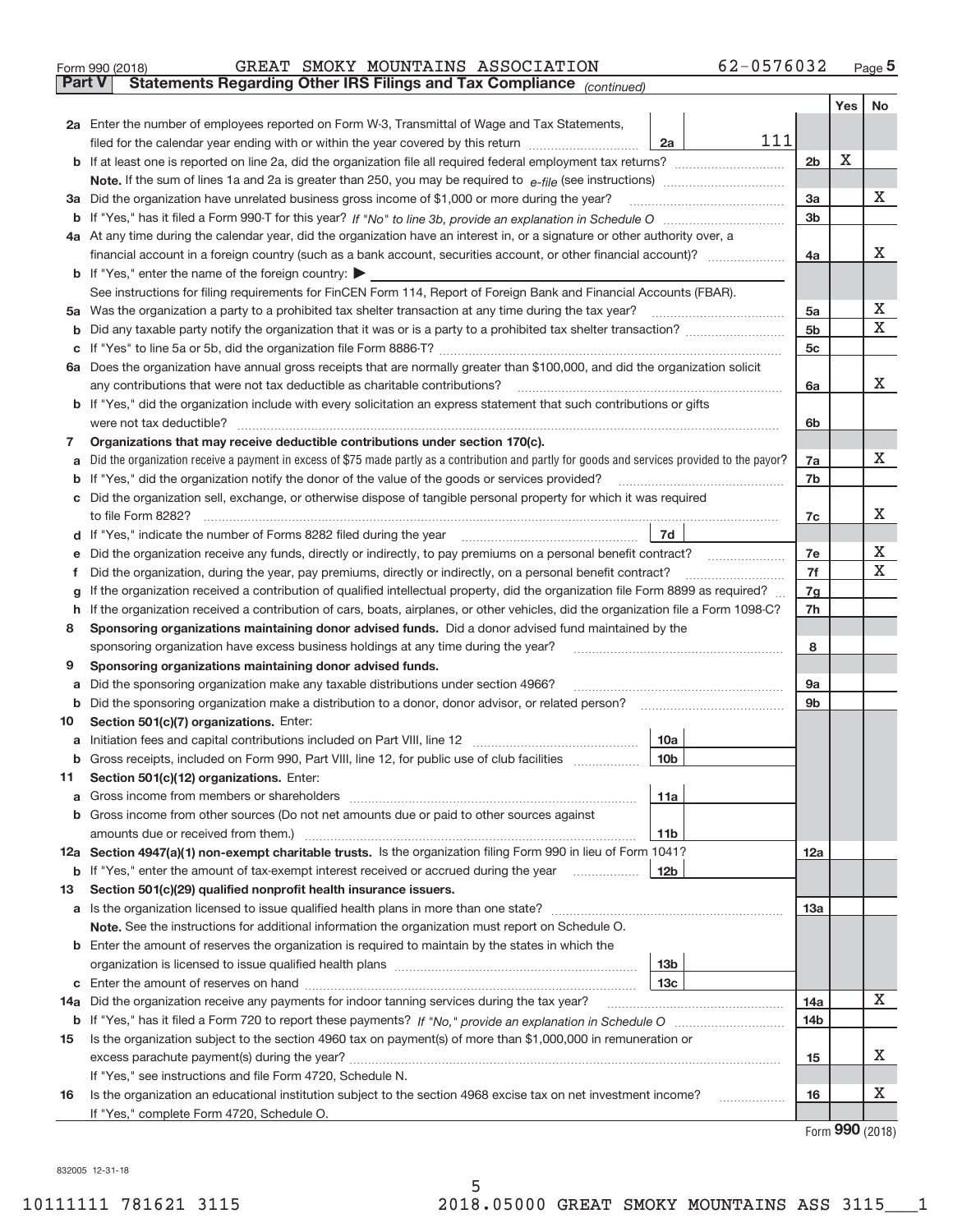Form 990 (2018) GREAT SMOKY MOUNTAINS ASSOCIATION 62-0576032 Page 5

**Part V Statements Regarding Other IRS Filings and Tax Compliance** *(continued)*

| | | | | | Yes | No |
|---|---|---|---|---|---|---|
| **2a** | Enter the number of employees reported on Form W-3, Transmittal of Wage and Tax Statements, filed for the calendar year ending with or within the year covered by this return | 2a | 111 | | | |
| **b** | If at least one is reported on line 2a, did the organization file all required federal employment tax returns? | | | 2b | X | |
| | **Note.** If the sum of lines 1a and 2a is greater than 250, you may be required to *e-file* (see instructions) | | | | | |
| **3a** | Did the organization have unrelated business gross income of $1,000 or more during the year? | | | 3a | | X |
| **b** | If "Yes," has it filed a Form 990-T for this year? *If "No" to line 3b, provide an explanation in Schedule O* | | | 3b | | |
| **4a** | At any time during the calendar year, did the organization have an interest in, or a signature or other authority over, a financial account in a foreign country (such as a bank account, securities account, or other financial account)? | | | 4a | | X |
| **b** | If "Yes," enter the name of the foreign country: ▶ | | | | | |
| | See instructions for filing requirements for FinCEN Form 114, Report of Foreign Bank and Financial Accounts (FBAR). | | | | | |
| **5a** | Was the organization a party to a prohibited tax shelter transaction at any time during the tax year? | | | 5a | | X |
| **b** | Did any taxable party notify the organization that it was or is a party to a prohibited tax shelter transaction? | | | 5b | | X |
| **c** | If "Yes" to line 5a or 5b, did the organization file Form 8886-T? | | | 5c | | |
| **6a** | Does the organization have annual gross receipts that are normally greater than $100,000, and did the organization solicit any contributions that were not tax deductible as charitable contributions? | | | 6a | | X |
| **b** | If "Yes," did the organization include with every solicitation an express statement that such contributions or gifts were not tax deductible? | | | 6b | | |
| **7** | **Organizations that may receive deductible contributions under section 170(c).** | | | | | |
| **a** | Did the organization receive a payment in excess of $75 made partly as a contribution and partly for goods and services provided to the payor? | | | 7a | | X |
| **b** | If "Yes," did the organization notify the donor of the value of the goods or services provided? | | | 7b | | |
| **c** | Did the organization sell, exchange, or otherwise dispose of tangible personal property for which it was required to file Form 8282? | | | 7c | | X |
| **d** | If "Yes," indicate the number of Forms 8282 filed during the year | 7d | | | | |
| **e** | Did the organization receive any funds, directly or indirectly, to pay premiums on a personal benefit contract? | | | 7e | | X |
| **f** | Did the organization, during the year, pay premiums, directly or indirectly, on a personal benefit contract? | | | 7f | | X |
| **g** | If the organization received a contribution of qualified intellectual property, did the organization file Form 8899 as required? | | | 7g | | |
| **h** | If the organization received a contribution of cars, boats, airplanes, or other vehicles, did the organization file a Form 1098-C? | | | 7h | | |
| **8** | **Sponsoring organizations maintaining donor advised funds.** Did a donor advised fund maintained by the sponsoring organization have excess business holdings at any time during the year? | | | 8 | | |
| **9** | **Sponsoring organizations maintaining donor advised funds.** | | | | | |
| **a** | Did the sponsoring organization make any taxable distributions under section 4966? | | | 9a | | |
| **b** | Did the sponsoring organization make a distribution to a donor, donor advisor, or related person? | | | 9b | | |
| **10** | **Section 501(c)(7) organizations.** Enter: | | | | | |
| **a** | Initiation fees and capital contributions included on Part VIII, line 12 | 10a | | | | |
| **b** | Gross receipts, included on Form 990, Part VIII, line 12, for public use of club facilities | 10b | | | | |
| **11** | **Section 501(c)(12) organizations.** Enter: | | | | | |
| **a** | Gross income from members or shareholders | 11a | | | | |
| **b** | Gross income from other sources (Do not net amounts due or paid to other sources against amounts due or received from them.) | 11b | | | | |
| **12a** | **Section 4947(a)(1) non-exempt charitable trusts.** Is the organization filing Form 990 in lieu of Form 1041? | | | 12a | | |
| **b** | If "Yes," enter the amount of tax-exempt interest received or accrued during the year | 12b | | | | |
| **13** | **Section 501(c)(29) qualified nonprofit health insurance issuers.** | | | | | |
| **a** | Is the organization licensed to issue qualified health plans in more than one state? | | | 13a | | |
| | **Note.** See the instructions for additional information the organization must report on Schedule O. | | | | | |
| **b** | Enter the amount of reserves the organization is required to maintain by the states in which the organization is licensed to issue qualified health plans | 13b | | | | |
| **c** | Enter the amount of reserves on hand | 13c | | | | |
| **14a** | Did the organization receive any payments for indoor tanning services during the tax year? | | | 14a | | X |
| **b** | If "Yes," has it filed a Form 720 to report these payments? *If "No," provide an explanation in Schedule O* | | | 14b | | |
| **15** | Is the organization subject to the section 4960 tax on payment(s) of more than $1,000,000 in remuneration or excess parachute payment(s) during the year? | | | 15 | | X |
| | If "Yes," see instructions and file Form 4720, Schedule N. | | | | | |
| **16** | Is the organization an educational institution subject to the section 4968 excise tax on net investment income? | | | 16 | | X |
| | If "Yes," complete Form 4720, Schedule O. | | | | | |

Form **990** (2018)

832005 12-31-18

10111111 781621 3115 2018.05000 GREAT SMOKY MOUNTAINS ASS 3115___1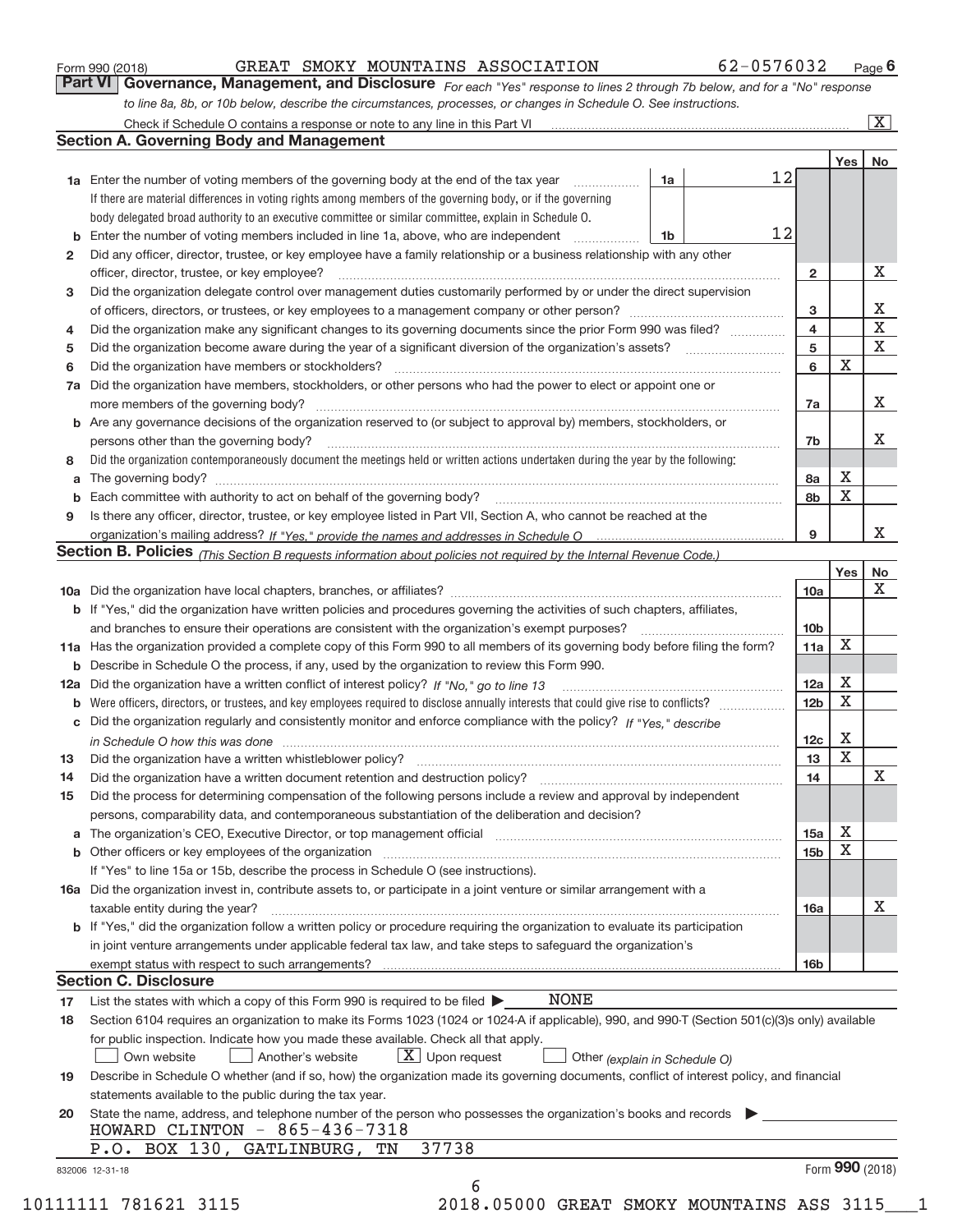Form 990 (2018) GREAT SMOKY MOUNTAINS ASSOCIATION 62-0576032 Page **6**

## Part VI Governance, Management, and Disclosure

*For each "Yes" response to lines 2 through 7b below, and for a "No" response to line 8a, 8b, or 10b below, describe the circumstances, processes, or changes in Schedule O. See instructions.*

Check if Schedule O contains a response or note to any line in this Part VI ☒

### Section A. Governing Body and Management

| | | | | Yes | No |
|---|---|---|---|---|---|
| **1a** | Enter the number of voting members of the governing body at the end of the tax year | 1a | 12 | | |
| | If there are material differences in voting rights among members of the governing body, or if the governing body delegated broad authority to an executive committee or similar committee, explain in Schedule O. | | | | |
| **b** | Enter the number of voting members included in line 1a, above, who are independent | 1b | 12 | | |
| **2** | Did any officer, director, trustee, or key employee have a family relationship or a business relationship with any other officer, director, trustee, or key employee? | 2 | | | X |
| **3** | Did the organization delegate control over management duties customarily performed by or under the direct supervision of officers, directors, or trustees, or key employees to a management company or other person? | 3 | | | X |
| **4** | Did the organization make any significant changes to its governing documents since the prior Form 990 was filed? | 4 | | | X |
| **5** | Did the organization become aware during the year of a significant diversion of the organization's assets? | 5 | | | X |
| **6** | Did the organization have members or stockholders? | 6 | | X | |
| **7a** | Did the organization have members, stockholders, or other persons who had the power to elect or appoint one or more members of the governing body? | 7a | | | X |
| **b** | Are any governance decisions of the organization reserved to (or subject to approval by) members, stockholders, or persons other than the governing body? | 7b | | | X |
| **8** | Did the organization contemporaneously document the meetings held or written actions undertaken during the year by the following: | | | | |
| **a** | The governing body? | 8a | | X | |
| **b** | Each committee with authority to act on behalf of the governing body? | 8b | | X | |
| **9** | Is there any officer, director, trustee, or key employee listed in Part VII, Section A, who cannot be reached at the organization's mailing address? *If "Yes," provide the names and addresses in Schedule O* | 9 | | | X |

### Section B. Policies *(This Section B requests information about policies not required by the Internal Revenue Code.)*

| | | | Yes | No |
|---|---|---|---|---|
| **10a** | Did the organization have local chapters, branches, or affiliates? | 10a | | X |
| **b** | If "Yes," did the organization have written policies and procedures governing the activities of such chapters, affiliates, and branches to ensure their operations are consistent with the organization's exempt purposes? | 10b | | |
| **11a** | Has the organization provided a complete copy of this Form 990 to all members of its governing body before filing the form? | 11a | X | |
| **b** | Describe in Schedule O the process, if any, used by the organization to review this Form 990. | | | |
| **12a** | Did the organization have a written conflict of interest policy? *If "No," go to line 13* | 12a | X | |
| **b** | Were officers, directors, or trustees, and key employees required to disclose annually interests that could give rise to conflicts? | 12b | X | |
| **c** | Did the organization regularly and consistently monitor and enforce compliance with the policy? *If "Yes," describe in Schedule O how this was done* | 12c | X | |
| **13** | Did the organization have a written whistleblower policy? | 13 | X | |
| **14** | Did the organization have a written document retention and destruction policy? | 14 | | X |
| **15** | Did the process for determining compensation of the following persons include a review and approval by independent persons, comparability data, and contemporaneous substantiation of the deliberation and decision? | | | |
| **a** | The organization's CEO, Executive Director, or top management official | 15a | X | |
| **b** | Other officers or key employees of the organization | 15b | X | |
| | If "Yes" to line 15a or 15b, describe the process in Schedule O (see instructions). | | | |
| **16a** | Did the organization invest in, contribute assets to, or participate in a joint venture or similar arrangement with a taxable entity during the year? | 16a | | X |
| **b** | If "Yes," did the organization follow a written policy or procedure requiring the organization to evaluate its participation in joint venture arrangements under applicable federal tax law, and take steps to safeguard the organization's exempt status with respect to such arrangements? | 16b | | |

### Section C. Disclosure

**17** List the states with which a copy of this Form 990 is required to be filed ▶ NONE

**18** Section 6104 requires an organization to make its Forms 1023 (1024 or 1024-A if applicable), 990, and 990-T (Section 501(c)(3)s only) available for public inspection. Indicate how you made these available. Check all that apply.

☐ Own website ☐ Another's website ☒ Upon request ☐ Other *(explain in Schedule O)*

**19** Describe in Schedule O whether (and if so, how) the organization made its governing documents, conflict of interest policy, and financial statements available to the public during the tax year.

**20** State the name, address, and telephone number of the person who possesses the organization's books and records ▶

HOWARD CLINTON - 865-436-7318
P.O. BOX 130, GATLINBURG, TN 37738

832006 12-31-18 Form **990** (2018)

10111111 781621 3115 2018.05000 GREAT SMOKY MOUNTAINS ASS 3115___1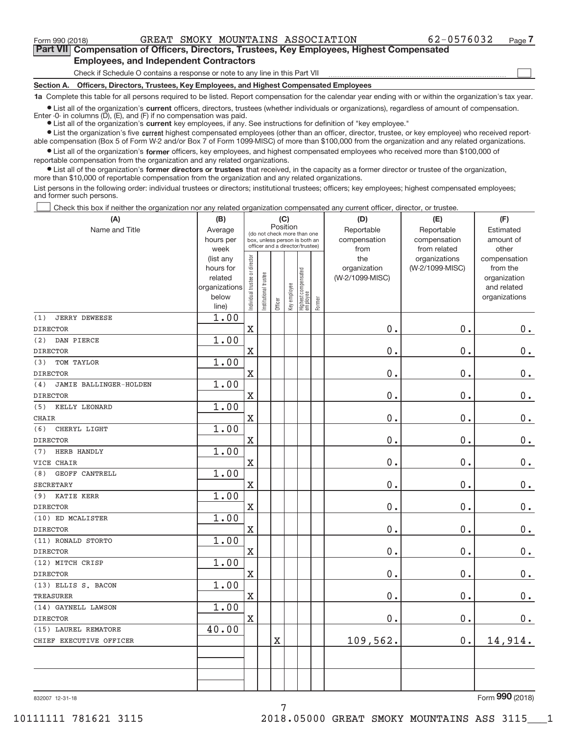Form 990 (2018) GREAT SMOKY MOUNTAINS ASSOCIATION 62-0576032 Page 7

**Part VII Compensation of Officers, Directors, Trustees, Key Employees, Highest Compensated Employees, and Independent Contractors**

Check if Schedule O contains a response or note to any line in this Part VII ☐

**Section A. Officers, Directors, Trustees, Key Employees, and Highest Compensated Employees**

**1a** Complete this table for all persons required to be listed. Report compensation for the calendar year ending with or within the organization's tax year.

- List all of the organization's **current** officers, directors, trustees (whether individuals or organizations), regardless of amount of compensation. Enter -0- in columns (D), (E), and (F) if no compensation was paid.
- List all of the organization's **current** key employees, if any. See instructions for definition of "key employee."
- List the organization's five **current** highest compensated employees (other than an officer, director, trustee, or key employee) who received reportable compensation (Box 5 of Form W-2 and/or Box 7 of Form 1099-MISC) of more than $100,000 from the organization and any related organizations.
- List all of the organization's **former** officers, key employees, and highest compensated employees who received more than $100,000 of reportable compensation from the organization and any related organizations.
- List all of the organization's **former directors or trustees** that received, in the capacity as a former director or trustee of the organization, more than $10,000 of reportable compensation from the organization and any related organizations.

List persons in the following order: individual trustees or directors; institutional trustees; officers; key employees; highest compensated employees; and former such persons.

☐ Check this box if neither the organization nor any related organization compensated any current officer, director, or trustee.

| (A) Name and Title | (B) Average hours per week (list any hours for related organizations below line) | (C) Position: Individual trustee or director | Institutional trustee | Officer | Key employee | Highest compensated employee | Former | (D) Reportable compensation from the organization (W-2/1099-MISC) | (E) Reportable compensation from related organizations (W-2/1099-MISC) | (F) Estimated amount of other compensation from the organization and related organizations |
|---|---|---|---|---|---|---|---|---|---|---|
| (1) JERRY DEWEESE<br>DIRECTOR | 1.00 | X | | | | | | 0. | 0. | 0. |
| (2) DAN PIERCE<br>DIRECTOR | 1.00 | X | | | | | | 0. | 0. | 0. |
| (3) TOM TAYLOR<br>DIRECTOR | 1.00 | X | | | | | | 0. | 0. | 0. |
| (4) JAMIE BALLINGER-HOLDEN<br>DIRECTOR | 1.00 | X | | | | | | 0. | 0. | 0. |
| (5) KELLY LEONARD<br>CHAIR | 1.00 | X | | | | | | 0. | 0. | 0. |
| (6) CHERYL LIGHT<br>DIRECTOR | 1.00 | X | | | | | | 0. | 0. | 0. |
| (7) HERB HANDLY<br>VICE CHAIR | 1.00 | X | | | | | | 0. | 0. | 0. |
| (8) GEOFF CANTRELL<br>SECRETARY | 1.00 | X | | | | | | 0. | 0. | 0. |
| (9) KATIE KERR<br>DIRECTOR | 1.00 | X | | | | | | 0. | 0. | 0. |
| (10) ED MCALISTER<br>DIRECTOR | 1.00 | X | | | | | | 0. | 0. | 0. |
| (11) RONALD STORTO<br>DIRECTOR | 1.00 | X | | | | | | 0. | 0. | 0. |
| (12) MITCH CRISP<br>DIRECTOR | 1.00 | X | | | | | | 0. | 0. | 0. |
| (13) ELLIS S. BACON<br>TREASURER | 1.00 | X | | | | | | 0. | 0. | 0. |
| (14) GAYNELL LAWSON<br>DIRECTOR | 1.00 | X | | | | | | 0. | 0. | 0. |
| (15) LAUREL REMATORE<br>CHIEF EXECUTIVE OFFICER | 40.00 | | | X | | | | 109,562. | 0. | 14,914. |
| | | | | | | | | | | |

832007 12-31-18

Form **990** (2018)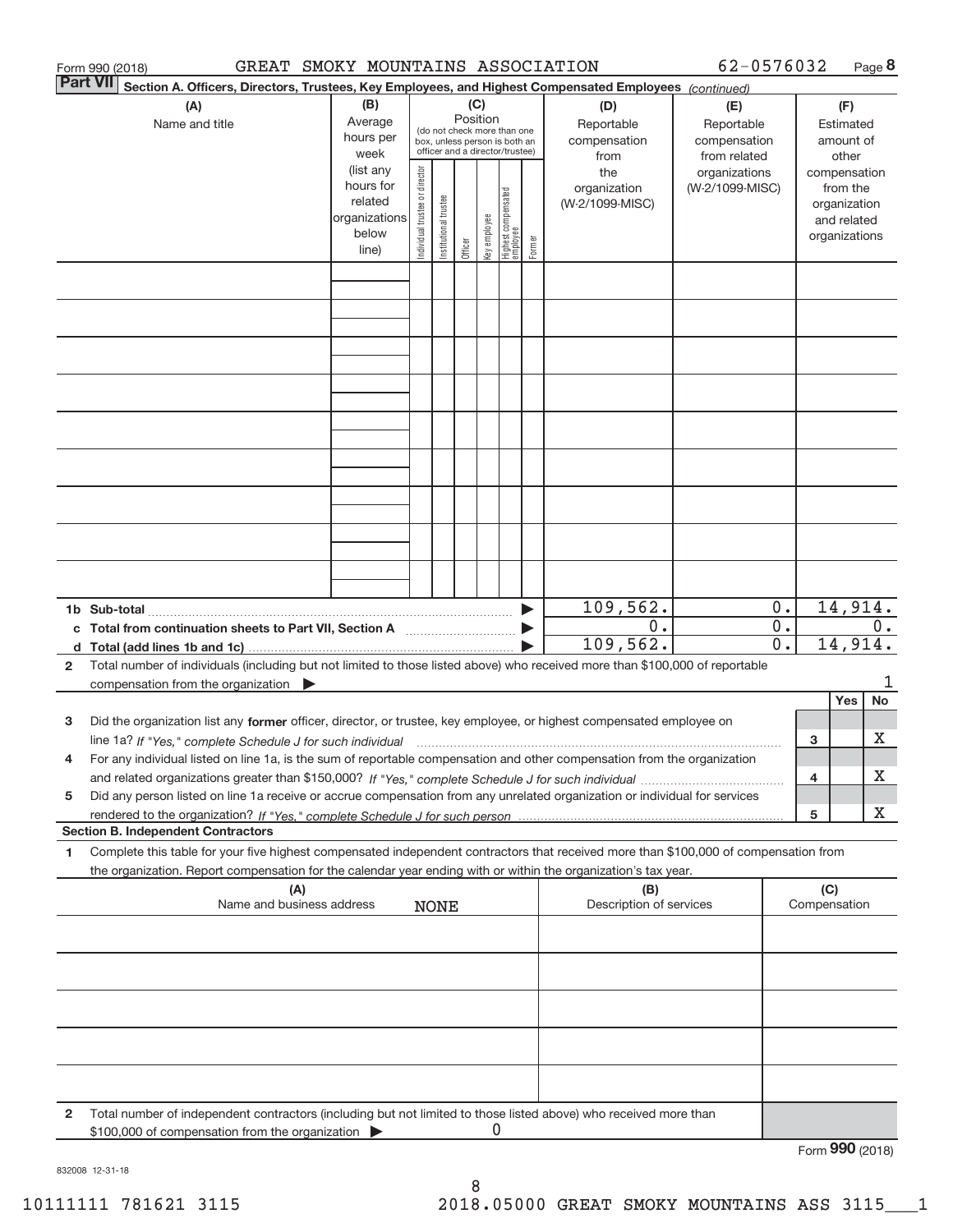Form 990 (2018) GREAT SMOKY MOUNTAINS ASSOCIATION 62-0576032 Page 8

**Part VII Section A. Officers, Directors, Trustees, Key Employees, and Highest Compensated Employees** *(continued)*

| (A) Name and title | (B) Average hours per week (list any hours for related organizations below line) | (C) Position (do not check more than one box, unless person is both an officer and a director/trustee): Individual trustee or director | Institutional trustee | Officer | Key employee | Highest compensated employee | Former | (D) Reportable compensation from the organization (W-2/1099-MISC) | (E) Reportable compensation from related organizations (W-2/1099-MISC) | (F) Estimated amount of other compensation from the organization and related organizations |
|---|---|---|---|---|---|---|---|---|---|---|
| | | | | | | | | | | |
| | | | | | | | | | | |
| | | | | | | | | | | |
| | | | | | | | | | | |
| | | | | | | | | | | |
| | | | | | | | | | | |
| | | | | | | | | | | |
| | | | | | | | | | | |
| | | | | | | | | | | |

| | (D) | (E) | (F) |
|---|---|---|---|
| **1b Sub-total** ▶ | 109,562. | 0. | 14,914. |
| **c Total from continuation sheets to Part VII, Section A** ▶ | 0. | 0. | 0. |
| **d Total (add lines 1b and 1c)** ▶ | 109,562. | 0. | 14,914. |

**2** Total number of individuals (including but not limited to those listed above) who received more than $100,000 of reportable compensation from the organization ▶ 1

| | | Yes | No |
|---|---|---|---|
| **3** Did the organization list any **former** officer, director, or trustee, key employee, or highest compensated employee on line 1a? *If "Yes," complete Schedule J for such individual* | 3 | | X |
| **4** For any individual listed on line 1a, is the sum of reportable compensation and other compensation from the organization and related organizations greater than $150,000? *If "Yes," complete Schedule J for such individual* | 4 | | X |
| **5** Did any person listed on line 1a receive or accrue compensation from any unrelated organization or individual for services rendered to the organization? *If "Yes," complete Schedule J for such person* | 5 | | X |

**Section B. Independent Contractors**

**1** Complete this table for your five highest compensated independent contractors that received more than $100,000 of compensation from the organization. Report compensation for the calendar year ending with or within the organization's tax year.

| (A) Name and business address NONE | (B) Description of services | (C) Compensation |
|---|---|---|
| | | |
| | | |
| | | |
| | | |
| | | |

**2** Total number of independent contractors (including but not limited to those listed above) who received more than $100,000 of compensation from the organization ▶ 0

Form **990** (2018)

832008 12-31-18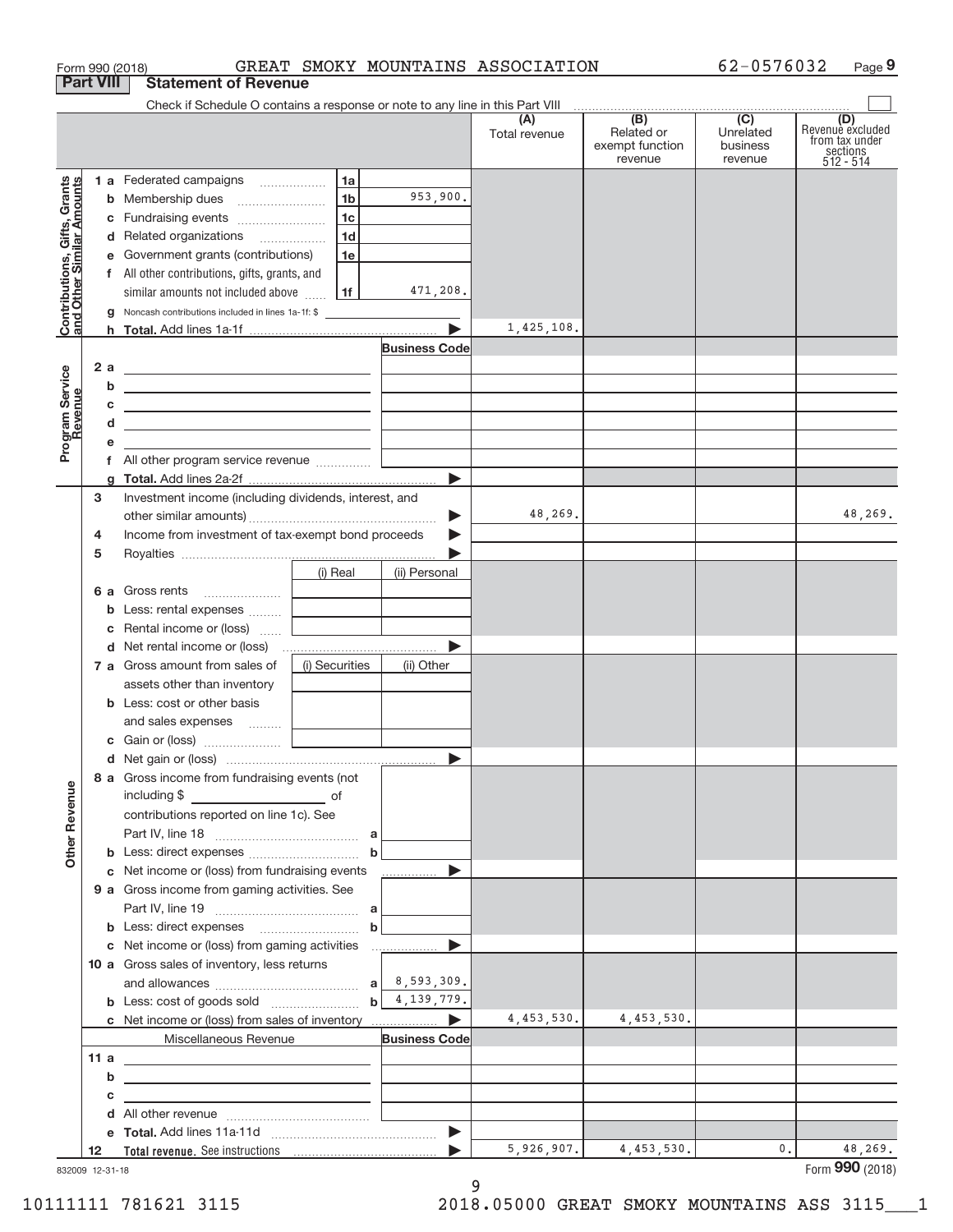Form 990 (2018) GREAT SMOKY MOUNTAINS ASSOCIATION 62-0576032 Page 9

## Part VIII Statement of Revenue

Check if Schedule O contains a response or note to any line in this Part VIII

| | | | (A) Total revenue | (B) Related or exempt function revenue | (C) Unrelated business revenue | (D) Revenue excluded from tax under sections 512 - 514 |
|---|---|---|---|---|---|---|
| **Contributions, Gifts, Grants and Other Similar Amounts** | | | | | | |
| 1 a Federated campaigns | 1a | | | | | |
| b Membership dues | 1b | 953,900. | | | | |
| c Fundraising events | 1c | | | | | |
| d Related organizations | 1d | | | | | |
| e Government grants (contributions) | 1e | | | | | |
| f All other contributions, gifts, grants, and similar amounts not included above | 1f | 471,208. | | | | |
| g Noncash contributions included in lines 1a-1f: $ | | | | | | |
| h Total. Add lines 1a-1f | | ▶ | 1,425,108. | | | |
| **Program Service Revenue** | | Business Code | | | | |
| 2 a | | | | | | |
| b | | | | | | |
| c | | | | | | |
| d | | | | | | |
| e | | | | | | |
| f All other program service revenue | | | | | | |
| g Total. Add lines 2a-2f | | ▶ | | | | |
| 3 Investment income (including dividends, interest, and other similar amounts) | | ▶ | 48,269. | | | 48,269. |
| 4 Income from investment of tax-exempt bond proceeds | | ▶ | | | | |
| 5 Royalties | | ▶ | | | | |
| | (i) Real | (ii) Personal | | | | |
| 6 a Gross rents | | | | | | |
| b Less: rental expenses | | | | | | |
| c Rental income or (loss) | | | | | | |
| d Net rental income or (loss) | | ▶ | | | | |
| 7 a Gross amount from sales of assets other than inventory | (i) Securities | (ii) Other | | | | |
| b Less: cost or other basis and sales expenses | | | | | | |
| c Gain or (loss) | | | | | | |
| d Net gain or (loss) | | ▶ | | | | |
| **Other Revenue** | | | | | | |
| 8 a Gross income from fundraising events (not including $ ______ of contributions reported on line 1c). See Part IV, line 18 | a | | | | | |
| b Less: direct expenses | b | | | | | |
| c Net income or (loss) from fundraising events | | ▶ | | | | |
| 9 a Gross income from gaming activities. See Part IV, line 19 | a | | | | | |
| b Less: direct expenses | b | | | | | |
| c Net income or (loss) from gaming activities | | ▶ | | | | |
| 10 a Gross sales of inventory, less returns and allowances | a | 8,593,309. | | | | |
| b Less: cost of goods sold | b | 4,139,779. | | | | |
| c Net income or (loss) from sales of inventory | | ▶ | 4,453,530. | 4,453,530. | | |
| Miscellaneous Revenue | | Business Code | | | | |
| 11 a | | | | | | |
| b | | | | | | |
| c | | | | | | |
| d All other revenue | | | | | | |
| e Total. Add lines 11a-11d | | ▶ | | | | |
| 12 Total revenue. See instructions | | ▶ | 5,926,907. | 4,453,530. | 0. | 48,269. |

832009 12-31-18 Form 990 (2018)

10111111 781621 3115 2018.05000 GREAT SMOKY MOUNTAINS ASS 3115___1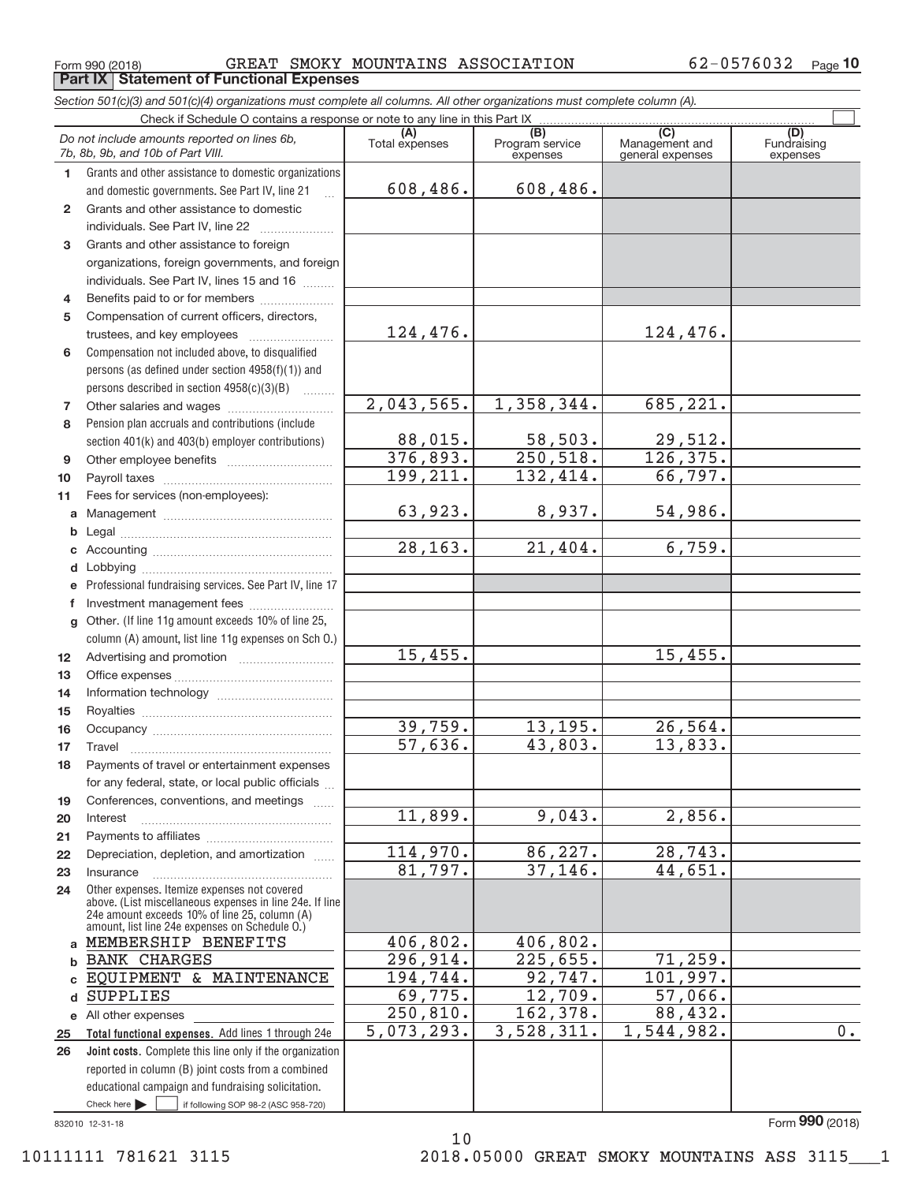Form 990 (2018) GREAT SMOKY MOUNTAINS ASSOCIATION 62-0576032

**Part IX Statement of Functional Expenses**

*Section 501(c)(3) and 501(c)(4) organizations must complete all columns. All other organizations must complete column (A).*

Check if Schedule O contains a response or note to any line in this Part IX

| *Do not include amounts reported on lines 6b, 7b, 8b, 9b, and 10b of Part VIII.* | (A) Total expenses | (B) Program service expenses | (C) Management and general expenses | (D) Fundraising expenses |
|---|---|---|---|---|
| **1** Grants and other assistance to domestic organizations and domestic governments. See Part IV, line 21 | 608,486. | 608,486. | | |
| **2** Grants and other assistance to domestic individuals. See Part IV, line 22 | | | | |
| **3** Grants and other assistance to foreign organizations, foreign governments, and foreign individuals. See Part IV, lines 15 and 16 | | | | |
| **4** Benefits paid to or for members | | | | |
| **5** Compensation of current officers, directors, trustees, and key employees | 124,476. | | 124,476. | |
| **6** Compensation not included above, to disqualified persons (as defined under section 4958(f)(1)) and persons described in section 4958(c)(3)(B) | | | | |
| **7** Other salaries and wages | 2,043,565. | 1,358,344. | 685,221. | |
| **8** Pension plan accruals and contributions (include section 401(k) and 403(b) employer contributions) | 88,015. | 58,503. | 29,512. | |
| **9** Other employee benefits | 376,893. | 250,518. | 126,375. | |
| **10** Payroll taxes | 199,211. | 132,414. | 66,797. | |
| **11** Fees for services (non-employees): | | | | |
| **a** Management | 63,923. | 8,937. | 54,986. | |
| **b** Legal | | | | |
| **c** Accounting | 28,163. | 21,404. | 6,759. | |
| **d** Lobbying | | | | |
| **e** Professional fundraising services. See Part IV, line 17 | | | | |
| **f** Investment management fees | | | | |
| **g** Other. (If line 11g amount exceeds 10% of line 25, column (A) amount, list line 11g expenses on Sch O.) | | | | |
| **12** Advertising and promotion | 15,455. | | 15,455. | |
| **13** Office expenses | | | | |
| **14** Information technology | | | | |
| **15** Royalties | | | | |
| **16** Occupancy | 39,759. | 13,195. | 26,564. | |
| **17** Travel | 57,636. | 43,803. | 13,833. | |
| **18** Payments of travel or entertainment expenses for any federal, state, or local public officials | | | | |
| **19** Conferences, conventions, and meetings | | | | |
| **20** Interest | 11,899. | 9,043. | 2,856. | |
| **21** Payments to affiliates | | | | |
| **22** Depreciation, depletion, and amortization | 114,970. | 86,227. | 28,743. | |
| **23** Insurance | 81,797. | 37,146. | 44,651. | |
| **24** Other expenses. Itemize expenses not covered above. (List miscellaneous expenses in line 24e. If line 24e amount exceeds 10% of line 25, column (A) amount, list line 24e expenses on Schedule O.) | | | | |
| **a** MEMBERSHIP BENEFITS | 406,802. | 406,802. | | |
| **b** BANK CHARGES | 296,914. | 225,655. | 71,259. | |
| **c** EQUIPMENT & MAINTENANCE | 194,744. | 92,747. | 101,997. | |
| **d** SUPPLIES | 69,775. | 12,709. | 57,066. | |
| **e** All other expenses | 250,810. | 162,378. | 88,432. | |
| **25 Total functional expenses.** Add lines 1 through 24e | 5,073,293. | 3,528,311. | 1,544,982. | 0. |
| **26 Joint costs.** Complete this line only if the organization reported in column (B) joint costs from a combined educational campaign and fundraising solicitation. Check here ☐ if following SOP 98-2 (ASC 958-720) | | | | |

832010 12-31-18

Form **990** (2018)

10111111 781621 3115 2018.05000 GREAT SMOKY MOUNTAINS ASS 3115___1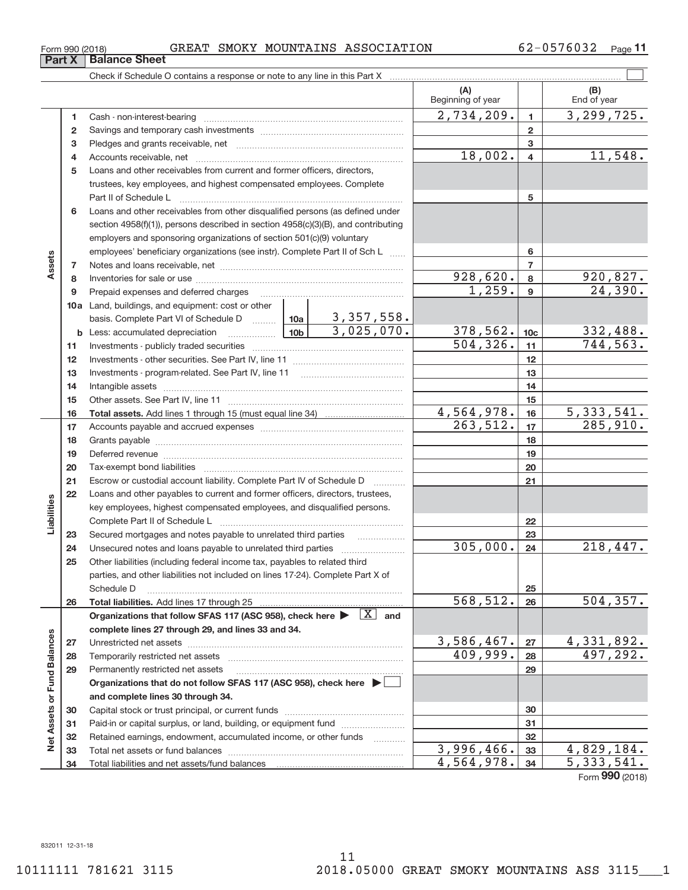Form 990 (2018) GREAT SMOKY MOUNTAINS ASSOCIATION 62-0576032

## Part X Balance Sheet

Check if Schedule O contains a response or note to any line in this Part X ☐

| | | | (A) Beginning of year | | (B) End of year |
|---|---|---|---|---|---|
| **Assets** | 1 | Cash - non-interest-bearing | 2,734,209. | 1 | 3,299,725. |
| | 2 | Savings and temporary cash investments | | 2 | |
| | 3 | Pledges and grants receivable, net | | 3 | |
| | 4 | Accounts receivable, net | 18,002. | 4 | 11,548. |
| | 5 | Loans and other receivables from current and former officers, directors, trustees, key employees, and highest compensated employees. Complete Part II of Schedule L | | 5 | |
| | 6 | Loans and other receivables from other disqualified persons (as defined under section 4958(f)(1)), persons described in section 4958(c)(3)(B), and contributing employers and sponsoring organizations of section 501(c)(9) voluntary employees' beneficiary organizations (see instr). Complete Part II of Sch L | | 6 | |
| | 7 | Notes and loans receivable, net | | 7 | |
| | 8 | Inventories for sale or use | 928,620. | 8 | 920,827. |
| | 9 | Prepaid expenses and deferred charges | 1,259. | 9 | 24,390. |
| | 10a | Land, buildings, and equipment: cost or other basis. Complete Part VI of Schedule D — 10a: 3,357,558. | | | |
| | b | Less: accumulated depreciation — 10b: 3,025,070. | 378,562. | 10c | 332,488. |
| | 11 | Investments - publicly traded securities | 504,326. | 11 | 744,563. |
| | 12 | Investments - other securities. See Part IV, line 11 | | 12 | |
| | 13 | Investments - program-related. See Part IV, line 11 | | 13 | |
| | 14 | Intangible assets | | 14 | |
| | 15 | Other assets. See Part IV, line 11 | | 15 | |
| | 16 | **Total assets.** Add lines 1 through 15 (must equal line 34) | 4,564,978. | 16 | 5,333,541. |
| **Liabilities** | 17 | Accounts payable and accrued expenses | 263,512. | 17 | 285,910. |
| | 18 | Grants payable | | 18 | |
| | 19 | Deferred revenue | | 19 | |
| | 20 | Tax-exempt bond liabilities | | 20 | |
| | 21 | Escrow or custodial account liability. Complete Part IV of Schedule D | | 21 | |
| | 22 | Loans and other payables to current and former officers, directors, trustees, key employees, highest compensated employees, and disqualified persons. Complete Part II of Schedule L | | 22 | |
| | 23 | Secured mortgages and notes payable to unrelated third parties | | 23 | |
| | 24 | Unsecured notes and loans payable to unrelated third parties | 305,000. | 24 | 218,447. |
| | 25 | Other liabilities (including federal income tax, payables to related third parties, and other liabilities not included on lines 17-24). Complete Part X of Schedule D | | 25 | |
| | 26 | **Total liabilities.** Add lines 17 through 25 | 568,512. | 26 | 504,357. |
| **Net Assets or Fund Balances** | | **Organizations that follow SFAS 117 (ASC 958), check here ▶ [X] and complete lines 27 through 29, and lines 33 and 34.** | | | |
| | 27 | Unrestricted net assets | 3,586,467. | 27 | 4,331,892. |
| | 28 | Temporarily restricted net assets | 409,999. | 28 | 497,292. |
| | 29 | Permanently restricted net assets | | 29 | |
| | | **Organizations that do not follow SFAS 117 (ASC 958), check here ▶ ☐ and complete lines 30 through 34.** | | | |
| | 30 | Capital stock or trust principal, or current funds | | 30 | |
| | 31 | Paid-in or capital surplus, or land, building, or equipment fund | | 31 | |
| | 32 | Retained earnings, endowment, accumulated income, or other funds | | 32 | |
| | 33 | Total net assets or fund balances | 3,996,466. | 33 | 4,829,184. |
| | 34 | Total liabilities and net assets/fund balances | 4,564,978. | 34 | 5,333,541. |

Form **990** (2018)

832011 12-31-18

10111111 781621 3115 2018.05000 GREAT SMOKY MOUNTAINS ASS 3115___1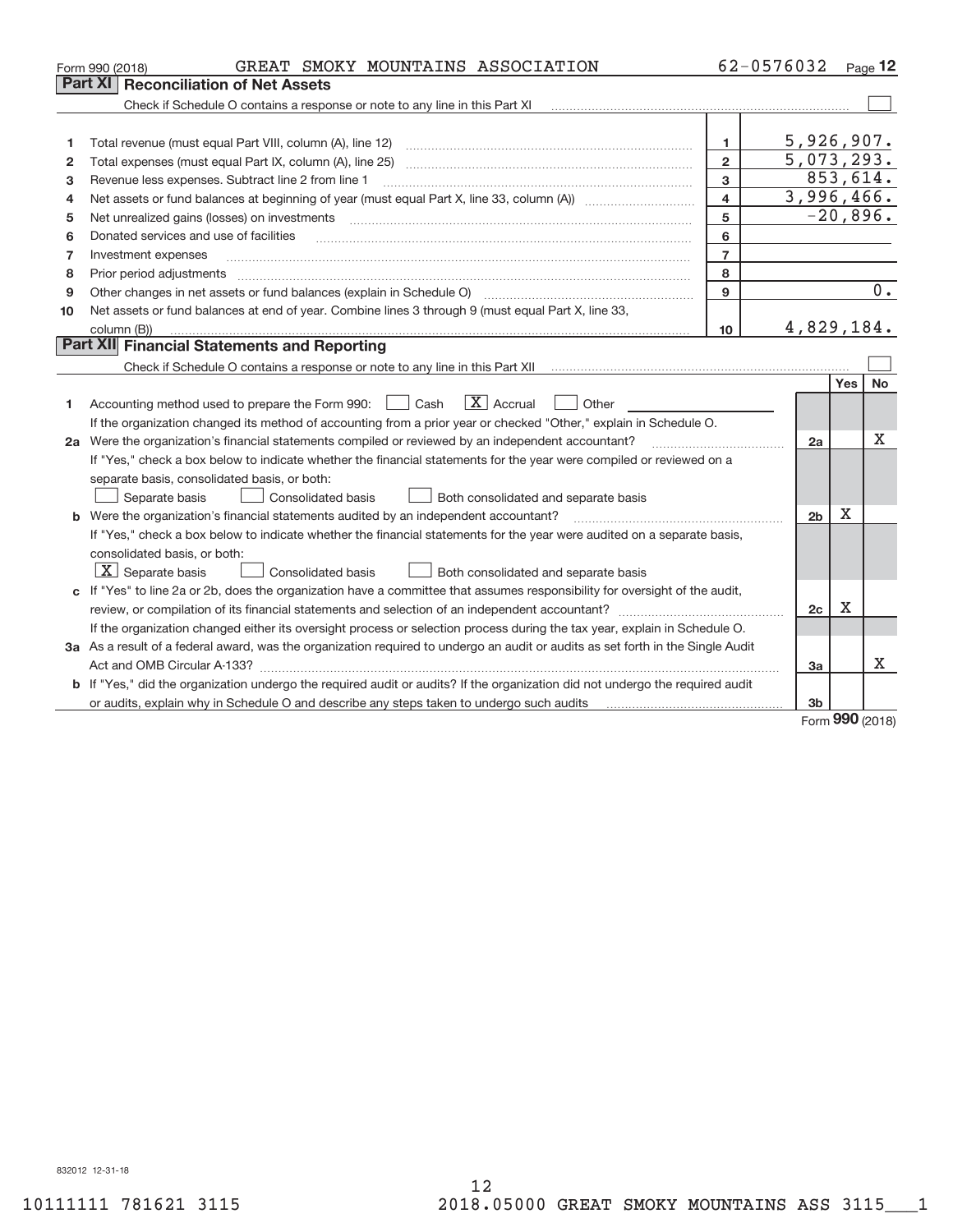Form 990 (2018) GREAT SMOKY MOUNTAINS ASSOCIATION 62-0576032 Page 12

## Part XI Reconciliation of Net Assets

Check if Schedule O contains a response or note to any line in this Part XI ☐

| | | | |
|---|---|---|---|
| 1 | Total revenue (must equal Part VIII, column (A), line 12) | 1 | 5,926,907. |
| 2 | Total expenses (must equal Part IX, column (A), line 25) | 2 | 5,073,293. |
| 3 | Revenue less expenses. Subtract line 2 from line 1 | 3 | 853,614. |
| 4 | Net assets or fund balances at beginning of year (must equal Part X, line 33, column (A)) | 4 | 3,996,466. |
| 5 | Net unrealized gains (losses) on investments | 5 | -20,896. |
| 6 | Donated services and use of facilities | 6 | |
| 7 | Investment expenses | 7 | |
| 8 | Prior period adjustments | 8 | |
| 9 | Other changes in net assets or fund balances (explain in Schedule O) | 9 | 0. |
| 10 | Net assets or fund balances at end of year. Combine lines 3 through 9 (must equal Part X, line 33, column (B)) | 10 | 4,829,184. |

## Part XII Financial Statements and Reporting

Check if Schedule O contains a response or note to any line in this Part XII ☐

| | | | Yes | No |
|---|---|---|---|---|
| 1 | Accounting method used to prepare the Form 990: ☐ Cash ☒ Accrual ☐ Other<br>If the organization changed its method of accounting from a prior year or checked "Other," explain in Schedule O. | | | |
| 2a | Were the organization's financial statements compiled or reviewed by an independent accountant?<br>If "Yes," check a box below to indicate whether the financial statements for the year were compiled or reviewed on a separate basis, consolidated basis, or both:<br>☐ Separate basis ☐ Consolidated basis ☐ Both consolidated and separate basis | 2a | | X |
| b | Were the organization's financial statements audited by an independent accountant?<br>If "Yes," check a box below to indicate whether the financial statements for the year were audited on a separate basis, consolidated basis, or both:<br>☒ Separate basis ☐ Consolidated basis ☐ Both consolidated and separate basis | 2b | X | |
| c | If "Yes" to line 2a or 2b, does the organization have a committee that assumes responsibility for oversight of the audit, review, or compilation of its financial statements and selection of an independent accountant?<br>If the organization changed either its oversight process or selection process during the tax year, explain in Schedule O. | 2c | X | |
| 3a | As a result of a federal award, was the organization required to undergo an audit or audits as set forth in the Single Audit Act and OMB Circular A-133? | 3a | | X |
| b | If "Yes," did the organization undergo the required audit or audits? If the organization did not undergo the required audit or audits, explain why in Schedule O and describe any steps taken to undergo such audits | 3b | | |

Form **990** (2018)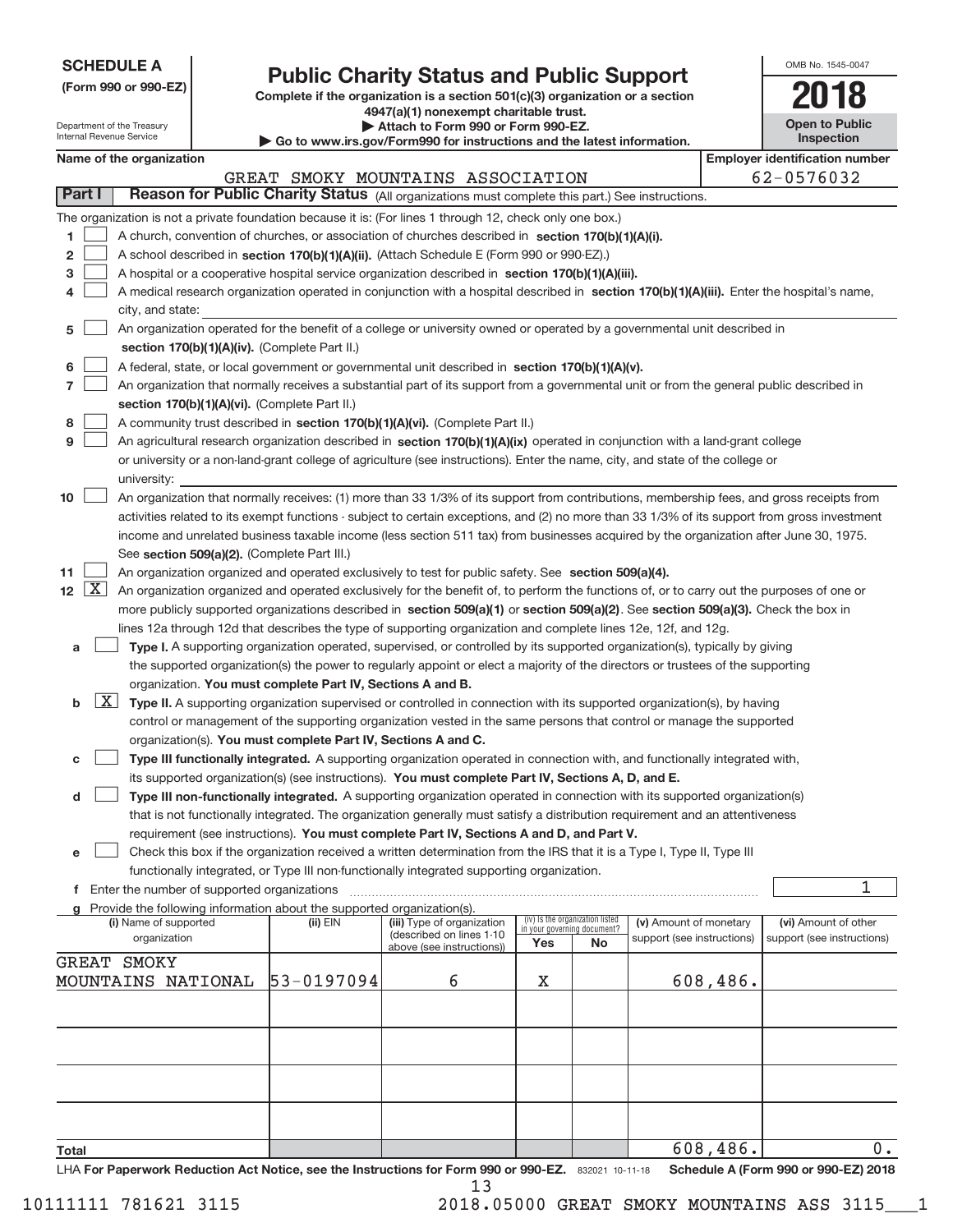**SCHEDULE A**
**(Form 990 or 990-EZ)**

Department of the Treasury
Internal Revenue Service

# Public Charity Status and Public Support

**Complete if the organization is a section 501(c)(3) organization or a section 4947(a)(1) nonexempt charitable trust.**
**▶ Attach to Form 990 or Form 990-EZ.**
**▶ Go to www.irs.gov/Form990 for instructions and the latest information.**

OMB No. 1545-0047
**2018**
**Open to Public Inspection**

**Name of the organization:** GREAT SMOKY MOUNTAINS ASSOCIATION
**Employer identification number:** 62-0576032

## Part I — Reason for Public Charity Status (All organizations must complete this part.) See instructions.

The organization is not a private foundation because it is: (For lines 1 through 12, check only one box.)

1. [ ] A church, convention of churches, or association of churches described in **section 170(b)(1)(A)(i).**
2. [ ] A school described in **section 170(b)(1)(A)(ii).** (Attach Schedule E (Form 990 or 990-EZ).)
3. [ ] A hospital or a cooperative hospital service organization described in **section 170(b)(1)(A)(iii).**
4. [ ] A medical research organization operated in conjunction with a hospital described in **section 170(b)(1)(A)(iii).** Enter the hospital's name, city, and state:
5. [ ] An organization operated for the benefit of a college or university owned or operated by a governmental unit described in **section 170(b)(1)(A)(iv).** (Complete Part II.)
6. [ ] A federal, state, or local government or governmental unit described in **section 170(b)(1)(A)(v).**
7. [ ] An organization that normally receives a substantial part of its support from a governmental unit or from the general public described in **section 170(b)(1)(A)(vi).** (Complete Part II.)
8. [ ] A community trust described in **section 170(b)(1)(A)(vi).** (Complete Part II.)
9. [ ] An agricultural research organization described in **section 170(b)(1)(A)(ix)** operated in conjunction with a land-grant college or university or a non-land-grant college of agriculture (see instructions). Enter the name, city, and state of the college or university:
10. [ ] An organization that normally receives: (1) more than 33 1/3% of its support from contributions, membership fees, and gross receipts from activities related to its exempt functions - subject to certain exceptions, and (2) no more than 33 1/3% of its support from gross investment income and unrelated business taxable income (less section 511 tax) from businesses acquired by the organization after June 30, 1975. See **section 509(a)(2).** (Complete Part III.)
11. [ ] An organization organized and operated exclusively to test for public safety. See **section 509(a)(4).**
12. [X] An organization organized and operated exclusively for the benefit of, to perform the functions of, or to carry out the purposes of one or more publicly supported organizations described in **section 509(a)(1)** or **section 509(a)(2)**. See **section 509(a)(3).** Check the box in lines 12a through 12d that describes the type of supporting organization and complete lines 12e, 12f, and 12g.
   - **a** [ ] **Type I.** A supporting organization operated, supervised, or controlled by its supported organization(s), typically by giving the supported organization(s) the power to regularly appoint or elect a majority of the directors or trustees of the supporting organization. **You must complete Part IV, Sections A and B.**
   - **b** [X] **Type II.** A supporting organization supervised or controlled in connection with its supported organization(s), by having control or management of the supporting organization vested in the same persons that control or manage the supported organization(s). **You must complete Part IV, Sections A and C.**
   - **c** [ ] **Type III functionally integrated.** A supporting organization operated in connection with, and functionally integrated with, its supported organization(s) (see instructions). **You must complete Part IV, Sections A, D, and E.**
   - **d** [ ] **Type III non-functionally integrated.** A supporting organization operated in connection with its supported organization(s) that is not functionally integrated. The organization generally must satisfy a distribution requirement and an attentiveness requirement (see instructions). **You must complete Part IV, Sections A and D, and Part V.**
   - **e** [ ] Check this box if the organization received a written determination from the IRS that it is a Type I, Type II, Type III functionally integrated, or Type III non-functionally integrated supporting organization.
   - **f** Enter the number of supported organizations: 1
   - **g** Provide the following information about the supported organization(s).

| (i) Name of supported organization | (ii) EIN | (iii) Type of organization (described on lines 1-10 above (see instructions)) | (iv) Is the organization listed in your governing document? Yes | No | (v) Amount of monetary support (see instructions) | (vi) Amount of other support (see instructions) |
|---|---|---|---|---|---|---|
| GREAT SMOKY MOUNTAINS NATIONAL | 53-0197094 | 6 | X | | 608,486. | |
| | | | | | | |
| | | | | | | |
| | | | | | | |
| | | | | | | |
| **Total** | | | | | 608,486. | 0. |

LHA **For Paperwork Reduction Act Notice, see the Instructions for Form 990 or 990-EZ.** 832021 10-11-18 **Schedule A (Form 990 or 990-EZ) 2018**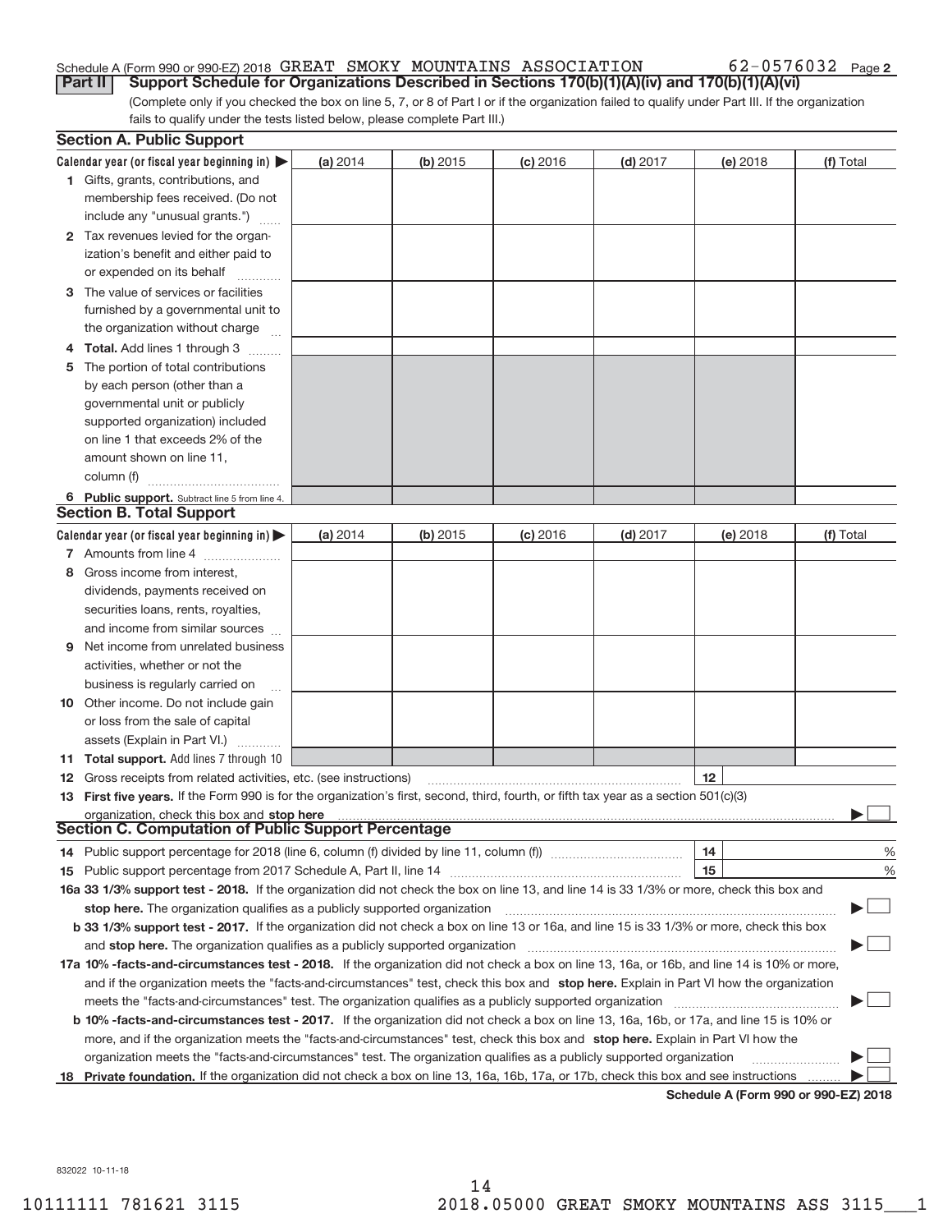Schedule A (Form 990 or 990-EZ) 2018 GREAT SMOKY MOUNTAINS ASSOCIATION 62-0576032 Page **2**

**Part II** **Support Schedule for Organizations Described in Sections 170(b)(1)(A)(iv) and 170(b)(1)(A)(vi)**

(Complete only if you checked the box on line 5, 7, or 8 of Part I or if the organization failed to qualify under Part III. If the organization fails to qualify under the tests listed below, please complete Part III.)

## Section A. Public Support

| Calendar year (or fiscal year beginning in) ▶ | (a) 2014 | (b) 2015 | (c) 2016 | (d) 2017 | (e) 2018 | (f) Total |
|---|---|---|---|---|---|---|
| **1** Gifts, grants, contributions, and membership fees received. (Do not include any "unusual grants.") | | | | | | |
| **2** Tax revenues levied for the organization's benefit and either paid to or expended on its behalf | | | | | | |
| **3** The value of services or facilities furnished by a governmental unit to the organization without charge | | | | | | |
| **4** **Total.** Add lines 1 through 3 | | | | | | |
| **5** The portion of total contributions by each person (other than a governmental unit or publicly supported organization) included on line 1 that exceeds 2% of the amount shown on line 11, column (f) | | | | | | |
| **6** **Public support.** Subtract line 5 from line 4. | | | | | | |

## Section B. Total Support

| Calendar year (or fiscal year beginning in) ▶ | (a) 2014 | (b) 2015 | (c) 2016 | (d) 2017 | (e) 2018 | (f) Total |
|---|---|---|---|---|---|---|
| **7** Amounts from line 4 | | | | | | |
| **8** Gross income from interest, dividends, payments received on securities loans, rents, royalties, and income from similar sources | | | | | | |
| **9** Net income from unrelated business activities, whether or not the business is regularly carried on | | | | | | |
| **10** Other income. Do not include gain or loss from the sale of capital assets (Explain in Part VI.) | | | | | | |
| **11** **Total support.** Add lines 7 through 10 | | | | | | |

**12** Gross receipts from related activities, etc. (see instructions) **12**

**13** **First five years.** If the Form 990 is for the organization's first, second, third, fourth, or fifth tax year as a section 501(c)(3) organization, check this box and **stop here** ▶ ☐

## Section C. Computation of Public Support Percentage

**14** Public support percentage for 2018 (line 6, column (f) divided by line 11, column (f)) **14** %

**15** Public support percentage from 2017 Schedule A, Part II, line 14 **15** %

**16a 33 1/3% support test - 2018.** If the organization did not check the box on line 13, and line 14 is 33 1/3% or more, check this box and **stop here.** The organization qualifies as a publicly supported organization ▶ ☐

**b 33 1/3% support test - 2017.** If the organization did not check a box on line 13 or 16a, and line 15 is 33 1/3% or more, check this box and **stop here.** The organization qualifies as a publicly supported organization ▶ ☐

**17a 10% -facts-and-circumstances test - 2018.** If the organization did not check a box on line 13, 16a, or 16b, and line 14 is 10% or more, and if the organization meets the "facts-and-circumstances" test, check this box and **stop here.** Explain in Part VI how the organization meets the "facts-and-circumstances" test. The organization qualifies as a publicly supported organization ▶ ☐

**b 10% -facts-and-circumstances test - 2017.** If the organization did not check a box on line 13, 16a, 16b, or 17a, and line 15 is 10% or more, and if the organization meets the "facts-and-circumstances" test, check this box and **stop here.** Explain in Part VI how the organization meets the "facts-and-circumstances" test. The organization qualifies as a publicly supported organization ▶ ☐

**18** **Private foundation.** If the organization did not check a box on line 13, 16a, 16b, 17a, or 17b, check this box and see instructions ▶ ☐

**Schedule A (Form 990 or 990-EZ) 2018**

832022 10-11-18

10111111 781621 3115 2018.05000 GREAT SMOKY MOUNTAINS ASS 3115___1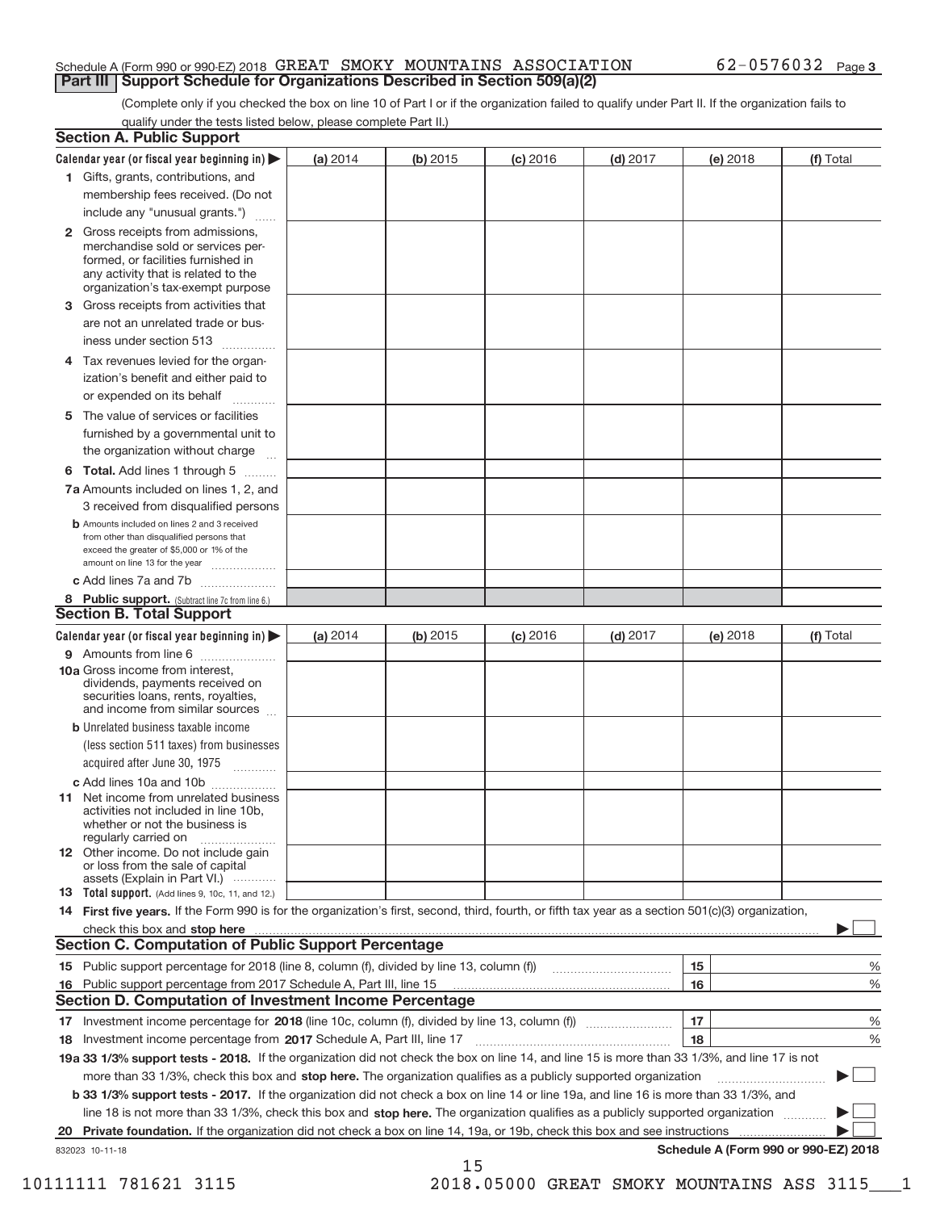Schedule A (Form 990 or 990-EZ) 2018 GREAT SMOKY MOUNTAINS ASSOCIATION 62-0576032 Page 3

## Part III Support Schedule for Organizations Described in Section 509(a)(2)

(Complete only if you checked the box on line 10 of Part I or if the organization failed to qualify under Part II. If the organization fails to qualify under the tests listed below, please complete Part II.)

### Section A. Public Support

| Calendar year (or fiscal year beginning in) ▶ | (a) 2014 | (b) 2015 | (c) 2016 | (d) 2017 | (e) 2018 | (f) Total |
|---|---|---|---|---|---|---|
| 1 Gifts, grants, contributions, and membership fees received. (Do not include any "unusual grants.") | | | | | | |
| 2 Gross receipts from admissions, merchandise sold or services performed, or facilities furnished in any activity that is related to the organization's tax-exempt purpose | | | | | | |
| 3 Gross receipts from activities that are not an unrelated trade or business under section 513 | | | | | | |
| 4 Tax revenues levied for the organization's benefit and either paid to or expended on its behalf | | | | | | |
| 5 The value of services or facilities furnished by a governmental unit to the organization without charge | | | | | | |
| 6 **Total.** Add lines 1 through 5 | | | | | | |
| 7a Amounts included on lines 1, 2, and 3 received from disqualified persons | | | | | | |
| b Amounts included on lines 2 and 3 received from other than disqualified persons that exceed the greater of $5,000 or 1% of the amount on line 13 for the year | | | | | | |
| c Add lines 7a and 7b | | | | | | |
| 8 **Public support.** (Subtract line 7c from line 6.) | | | | | | |

### Section B. Total Support

| Calendar year (or fiscal year beginning in) ▶ | (a) 2014 | (b) 2015 | (c) 2016 | (d) 2017 | (e) 2018 | (f) Total |
|---|---|---|---|---|---|---|
| 9 Amounts from line 6 | | | | | | |
| 10a Gross income from interest, dividends, payments received on securities loans, rents, royalties, and income from similar sources | | | | | | |
| b Unrelated business taxable income (less section 511 taxes) from businesses acquired after June 30, 1975 | | | | | | |
| c Add lines 10a and 10b | | | | | | |
| 11 Net income from unrelated business activities not included in line 10b, whether or not the business is regularly carried on | | | | | | |
| 12 Other income. Do not include gain or loss from the sale of capital assets (Explain in Part VI.) | | | | | | |
| 13 **Total support.** (Add lines 9, 10c, 11, and 12.) | | | | | | |

14 **First five years.** If the Form 990 is for the organization's first, second, third, fourth, or fifth tax year as a section 501(c)(3) organization, check this box and **stop here** ▶ ☐

### Section C. Computation of Public Support Percentage

| | | |
|---|---|---|
| 15 Public support percentage for 2018 (line 8, column (f), divided by line 13, column (f)) | 15 | % |
| 16 Public support percentage from 2017 Schedule A, Part III, line 15 | 16 | % |

### Section D. Computation of Investment Income Percentage

| | | |
|---|---|---|
| 17 Investment income percentage for **2018** (line 10c, column (f), divided by line 13, column (f)) | 17 | % |
| 18 Investment income percentage from **2017** Schedule A, Part III, line 17 | 18 | % |

19a **33 1/3% support tests - 2018.** If the organization did not check the box on line 14, and line 15 is more than 33 1/3%, and line 17 is not more than 33 1/3%, check this box and **stop here.** The organization qualifies as a publicly supported organization ▶ ☐

b **33 1/3% support tests - 2017.** If the organization did not check a box on line 14 or line 19a, and line 16 is more than 33 1/3%, and line 18 is not more than 33 1/3%, check this box and **stop here.** The organization qualifies as a publicly supported organization ▶ ☐

20 **Private foundation.** If the organization did not check a box on line 14, 19a, or 19b, check this box and see instructions ▶ ☐

832023 10-11-18

**Schedule A (Form 990 or 990-EZ) 2018**

10111111 781621 3115 2018.05000 GREAT SMOKY MOUNTAINS ASS 3115___1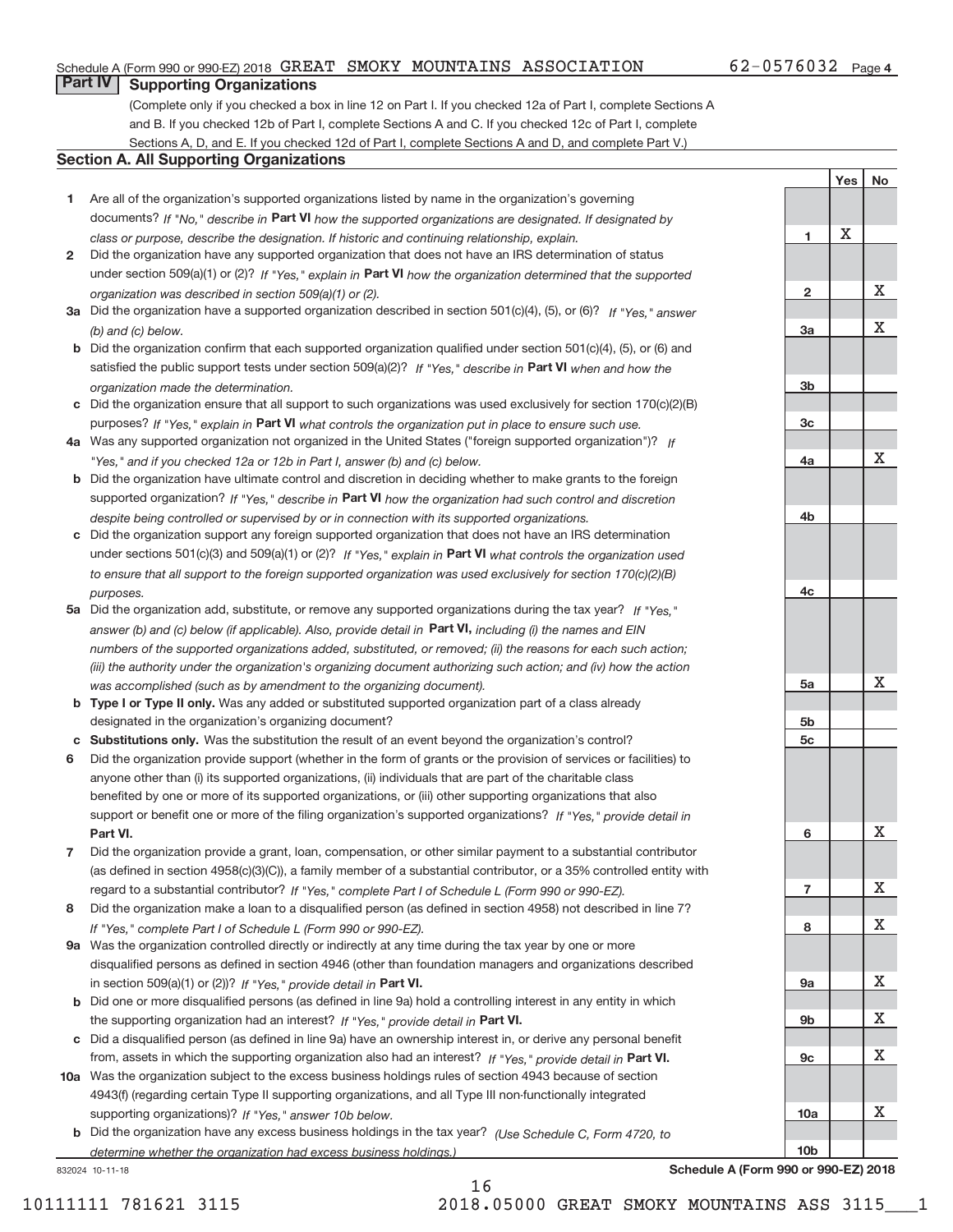Schedule A (Form 990 or 990-EZ) 2018 GREAT SMOKY MOUNTAINS ASSOCIATION 62-0576032 Page 4

**Part IV Supporting Organizations**

(Complete only if you checked a box in line 12 on Part I. If you checked 12a of Part I, complete Sections A and B. If you checked 12b of Part I, complete Sections A and C. If you checked 12c of Part I, complete Sections A, D, and E. If you checked 12d of Part I, complete Sections A and D, and complete Part V.)

## Section A. All Supporting Organizations

| | | Line | Yes | No |
|---|---|---|---|---|
| **1** | Are all of the organization's supported organizations listed by name in the organization's governing documents? *If "No," describe in* **Part VI** *how the supported organizations are designated. If designated by class or purpose, describe the designation. If historic and continuing relationship, explain.* | 1 | X | |
| **2** | Did the organization have any supported organization that does not have an IRS determination of status under section 509(a)(1) or (2)? *If "Yes," explain in* **Part VI** *how the organization determined that the supported organization was described in section 509(a)(1) or (2).* | 2 | | X |
| **3a** | Did the organization have a supported organization described in section 501(c)(4), (5), or (6)? *If "Yes," answer (b) and (c) below.* | 3a | | X |
| **b** | Did the organization confirm that each supported organization qualified under section 501(c)(4), (5), or (6) and satisfied the public support tests under section 509(a)(2)? *If "Yes," describe in* **Part VI** *when and how the organization made the determination.* | 3b | | |
| **c** | Did the organization ensure that all support to such organizations was used exclusively for section 170(c)(2)(B) purposes? *If "Yes," explain in* **Part VI** *what controls the organization put in place to ensure such use.* | 3c | | |
| **4a** | Was any supported organization not organized in the United States ("foreign supported organization")? *If "Yes," and if you checked 12a or 12b in Part I, answer (b) and (c) below.* | 4a | | X |
| **b** | Did the organization have ultimate control and discretion in deciding whether to make grants to the foreign supported organization? *If "Yes," describe in* **Part VI** *how the organization had such control and discretion despite being controlled or supervised by or in connection with its supported organizations.* | 4b | | |
| **c** | Did the organization support any foreign supported organization that does not have an IRS determination under sections 501(c)(3) and 509(a)(1) or (2)? *If "Yes," explain in* **Part VI** *what controls the organization used to ensure that all support to the foreign supported organization was used exclusively for section 170(c)(2)(B) purposes.* | 4c | | |
| **5a** | Did the organization add, substitute, or remove any supported organizations during the tax year? *If "Yes," answer (b) and (c) below (if applicable). Also, provide detail in* **Part VI,** *including (i) the names and EIN numbers of the supported organizations added, substituted, or removed; (ii) the reasons for each such action; (iii) the authority under the organization's organizing document authorizing such action; and (iv) how the action was accomplished (such as by amendment to the organizing document).* | 5a | | X |
| **b** | **Type I or Type II only.** Was any added or substituted supported organization part of a class already designated in the organization's organizing document? | 5b | | |
| **c** | **Substitutions only.** Was the substitution the result of an event beyond the organization's control? | 5c | | |
| **6** | Did the organization provide support (whether in the form of grants or the provision of services or facilities) to anyone other than (i) its supported organizations, (ii) individuals that are part of the charitable class benefited by one or more of its supported organizations, or (iii) other supporting organizations that also support or benefit one or more of the filing organization's supported organizations? *If "Yes," provide detail in* **Part VI.** | 6 | | X |
| **7** | Did the organization provide a grant, loan, compensation, or other similar payment to a substantial contributor (as defined in section 4958(c)(3)(C)), a family member of a substantial contributor, or a 35% controlled entity with regard to a substantial contributor? *If "Yes," complete Part I of Schedule L (Form 990 or 990-EZ).* | 7 | | X |
| **8** | Did the organization make a loan to a disqualified person (as defined in section 4958) not described in line 7? *If "Yes," complete Part I of Schedule L (Form 990 or 990-EZ).* | 8 | | X |
| **9a** | Was the organization controlled directly or indirectly at any time during the tax year by one or more disqualified persons as defined in section 4946 (other than foundation managers and organizations described in section 509(a)(1) or (2))? *If "Yes," provide detail in* **Part VI.** | 9a | | X |
| **b** | Did one or more disqualified persons (as defined in line 9a) hold a controlling interest in any entity in which the supporting organization had an interest? *If "Yes," provide detail in* **Part VI.** | 9b | | X |
| **c** | Did a disqualified person (as defined in line 9a) have an ownership interest in, or derive any personal benefit from, assets in which the supporting organization also had an interest? *If "Yes," provide detail in* **Part VI.** | 9c | | X |
| **10a** | Was the organization subject to the excess business holdings rules of section 4943 because of section 4943(f) (regarding certain Type II supporting organizations, and all Type III non-functionally integrated supporting organizations)? *If "Yes," answer 10b below.* | 10a | | X |
| **b** | Did the organization have any excess business holdings in the tax year? *(Use Schedule C, Form 4720, to determine whether the organization had excess business holdings.)* | 10b | | |

832024 10-11-18 **Schedule A (Form 990 or 990-EZ) 2018**

10111111 781621 3115 2018.05000 GREAT SMOKY MOUNTAINS ASS 3115___1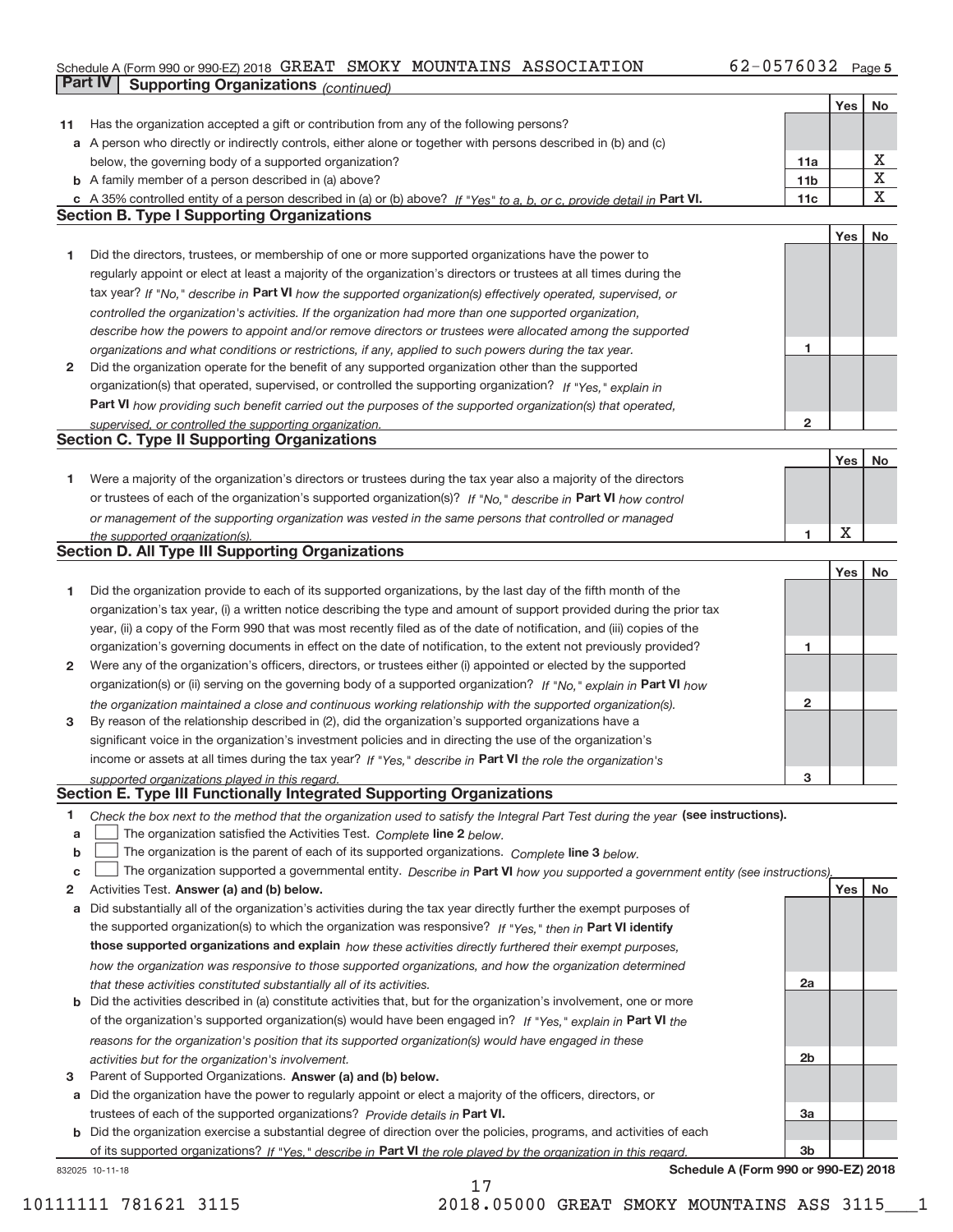Schedule A (Form 990 or 990-EZ) 2018 GREAT SMOKY MOUNTAINS ASSOCIATION 62-0576032 Page 5

**Part IV | Supporting Organizations** *(continued)*

| | | | Yes | No |
|---|---|---|---|---|
| **11** | Has the organization accepted a gift or contribution from any of the following persons? | | | |
| **a** | A person who directly or indirectly controls, either alone or together with persons described in (b) and (c) below, the governing body of a supported organization? | **11a** | | X |
| **b** | A family member of a person described in (a) above? | **11b** | | X |
| **c** | A 35% controlled entity of a person described in (a) or (b) above? *If "Yes" to a, b, or c, provide detail in* **Part VI.** | **11c** | | X |

**Section B. Type I Supporting Organizations**

| | | | Yes | No |
|---|---|---|---|---|
| **1** | Did the directors, trustees, or membership of one or more supported organizations have the power to regularly appoint or elect at least a majority of the organization's directors or trustees at all times during the tax year? *If "No," describe in* **Part VI** *how the supported organization(s) effectively operated, supervised, or controlled the organization's activities. If the organization had more than one supported organization, describe how the powers to appoint and/or remove directors or trustees were allocated among the supported organizations and what conditions or restrictions, if any, applied to such powers during the tax year.* | **1** | | |
| **2** | Did the organization operate for the benefit of any supported organization other than the supported organization(s) that operated, supervised, or controlled the supporting organization? *If "Yes," explain in* **Part VI** *how providing such benefit carried out the purposes of the supported organization(s) that operated, supervised, or controlled the supporting organization.* | **2** | | |

**Section C. Type II Supporting Organizations**

| | | | Yes | No |
|---|---|---|---|---|
| **1** | Were a majority of the organization's directors or trustees during the tax year also a majority of the directors or trustees of each of the organization's supported organization(s)? *If "No," describe in* **Part VI** *how control or management of the supporting organization was vested in the same persons that controlled or managed the supported organization(s).* | **1** | X | |

**Section D. All Type III Supporting Organizations**

| | | | Yes | No |
|---|---|---|---|---|
| **1** | Did the organization provide to each of its supported organizations, by the last day of the fifth month of the organization's tax year, (i) a written notice describing the type and amount of support provided during the prior tax year, (ii) a copy of the Form 990 that was most recently filed as of the date of notification, and (iii) copies of the organization's governing documents in effect on the date of notification, to the extent not previously provided? | **1** | | |
| **2** | Were any of the organization's officers, directors, or trustees either (i) appointed or elected by the supported organization(s) or (ii) serving on the governing body of a supported organization? *If "No," explain in* **Part VI** *how the organization maintained a close and continuous working relationship with the supported organization(s).* | **2** | | |
| **3** | By reason of the relationship described in (2), did the organization's supported organizations have a significant voice in the organization's investment policies and in directing the use of the organization's income or assets at all times during the tax year? *If "Yes," describe in* **Part VI** *the role the organization's supported organizations played in this regard.* | **3** | | |

**Section E. Type III Functionally Integrated Supporting Organizations**

**1** *Check the box next to the method that the organization used to satisfy the Integral Part Test during the year* **(see instructions).**

- **a** ☐ The organization satisfied the Activities Test. *Complete* **line 2** *below.*
- **b** ☐ The organization is the parent of each of its supported organizations. *Complete* **line 3** *below.*
- **c** ☐ The organization supported a governmental entity. *Describe in* **Part VI** *how you supported a government entity (see instructions).*

| | | | Yes | No |
|---|---|---|---|---|
| **2** | Activities Test. **Answer (a) and (b) below.** | | | |
| **a** | Did substantially all of the organization's activities during the tax year directly further the exempt purposes of the supported organization(s) to which the organization was responsive? *If "Yes," then in* **Part VI identify those supported organizations and explain** *how these activities directly furthered their exempt purposes, how the organization was responsive to those supported organizations, and how the organization determined that these activities constituted substantially all of its activities.* | **2a** | | |
| **b** | Did the activities described in (a) constitute activities that, but for the organization's involvement, one or more of the organization's supported organization(s) would have been engaged in? *If "Yes," explain in* **Part VI** *the reasons for the organization's position that its supported organization(s) would have engaged in these activities but for the organization's involvement.* | **2b** | | |
| **3** | Parent of Supported Organizations. **Answer (a) and (b) below.** | | | |
| **a** | Did the organization have the power to regularly appoint or elect a majority of the officers, directors, or trustees of each of the supported organizations? *Provide details in* **Part VI.** | **3a** | | |
| **b** | Did the organization exercise a substantial degree of direction over the policies, programs, and activities of each of its supported organizations? *If "Yes," describe in* **Part VI** *the role played by the organization in this regard.* | **3b** | | |

832025 10-11-18 **Schedule A (Form 990 or 990-EZ) 2018**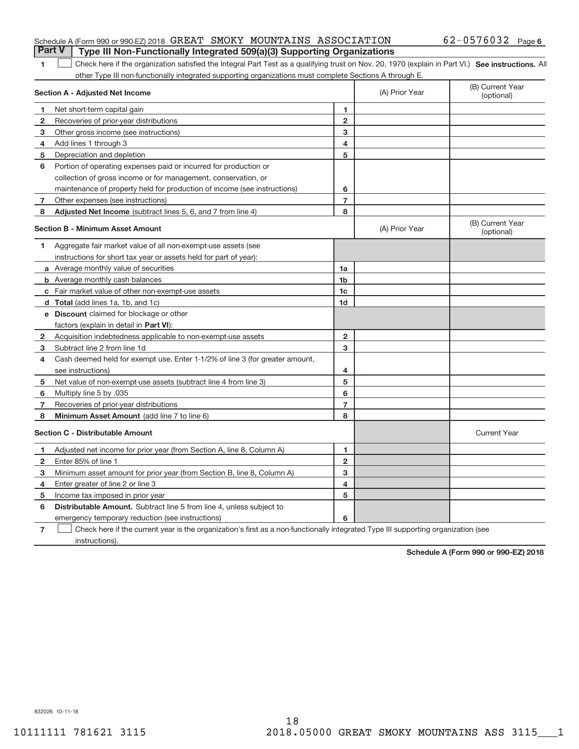Schedule A (Form 990 or 990-EZ) 2018 GREAT SMOKY MOUNTAINS ASSOCIATION 62-0576032 Page 6

## Part V | Type III Non-Functionally Integrated 509(a)(3) Supporting Organizations

1 ☐ Check here if the organization satisfied the Integral Part Test as a qualifying trust on Nov. 20, 1970 (explain in Part VI.) **See instructions.** All other Type III non-functionally integrated supporting organizations must complete Sections A through E.

| **Section A - Adjusted Net Income** | | (A) Prior Year | (B) Current Year (optional) |
|---|---|---|---|
| 1 Net short-term capital gain | 1 | | |
| 2 Recoveries of prior-year distributions | 2 | | |
| 3 Other gross income (see instructions) | 3 | | |
| 4 Add lines 1 through 3 | 4 | | |
| 5 Depreciation and depletion | 5 | | |
| 6 Portion of operating expenses paid or incurred for production or collection of gross income or for management, conservation, or maintenance of property held for production of income (see instructions) | 6 | | |
| 7 Other expenses (see instructions) | 7 | | |
| 8 **Adjusted Net Income** (subtract lines 5, 6, and 7 from line 4) | 8 | | |

| **Section B - Minimum Asset Amount** | | (A) Prior Year | (B) Current Year (optional) |
|---|---|---|---|
| 1 Aggregate fair market value of all non-exempt-use assets (see instructions for short tax year or assets held for part of year): | | | |
| a Average monthly value of securities | 1a | | |
| b Average monthly cash balances | 1b | | |
| c Fair market value of other non-exempt-use assets | 1c | | |
| d **Total** (add lines 1a, 1b, and 1c) | 1d | | |
| e **Discount** claimed for blockage or other factors (explain in detail in **Part VI**): | | | |
| 2 Acquisition indebtedness applicable to non-exempt-use assets | 2 | | |
| 3 Subtract line 2 from line 1d | 3 | | |
| 4 Cash deemed held for exempt use. Enter 1-1/2% of line 3 (for greater amount, see instructions) | 4 | | |
| 5 Net value of non-exempt-use assets (subtract line 4 from line 3) | 5 | | |
| 6 Multiply line 5 by .035 | 6 | | |
| 7 Recoveries of prior-year distributions | 7 | | |
| 8 **Minimum Asset Amount** (add line 7 to line 6) | 8 | | |

| **Section C - Distributable Amount** | | | Current Year |
|---|---|---|---|
| 1 Adjusted net income for prior year (from Section A, line 8, Column A) | 1 | | |
| 2 Enter 85% of line 1 | 2 | | |
| 3 Minimum asset amount for prior year (from Section B, line 8, Column A) | 3 | | |
| 4 Enter greater of line 2 or line 3 | 4 | | |
| 5 Income tax imposed in prior year | 5 | | |
| 6 **Distributable Amount.** Subtract line 5 from line 4, unless subject to emergency temporary reduction (see instructions) | 6 | | |

7 ☐ Check here if the current year is the organization's first as a non-functionally integrated Type III supporting organization (see instructions).

**Schedule A (Form 990 or 990-EZ) 2018**

832026 10-11-18

10111111 781621 3115 2018.05000 GREAT SMOKY MOUNTAINS ASS 3115___1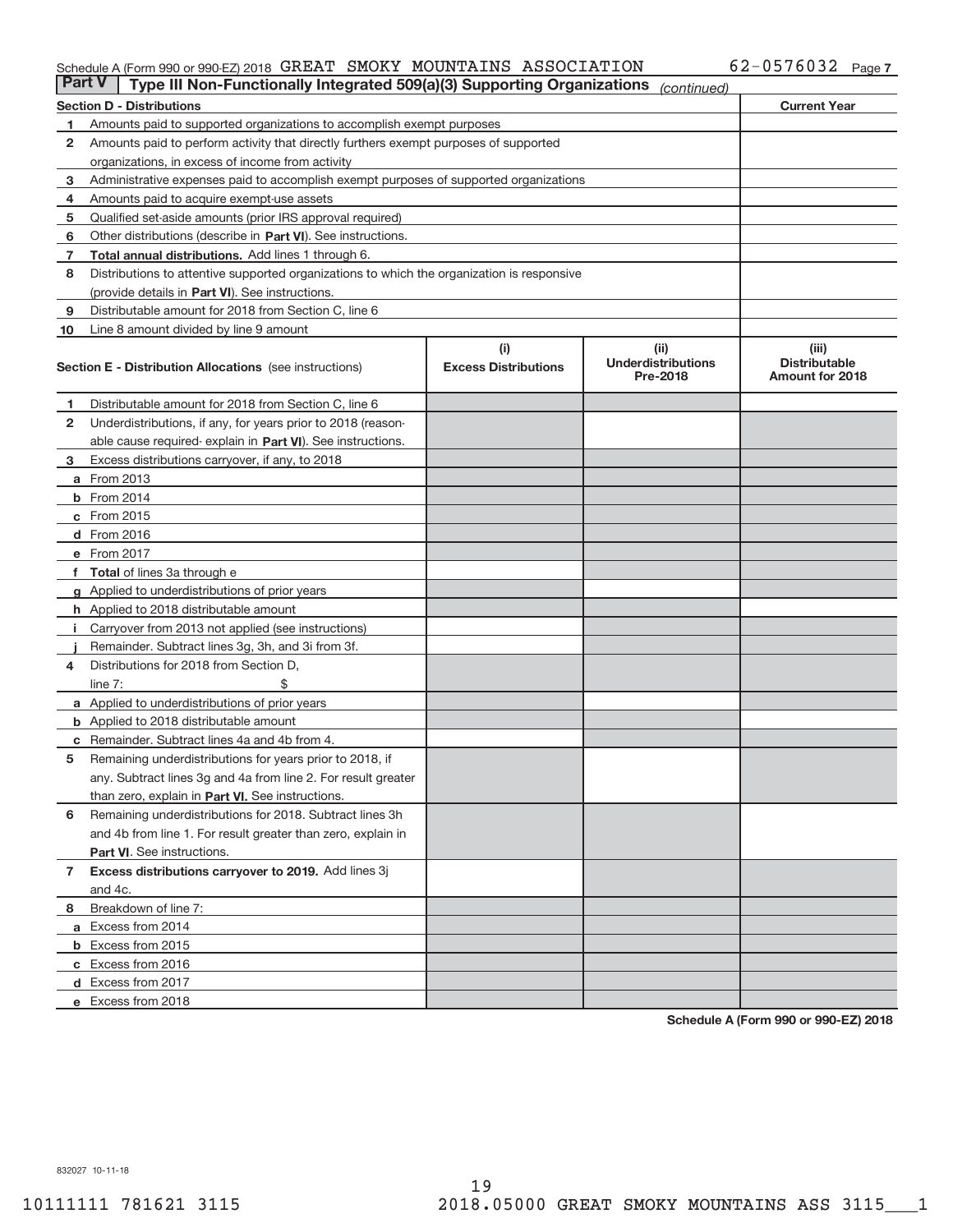Schedule A (Form 990 or 990-EZ) 2018 GREAT SMOKY MOUNTAINS ASSOCIATION 62-0576032 Page 7

## Part V | Type III Non-Functionally Integrated 509(a)(3) Supporting Organizations *(continued)*

| Section D - Distributions | | Current Year |
|---|---|---|
| 1 | Amounts paid to supported organizations to accomplish exempt purposes | |
| 2 | Amounts paid to perform activity that directly furthers exempt purposes of supported organizations, in excess of income from activity | |
| 3 | Administrative expenses paid to accomplish exempt purposes of supported organizations | |
| 4 | Amounts paid to acquire exempt-use assets | |
| 5 | Qualified set-aside amounts (prior IRS approval required) | |
| 6 | Other distributions (describe in **Part VI**). See instructions. | |
| 7 | **Total annual distributions.** Add lines 1 through 6. | |
| 8 | Distributions to attentive supported organizations to which the organization is responsive (provide details in **Part VI**). See instructions. | |
| 9 | Distributable amount for 2018 from Section C, line 6 | |
| 10 | Line 8 amount divided by line 9 amount | |

| | Section E - Distribution Allocations (see instructions) | (i) Excess Distributions | (ii) Underdistributions Pre-2018 | (iii) Distributable Amount for 2018 |
|---|---|---|---|---|
| 1 | Distributable amount for 2018 from Section C, line 6 | | | |
| 2 | Underdistributions, if any, for years prior to 2018 (reasonable cause required- explain in **Part VI**). See instructions. | | | |
| 3 | Excess distributions carryover, if any, to 2018 | | | |
| a | From 2013 | | | |
| b | From 2014 | | | |
| c | From 2015 | | | |
| d | From 2016 | | | |
| e | From 2017 | | | |
| f | **Total** of lines 3a through e | | | |
| g | Applied to underdistributions of prior years | | | |
| h | Applied to 2018 distributable amount | | | |
| i | Carryover from 2013 not applied (see instructions) | | | |
| j | Remainder. Subtract lines 3g, 3h, and 3i from 3f. | | | |
| 4 | Distributions for 2018 from Section D, line 7: $ | | | |
| a | Applied to underdistributions of prior years | | | |
| b | Applied to 2018 distributable amount | | | |
| c | Remainder. Subtract lines 4a and 4b from 4. | | | |
| 5 | Remaining underdistributions for years prior to 2018, if any. Subtract lines 3g and 4a from line 2. For result greater than zero, explain in **Part VI.** See instructions. | | | |
| 6 | Remaining underdistributions for 2018. Subtract lines 3h and 4b from line 1. For result greater than zero, explain in **Part VI**. See instructions. | | | |
| 7 | **Excess distributions carryover to 2019.** Add lines 3j and 4c. | | | |
| 8 | Breakdown of line 7: | | | |
| a | Excess from 2014 | | | |
| b | Excess from 2015 | | | |
| c | Excess from 2016 | | | |
| d | Excess from 2017 | | | |
| e | Excess from 2018 | | | |

**Schedule A (Form 990 or 990-EZ) 2018**

832027 10-11-18

10111111 781621 3115 2018.05000 GREAT SMOKY MOUNTAINS ASS 3115___1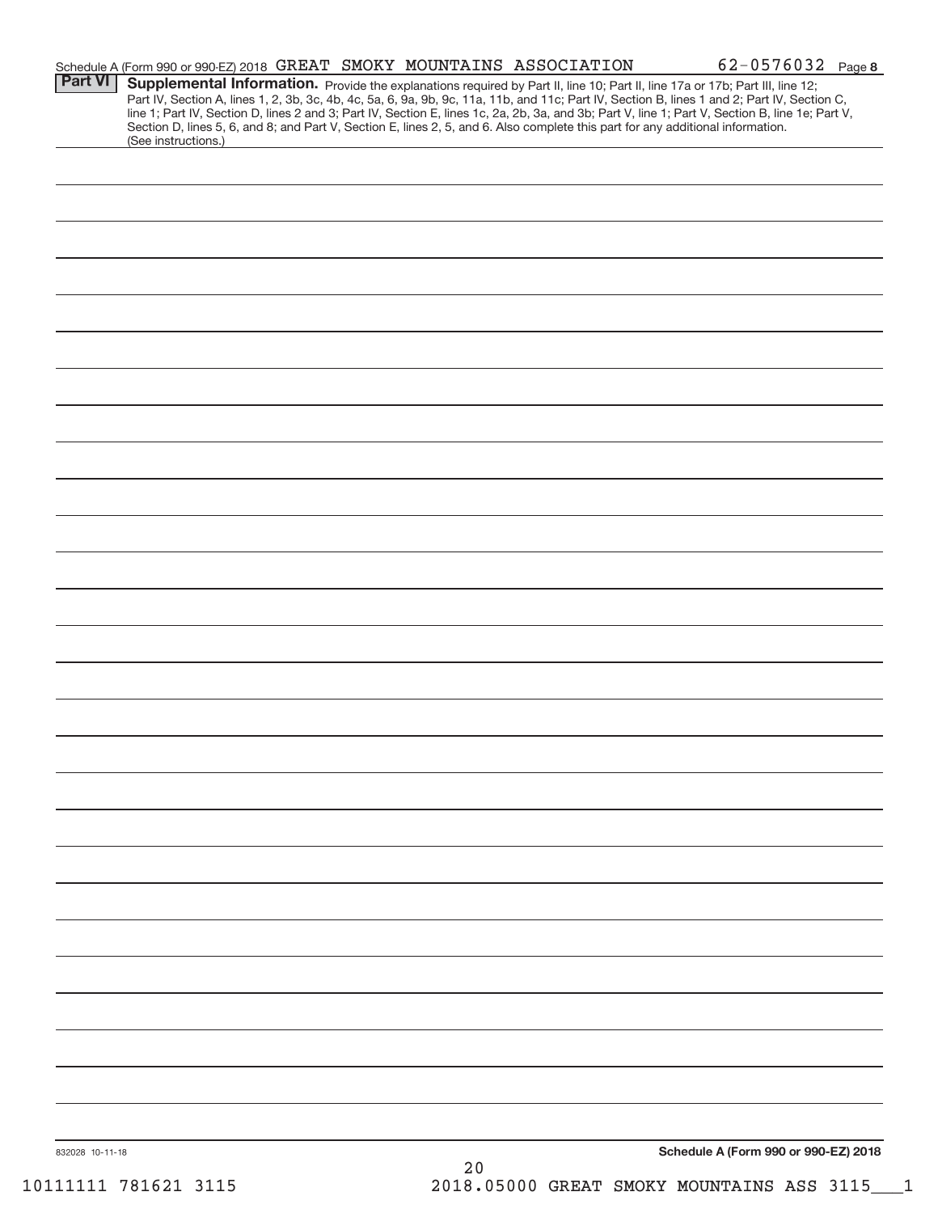Schedule A (Form 990 or 990-EZ) 2018 GREAT SMOKY MOUNTAINS ASSOCIATION 62-0576032 Page 8

**Part VI** **Supplemental Information.** Provide the explanations required by Part II, line 10; Part II, line 17a or 17b; Part III, line 12; Part IV, Section A, lines 1, 2, 3b, 3c, 4b, 4c, 5a, 6, 9a, 9b, 9c, 11a, 11b, and 11c; Part IV, Section B, lines 1 and 2; Part IV, Section C, line 1; Part IV, Section D, lines 2 and 3; Part IV, Section E, lines 1c, 2a, 2b, 3a, and 3b; Part V, line 1; Part V, Section B, line 1e; Part V, Section D, lines 5, 6, and 8; and Part V, Section E, lines 2, 5, and 6. Also complete this part for any additional information. (See instructions.)

832028 10-11-18

**Schedule A (Form 990 or 990-EZ) 2018**

10111111 781621 3115 2018.05000 GREAT SMOKY MOUNTAINS ASS 3115___1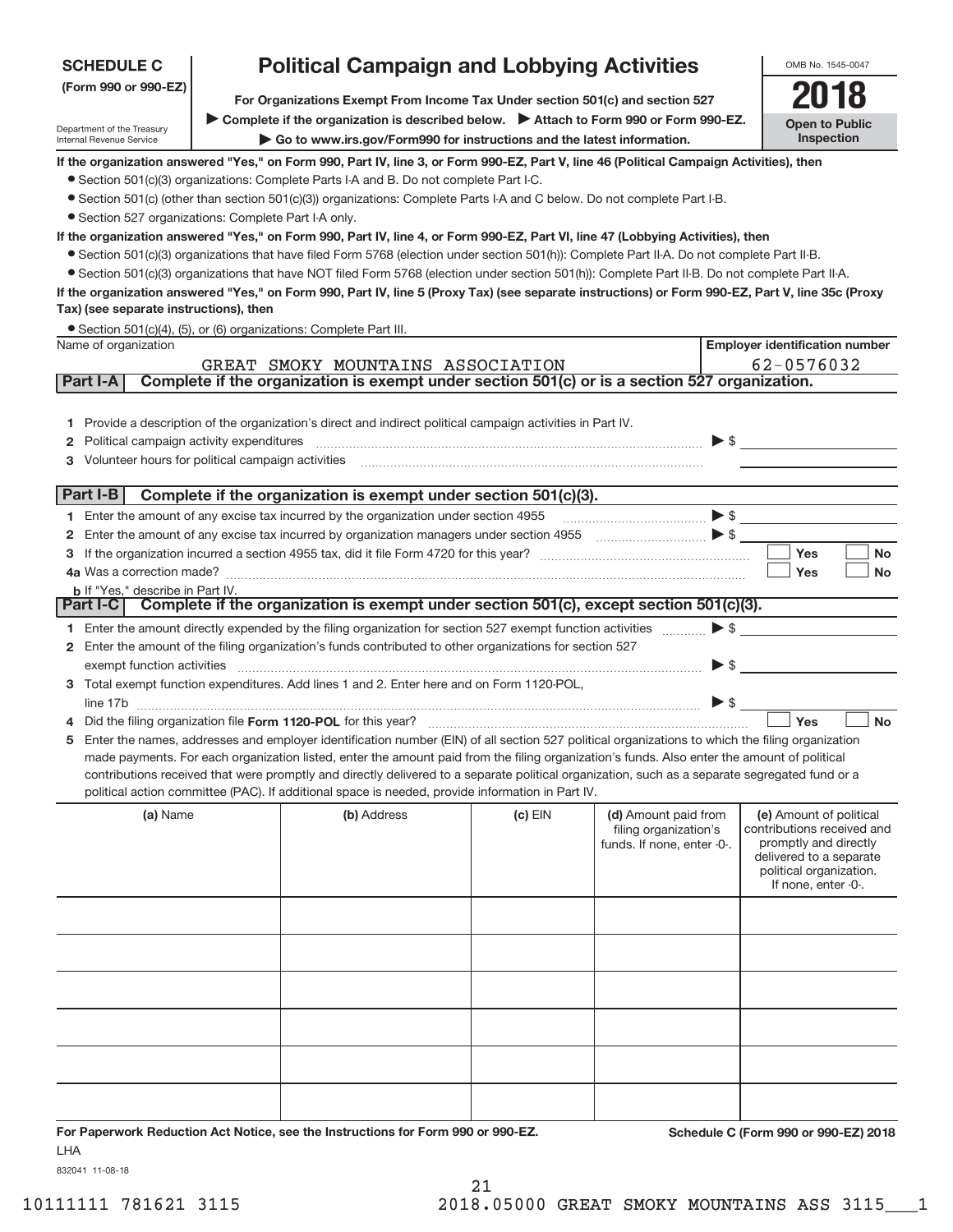**SCHEDULE C**
**(Form 990 or 990-EZ)**

Department of the Treasury
Internal Revenue Service

# Political Campaign and Lobbying Activities

**For Organizations Exempt From Income Tax Under section 501(c) and section 527**

▶ **Complete if the organization is described below.** ▶ **Attach to Form 990 or Form 990-EZ.**

▶ **Go to www.irs.gov/Form990 for instructions and the latest information.**

OMB No. 1545-0047

**2018**

**Open to Public Inspection**

**If the organization answered "Yes," on Form 990, Part IV, line 3, or Form 990-EZ, Part V, line 46 (Political Campaign Activities), then**

- Section 501(c)(3) organizations: Complete Parts I-A and B. Do not complete Part I-C.
- Section 501(c) (other than section 501(c)(3)) organizations: Complete Parts I-A and C below. Do not complete Part I-B.
- Section 527 organizations: Complete Part I-A only.

**If the organization answered "Yes," on Form 990, Part IV, line 4, or Form 990-EZ, Part VI, line 47 (Lobbying Activities), then**

- Section 501(c)(3) organizations that have filed Form 5768 (election under section 501(h)): Complete Part II-A. Do not complete Part II-B.
- Section 501(c)(3) organizations that have NOT filed Form 5768 (election under section 501(h)): Complete Part II-B. Do not complete Part II-A.

**If the organization answered "Yes," on Form 990, Part IV, line 5 (Proxy Tax) (see separate instructions) or Form 990-EZ, Part V, line 35c (Proxy Tax) (see separate instructions), then**

- Section 501(c)(4), (5), or (6) organizations: Complete Part III.

| Name of organization | Employer identification number |
|---|---|
| GREAT SMOKY MOUNTAINS ASSOCIATION | 62-0576032 |

## Part I-A — Complete if the organization is exempt under section 501(c) or is a section 527 organization.

1. Provide a description of the organization's direct and indirect political campaign activities in Part IV.
2. Political campaign activity expenditures ▶ $
3. Volunteer hours for political campaign activities

## Part I-B — Complete if the organization is exempt under section 501(c)(3).

1. Enter the amount of any excise tax incurred by the organization under section 4955 ▶ $
2. Enter the amount of any excise tax incurred by organization managers under section 4955 ▶ $
3. If the organization incurred a section 4955 tax, did it file Form 4720 for this year? ☐ Yes ☐ No

4a. Was a correction made? ☐ Yes ☐ No

b. If "Yes," describe in Part IV.

## Part I-C — Complete if the organization is exempt under section 501(c), except section 501(c)(3).

1. Enter the amount directly expended by the filing organization for section 527 exempt function activities ▶ $
2. Enter the amount of the filing organization's funds contributed to other organizations for section 527 exempt function activities ▶ $
3. Total exempt function expenditures. Add lines 1 and 2. Enter here and on Form 1120-POL, line 17b ▶ $
4. Did the filing organization file **Form 1120-POL** for this year? ☐ Yes ☐ No
5. Enter the names, addresses and employer identification number (EIN) of all section 527 political organizations to which the filing organization made payments. For each organization listed, enter the amount paid from the filing organization's funds. Also enter the amount of political contributions received that were promptly and directly delivered to a separate political organization, such as a separate segregated fund or a political action committee (PAC). If additional space is needed, provide information in Part IV.

| (a) Name | (b) Address | (c) EIN | (d) Amount paid from filing organization's funds. If none, enter -0-. | (e) Amount of political contributions received and promptly and directly delivered to a separate political organization. If none, enter -0-. |
|---|---|---|---|---|
| | | | | |
| | | | | |
| | | | | |
| | | | | |
| | | | | |
| | | | | |

**For Paperwork Reduction Act Notice, see the Instructions for Form 990 or 990-EZ.** **Schedule C (Form 990 or 990-EZ) 2018**

LHA

832041 11-08-18

10111111 781621 3115 2018.05000 GREAT SMOKY MOUNTAINS ASS 3115___1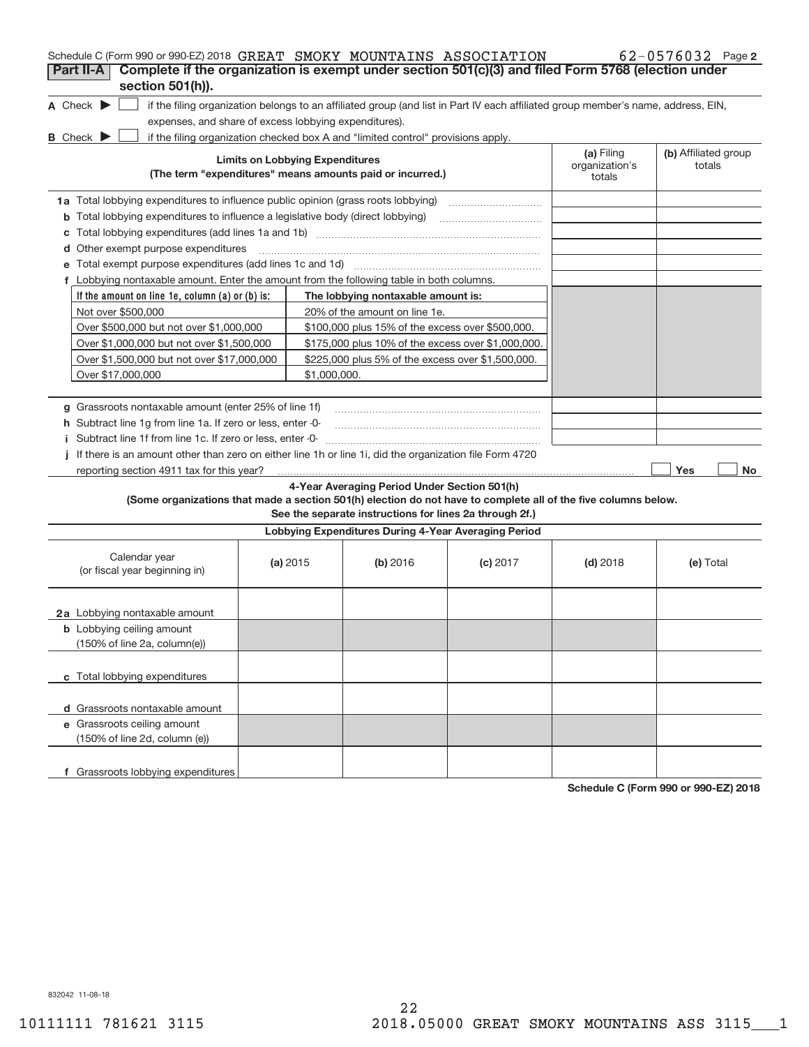Schedule C (Form 990 or 990-EZ) 2018 GREAT SMOKY MOUNTAINS ASSOCIATION 62-0576032 Page 2

## Part II-A Complete if the organization is exempt under section 501(c)(3) and filed Form 5768 (election under section 501(h)).

A Check ▶ ☐ if the filing organization belongs to an affiliated group (and list in Part IV each affiliated group member's name, address, EIN, expenses, and share of excess lobbying expenditures).

B Check ▶ ☐ if the filing organization checked box A and "limited control" provisions apply.

| Limits on Lobbying Expenditures (The term "expenditures" means amounts paid or incurred.) | (a) Filing organization's totals | (b) Affiliated group totals |
|---|---|---|
| 1a Total lobbying expenditures to influence public opinion (grass roots lobbying) | | |
| b Total lobbying expenditures to influence a legislative body (direct lobbying) | | |
| c Total lobbying expenditures (add lines 1a and 1b) | | |
| d Other exempt purpose expenditures | | |
| e Total exempt purpose expenditures (add lines 1c and 1d) | | |
| f Lobbying nontaxable amount. Enter the amount from the following table in both columns. | | |

| If the amount on line 1e, column (a) or (b) is: | The lobbying nontaxable amount is: |
|---|---|
| Not over $500,000 | 20% of the amount on line 1e. |
| Over $500,000 but not over $1,000,000 | $100,000 plus 15% of the excess over $500,000. |
| Over $1,000,000 but not over $1,500,000 | $175,000 plus 10% of the excess over $1,000,000. |
| Over $1,500,000 but not over $17,000,000 | $225,000 plus 5% of the excess over $1,500,000. |
| Over $17,000,000 | $1,000,000. |

| | (a) | (b) |
|---|---|---|
| g Grassroots nontaxable amount (enter 25% of line 1f) | | |
| h Subtract line 1g from line 1a. If zero or less, enter -0- | | |
| i Subtract line 1f from line 1c. If zero or less, enter -0- | | |
| j If there is an amount other than zero on either line 1h or line 1i, did the organization file Form 4720 reporting section 4911 tax for this year? | ☐ Yes | ☐ No |

### 4-Year Averaging Period Under Section 501(h)

**(Some organizations that made a section 501(h) election do not have to complete all of the five columns below. See the separate instructions for lines 2a through 2f.)**

**Lobbying Expenditures During 4-Year Averaging Period**

| Calendar year (or fiscal year beginning in) | (a) 2015 | (b) 2016 | (c) 2017 | (d) 2018 | (e) Total |
|---|---|---|---|---|---|
| 2a Lobbying nontaxable amount | | | | | |
| b Lobbying ceiling amount (150% of line 2a, column(e)) | | | | | |
| c Total lobbying expenditures | | | | | |
| d Grassroots nontaxable amount | | | | | |
| e Grassroots ceiling amount (150% of line 2d, column (e)) | | | | | |
| f Grassroots lobbying expenditures | | | | | |

Schedule C (Form 990 or 990-EZ) 2018

832042 11-08-18

10111111 781621 3115 2018.05000 GREAT SMOKY MOUNTAINS ASS 3115___1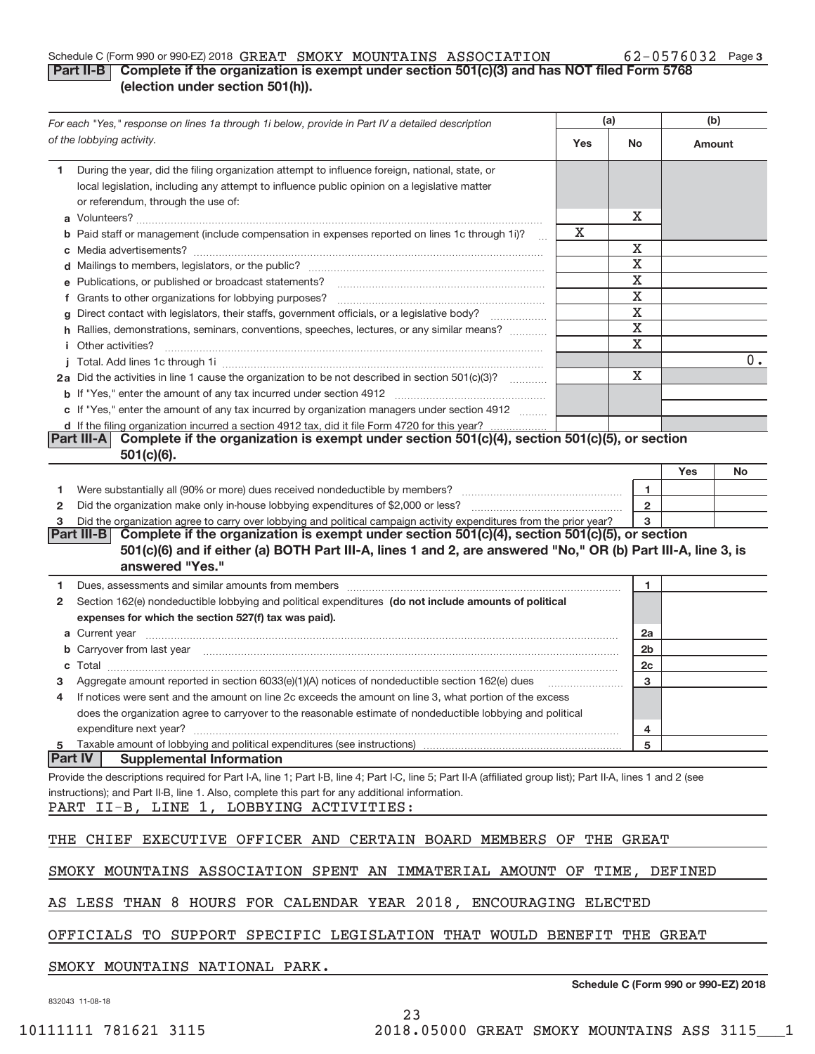Schedule C (Form 990 or 990-EZ) 2018 GREAT SMOKY MOUNTAINS ASSOCIATION 62-0576032 Page 3

## Part II-B Complete if the organization is exempt under section 501(c)(3) and has NOT filed Form 5768 (election under section 501(h)).

| *For each "Yes," response on lines 1a through 1i below, provide in Part IV a detailed description of the lobbying activity.* | (a) Yes | (a) No | (b) Amount |
|---|---|---|---|
| **1** During the year, did the filing organization attempt to influence foreign, national, state, or local legislation, including any attempt to influence public opinion on a legislative matter or referendum, through the use of: | | | |
| **a** Volunteers? | | X | |
| **b** Paid staff or management (include compensation in expenses reported on lines 1c through 1i)? | X | | |
| **c** Media advertisements? | | X | |
| **d** Mailings to members, legislators, or the public? | | X | |
| **e** Publications, or published or broadcast statements? | | X | |
| **f** Grants to other organizations for lobbying purposes? | | X | |
| **g** Direct contact with legislators, their staffs, government officials, or a legislative body? | | X | |
| **h** Rallies, demonstrations, seminars, conventions, speeches, lectures, or any similar means? | | X | |
| **i** Other activities? | | X | |
| **j** Total. Add lines 1c through 1i | | | 0. |
| **2a** Did the activities in line 1 cause the organization to be not described in section 501(c)(3)? | | X | |
| **b** If "Yes," enter the amount of any tax incurred under section 4912 | | | |
| **c** If "Yes," enter the amount of any tax incurred by organization managers under section 4912 | | | |
| **d** If the filing organization incurred a section 4912 tax, did it file Form 4720 for this year? | | | |

## Part III-A Complete if the organization is exempt under section 501(c)(4), section 501(c)(5), or section 501(c)(6).

| | | Yes | No |
|---|---|---|---|
| **1** Were substantially all (90% or more) dues received nondeductible by members? | 1 | | |
| **2** Did the organization make only in-house lobbying expenditures of $2,000 or less? | 2 | | |
| **3** Did the organization agree to carry over lobbying and political campaign activity expenditures from the prior year? | 3 | | |

## Part III-B Complete if the organization is exempt under section 501(c)(4), section 501(c)(5), or section 501(c)(6) and if either (a) BOTH Part III-A, lines 1 and 2, are answered "No," OR (b) Part III-A, line 3, is answered "Yes."

| | | |
|---|---|---|
| **1** Dues, assessments and similar amounts from members | 1 | |
| **2** Section 162(e) nondeductible lobbying and political expenditures **(do not include amounts of political expenses for which the section 527(f) tax was paid).** | | |
| **a** Current year | 2a | |
| **b** Carryover from last year | 2b | |
| **c** Total | 2c | |
| **3** Aggregate amount reported in section 6033(e)(1)(A) notices of nondeductible section 162(e) dues | 3 | |
| **4** If notices were sent and the amount on line 2c exceeds the amount on line 3, what portion of the excess does the organization agree to carryover to the reasonable estimate of nondeductible lobbying and political expenditure next year? | 4 | |
| **5** Taxable amount of lobbying and political expenditures (see instructions) | 5 | |

## Part IV Supplemental Information

Provide the descriptions required for Part I-A, line 1; Part I-B, line 4; Part I-C, line 5; Part II-A (affiliated group list); Part II-A, lines 1 and 2 (see instructions); and Part II-B, line 1. Also, complete this part for any additional information.

PART II-B, LINE 1, LOBBYING ACTIVITIES:

THE CHIEF EXECUTIVE OFFICER AND CERTAIN BOARD MEMBERS OF THE GREAT SMOKY MOUNTAINS ASSOCIATION SPENT AN IMMATERIAL AMOUNT OF TIME, DEFINED AS LESS THAN 8 HOURS FOR CALENDAR YEAR 2018, ENCOURAGING ELECTED OFFICIALS TO SUPPORT SPECIFIC LEGISLATION THAT WOULD BENEFIT THE GREAT SMOKY MOUNTAINS NATIONAL PARK.

Schedule C (Form 990 or 990-EZ) 2018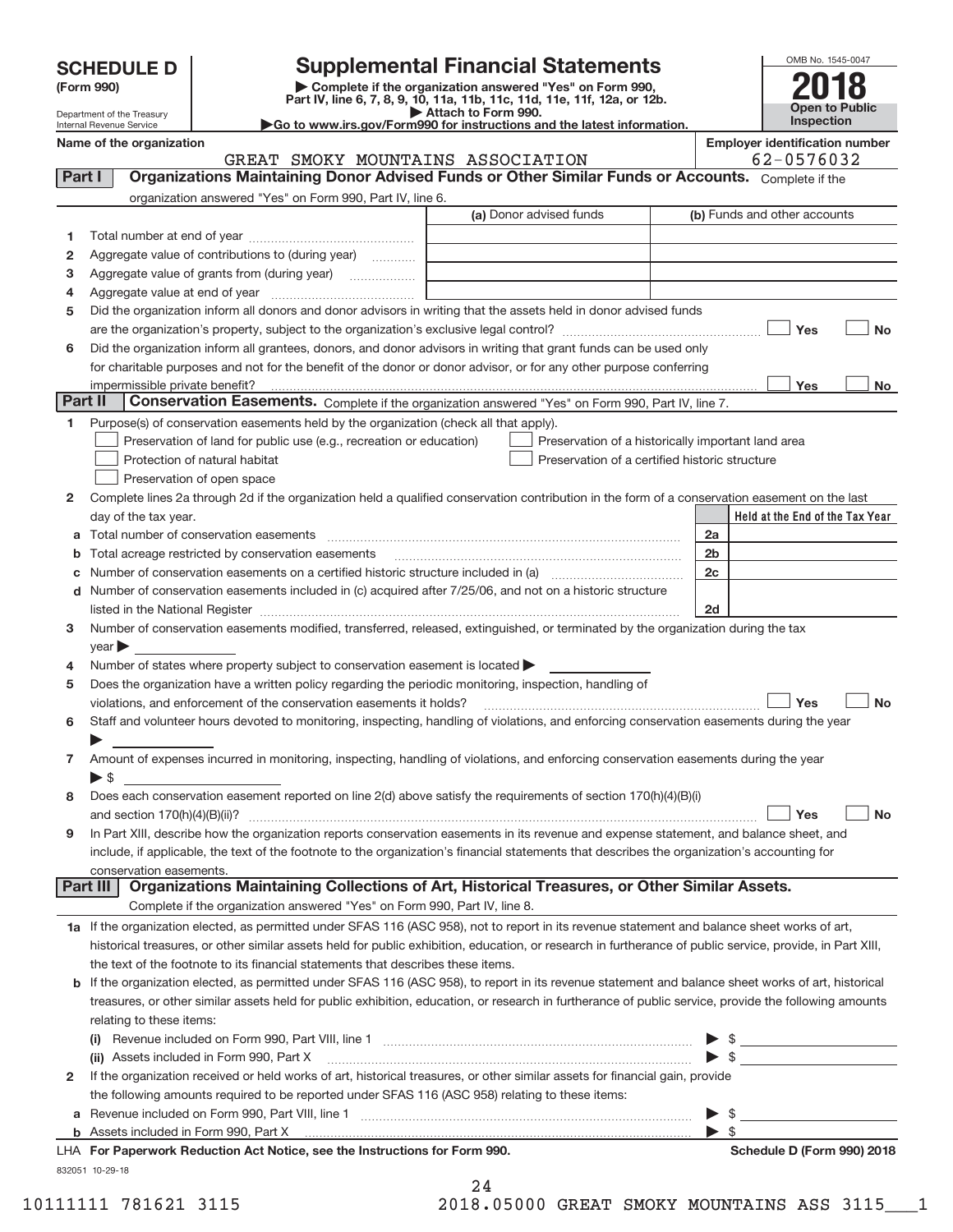# SCHEDULE D (Form 990)

Department of the Treasury
Internal Revenue Service

## Supplemental Financial Statements

▶ Complete if the organization answered "Yes" on Form 990, Part IV, line 6, 7, 8, 9, 10, 11a, 11b, 11c, 11d, 11e, 11f, 12a, or 12b.
▶ Attach to Form 990.
▶Go to www.irs.gov/Form990 for instructions and the latest information.

OMB No. 1545-0047

**2018**

**Open to Public Inspection**

**Name of the organization:** GREAT SMOKY MOUNTAINS ASSOCIATION

**Employer identification number:** 62-0576032

**Part I — Organizations Maintaining Donor Advised Funds or Other Similar Funds or Accounts.** Complete if the organization answered "Yes" on Form 990, Part IV, line 6.

| | | (a) Donor advised funds | (b) Funds and other accounts |
|---|---|---|---|
| 1 | Total number at end of year | | |
| 2 | Aggregate value of contributions to (during year) | | |
| 3 | Aggregate value of grants from (during year) | | |
| 4 | Aggregate value at end of year | | |

5 Did the organization inform all donors and donor advisors in writing that the assets held in donor advised funds are the organization's property, subject to the organization's exclusive legal control? ☐ Yes ☐ No

6 Did the organization inform all grantees, donors, and donor advisors in writing that grant funds can be used only for charitable purposes and not for the benefit of the donor or donor advisor, or for any other purpose conferring impermissible private benefit? ☐ Yes ☐ No

**Part II — Conservation Easements.** Complete if the organization answered "Yes" on Form 990, Part IV, line 7.

1 Purpose(s) of conservation easements held by the organization (check all that apply).

- ☐ Preservation of land for public use (e.g., recreation or education)
- ☐ Preservation of a historically important land area
- ☐ Protection of natural habitat
- ☐ Preservation of a certified historic structure
- ☐ Preservation of open space

2 Complete lines 2a through 2d if the organization held a qualified conservation contribution in the form of a conservation easement on the last day of the tax year.

| | | | Held at the End of the Tax Year |
|---|---|---|---|
| a | Total number of conservation easements | 2a | |
| b | Total acreage restricted by conservation easements | 2b | |
| c | Number of conservation easements on a certified historic structure included in (a) | 2c | |
| d | Number of conservation easements included in (c) acquired after 7/25/06, and not on a historic structure listed in the National Register | 2d | |

3 Number of conservation easements modified, transferred, released, extinguished, or terminated by the organization during the tax year ▶

4 Number of states where property subject to conservation easement is located ▶

5 Does the organization have a written policy regarding the periodic monitoring, inspection, handling of violations, and enforcement of the conservation easements it holds? ☐ Yes ☐ No

6 Staff and volunteer hours devoted to monitoring, inspecting, handling of violations, and enforcing conservation easements during the year ▶

7 Amount of expenses incurred in monitoring, inspecting, handling of violations, and enforcing conservation easements during the year ▶ $

8 Does each conservation easement reported on line 2(d) above satisfy the requirements of section 170(h)(4)(B)(i) and section 170(h)(4)(B)(ii)? ☐ Yes ☐ No

9 In Part XIII, describe how the organization reports conservation easements in its revenue and expense statement, and balance sheet, and include, if applicable, the text of the footnote to the organization's financial statements that describes the organization's accounting for conservation easements.

**Part III — Organizations Maintaining Collections of Art, Historical Treasures, or Other Similar Assets.** Complete if the organization answered "Yes" on Form 990, Part IV, line 8.

1a If the organization elected, as permitted under SFAS 116 (ASC 958), not to report in its revenue statement and balance sheet works of art, historical treasures, or other similar assets held for public exhibition, education, or research in furtherance of public service, provide, in Part XIII, the text of the footnote to its financial statements that describes these items.

b If the organization elected, as permitted under SFAS 116 (ASC 958), to report in its revenue statement and balance sheet works of art, historical treasures, or other similar assets held for public exhibition, education, or research in furtherance of public service, provide the following amounts relating to these items:

(i) Revenue included on Form 990, Part VIII, line 1 ▶ $

(ii) Assets included in Form 990, Part X ▶ $

2 If the organization received or held works of art, historical treasures, or other similar assets for financial gain, provide the following amounts required to be reported under SFAS 116 (ASC 958) relating to these items:

a Revenue included on Form 990, Part VIII, line 1 ▶ $

b Assets included in Form 990, Part X ▶ $

LHA For Paperwork Reduction Act Notice, see the Instructions for Form 990. **Schedule D (Form 990) 2018**

832051 10-29-18

10111111 781621 3115 2018.05000 GREAT SMOKY MOUNTAINS ASS 3115___1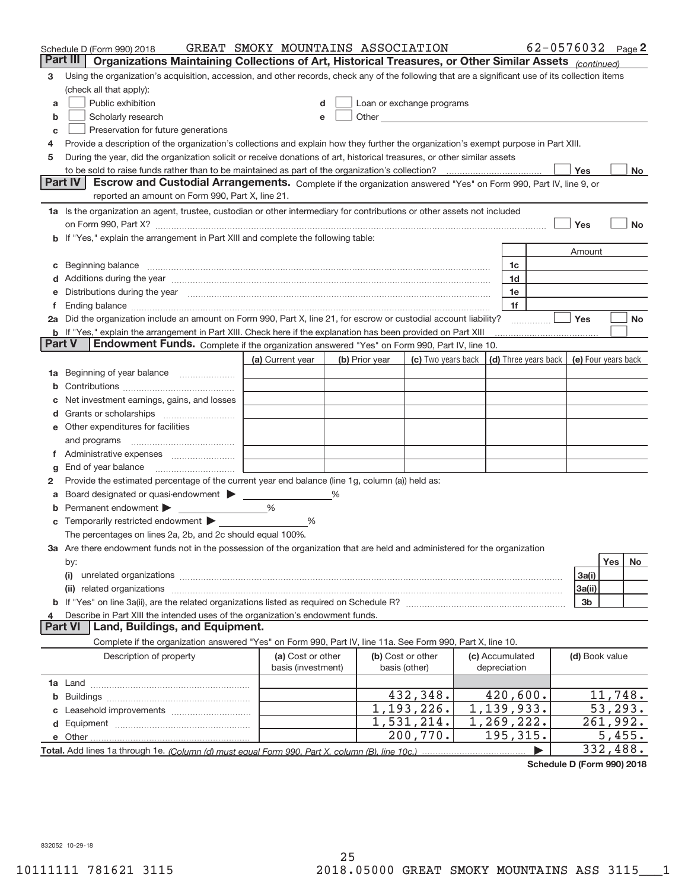Schedule D (Form 990) 2018 GREAT SMOKY MOUNTAINS ASSOCIATION 62-0576032 Page 2

## Part III Organizations Maintaining Collections of Art, Historical Treasures, or Other Similar Assets *(continued)*

3 Using the organization's acquisition, accession, and other records, check any of the following that are a significant use of its collection items (check all that apply):

a ☐ Public exhibition

b ☐ Scholarly research

c ☐ Preservation for future generations

d ☐ Loan or exchange programs

e ☐ Other

4 Provide a description of the organization's collections and explain how they further the organization's exempt purpose in Part XIII.

5 During the year, did the organization solicit or receive donations of art, historical treasures, or other similar assets to be sold to raise funds rather than to be maintained as part of the organization's collection? ☐ Yes ☐ No

## Part IV Escrow and Custodial Arrangements.

Complete if the organization answered "Yes" on Form 990, Part IV, line 9, or reported an amount on Form 990, Part X, line 21.

1a Is the organization an agent, trustee, custodian or other intermediary for contributions or other assets not included on Form 990, Part X? ☐ Yes ☐ No

b If "Yes," explain the arrangement in Part XIII and complete the following table:

| | | | Amount |
|---|---|---|---|
| c | Beginning balance | 1c | |
| d | Additions during the year | 1d | |
| e | Distributions during the year | 1e | |
| f | Ending balance | 1f | |

2a Did the organization include an amount on Form 990, Part X, line 21, for escrow or custodial account liability? ☐ Yes ☐ No

b If "Yes," explain the arrangement in Part XIII. Check here if the explanation has been provided on Part XIII ☐

## Part V Endowment Funds.

Complete if the organization answered "Yes" on Form 990, Part IV, line 10.

| | | (a) Current year | (b) Prior year | (c) Two years back | (d) Three years back | (e) Four years back |
|---|---|---|---|---|---|---|
| 1a | Beginning of year balance | | | | | |
| b | Contributions | | | | | |
| c | Net investment earnings, gains, and losses | | | | | |
| d | Grants or scholarships | | | | | |
| e | Other expenditures for facilities and programs | | | | | |
| f | Administrative expenses | | | | | |
| g | End of year balance | | | | | |

2 Provide the estimated percentage of the current year end balance (line 1g, column (a)) held as:

a Board designated or quasi-endowment ▶ _____ %

b Permanent endowment ▶ _____ %

c Temporarily restricted endowment ▶ _____ %

The percentages on lines 2a, 2b, and 2c should equal 100%.

3a Are there endowment funds not in the possession of the organization that are held and administered for the organization by:

| | | | Yes | No |
|---|---|---|---|---|
| (i) | unrelated organizations | 3a(i) | | |
| (ii) | related organizations | 3a(ii) | | |
| b | If "Yes" on line 3a(ii), are the related organizations listed as required on Schedule R? | 3b | | |

4 Describe in Part XIII the intended uses of the organization's endowment funds.

## Part VI Land, Buildings, and Equipment.

Complete if the organization answered "Yes" on Form 990, Part IV, line 11a. See Form 990, Part X, line 10.

| Description of property | (a) Cost or other basis (investment) | (b) Cost or other basis (other) | (c) Accumulated depreciation | (d) Book value |
|---|---|---|---|---|
| 1a Land | | | | |
| b Buildings | | 432,348. | 420,600. | 11,748. |
| c Leasehold improvements | | 1,193,226. | 1,139,933. | 53,293. |
| d Equipment | | 1,531,214. | 1,269,222. | 261,992. |
| e Other | | 200,770. | 195,315. | 5,455. |
| **Total.** Add lines 1a through 1e. *(Column (d) must equal Form 990, Part X, column (B), line 10c.)* ▶ | | | | 332,488. |

Schedule D (Form 990) 2018

832052 10-29-18

10111111 781621 3115 2018.05000 GREAT SMOKY MOUNTAINS ASS 3115___1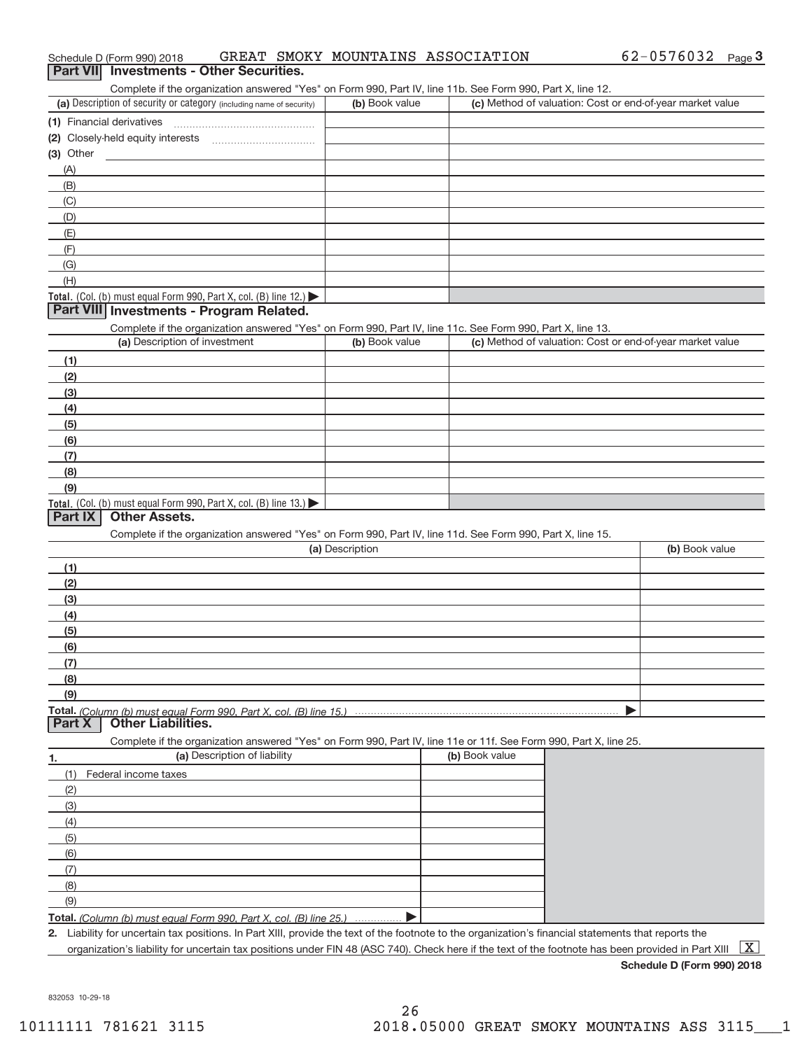Schedule D (Form 990) 2018 GREAT SMOKY MOUNTAINS ASSOCIATION 62-0576032 Page 3

## Part VII Investments - Other Securities.

Complete if the organization answered "Yes" on Form 990, Part IV, line 11b. See Form 990, Part X, line 12.

| (a) Description of security or category (including name of security) | (b) Book value | (c) Method of valuation: Cost or end-of-year market value |
|---|---|---|
| (1) Financial derivatives | | |
| (2) Closely-held equity interests | | |
| (3) Other | | |
| (A) | | |
| (B) | | |
| (C) | | |
| (D) | | |
| (E) | | |
| (F) | | |
| (G) | | |
| (H) | | |
| **Total.** (Col. (b) must equal Form 990, Part X, col. (B) line 12.) ▶ | | |

## Part VIII Investments - Program Related.

Complete if the organization answered "Yes" on Form 990, Part IV, line 11c. See Form 990, Part X, line 13.

| (a) Description of investment | (b) Book value | (c) Method of valuation: Cost or end-of-year market value |
|---|---|---|
| (1) | | |
| (2) | | |
| (3) | | |
| (4) | | |
| (5) | | |
| (6) | | |
| (7) | | |
| (8) | | |
| (9) | | |
| **Total.** (Col. (b) must equal Form 990, Part X, col. (B) line 13.) ▶ | | |

## Part IX Other Assets.

Complete if the organization answered "Yes" on Form 990, Part IV, line 11d. See Form 990, Part X, line 15.

| (a) Description | (b) Book value |
|---|---|
| (1) | |
| (2) | |
| (3) | |
| (4) | |
| (5) | |
| (6) | |
| (7) | |
| (8) | |
| (9) | |
| **Total.** *(Column (b) must equal Form 990, Part X, col. (B) line 15.)* ▶ | |

## Part X Other Liabilities.

Complete if the organization answered "Yes" on Form 990, Part IV, line 11e or 11f. See Form 990, Part X, line 25.

| 1. (a) Description of liability | (b) Book value |
|---|---|
| (1) Federal income taxes | |
| (2) | |
| (3) | |
| (4) | |
| (5) | |
| (6) | |
| (7) | |
| (8) | |
| (9) | |
| **Total.** *(Column (b) must equal Form 990, Part X, col. (B) line 25.)* ▶ | |

2. Liability for uncertain tax positions. In Part XIII, provide the text of the footnote to the organization's financial statements that reports the organization's liability for uncertain tax positions under FIN 48 (ASC 740). Check here if the text of the footnote has been provided in Part XIII [X]

**Schedule D (Form 990) 2018**

832053 10-29-18

10111111 781621 3115 2018.05000 GREAT SMOKY MOUNTAINS ASS 3115___1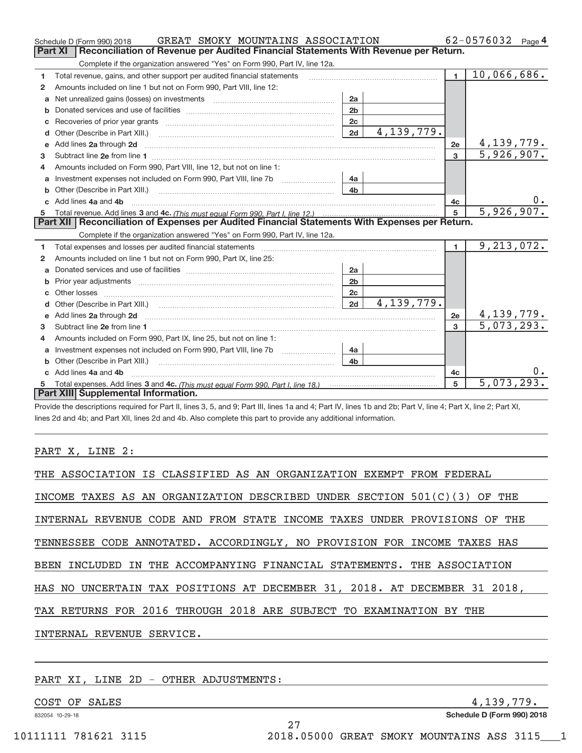Schedule D (Form 990) 2018 GREAT SMOKY MOUNTAINS ASSOCIATION 62-0576032 Page 4

## Part XI Reconciliation of Revenue per Audited Financial Statements With Revenue per Return.

Complete if the organization answered "Yes" on Form 990, Part IV, line 12a.

| | | | | | |
|---|---|---|---|---|---|
| 1 | Total revenue, gains, and other support per audited financial statements | | | 1 | 10,066,686. |
| 2 | Amounts included on line 1 but not on Form 990, Part VIII, line 12: | | | | |
| a | Net unrealized gains (losses) on investments | 2a | | | |
| b | Donated services and use of facilities | 2b | | | |
| c | Recoveries of prior year grants | 2c | | | |
| d | Other (Describe in Part XIII.) | 2d | 4,139,779. | | |
| e | Add lines 2a through 2d | | | 2e | 4,139,779. |
| 3 | Subtract line 2e from line 1 | | | 3 | 5,926,907. |
| 4 | Amounts included on Form 990, Part VIII, line 12, but not on line 1: | | | | |
| a | Investment expenses not included on Form 990, Part VIII, line 7b | 4a | | | |
| b | Other (Describe in Part XIII.) | 4b | | | |
| c | Add lines 4a and 4b | | | 4c | 0. |
| 5 | Total revenue. Add lines 3 and 4c. *(This must equal Form 990, Part I, line 12.)* | | | 5 | 5,926,907. |

## Part XII Reconciliation of Expenses per Audited Financial Statements With Expenses per Return.

Complete if the organization answered "Yes" on Form 990, Part IV, line 12a.

| | | | | | |
|---|---|---|---|---|---|
| 1 | Total expenses and losses per audited financial statements | | | 1 | 9,213,072. |
| 2 | Amounts included on line 1 but not on Form 990, Part IX, line 25: | | | | |
| a | Donated services and use of facilities | 2a | | | |
| b | Prior year adjustments | 2b | | | |
| c | Other losses | 2c | | | |
| d | Other (Describe in Part XIII.) | 2d | 4,139,779. | | |
| e | Add lines 2a through 2d | | | 2e | 4,139,779. |
| 3 | Subtract line 2e from line 1 | | | 3 | 5,073,293. |
| 4 | Amounts included on Form 990, Part IX, line 25, but not on line 1: | | | | |
| a | Investment expenses not included on Form 990, Part VIII, line 7b | 4a | | | |
| b | Other (Describe in Part XIII.) | 4b | | | |
| c | Add lines 4a and 4b | | | 4c | 0. |
| 5 | Total expenses. Add lines 3 and 4c. *(This must equal Form 990, Part I, line 18.)* | | | 5 | 5,073,293. |

## Part XIII Supplemental Information.

Provide the descriptions required for Part II, lines 3, 5, and 9; Part III, lines 1a and 4; Part IV, lines 1b and 2b; Part V, line 4; Part X, line 2; Part XI, lines 2d and 4b; and Part XII, lines 2d and 4b. Also complete this part to provide any additional information.

PART X, LINE 2:

THE ASSOCIATION IS CLASSIFIED AS AN ORGANIZATION EXEMPT FROM FEDERAL INCOME TAXES AS AN ORGANIZATION DESCRIBED UNDER SECTION 501(C)(3) OF THE INTERNAL REVENUE CODE AND FROM STATE INCOME TAXES UNDER PROVISIONS OF THE TENNESSEE CODE ANNOTATED. ACCORDINGLY, NO PROVISION FOR INCOME TAXES HAS BEEN INCLUDED IN THE ACCOMPANYING FINANCIAL STATEMENTS. THE ASSOCIATION HAS NO UNCERTAIN TAX POSITIONS AT DECEMBER 31, 2018. AT DECEMBER 31 2018, TAX RETURNS FOR 2016 THROUGH 2018 ARE SUBJECT TO EXAMINATION BY THE INTERNAL REVENUE SERVICE.

PART XI, LINE 2D - OTHER ADJUSTMENTS:

| | |
|---|---|
| COST OF SALES | 4,139,779. |

832054 10-29-18 Schedule D (Form 990) 2018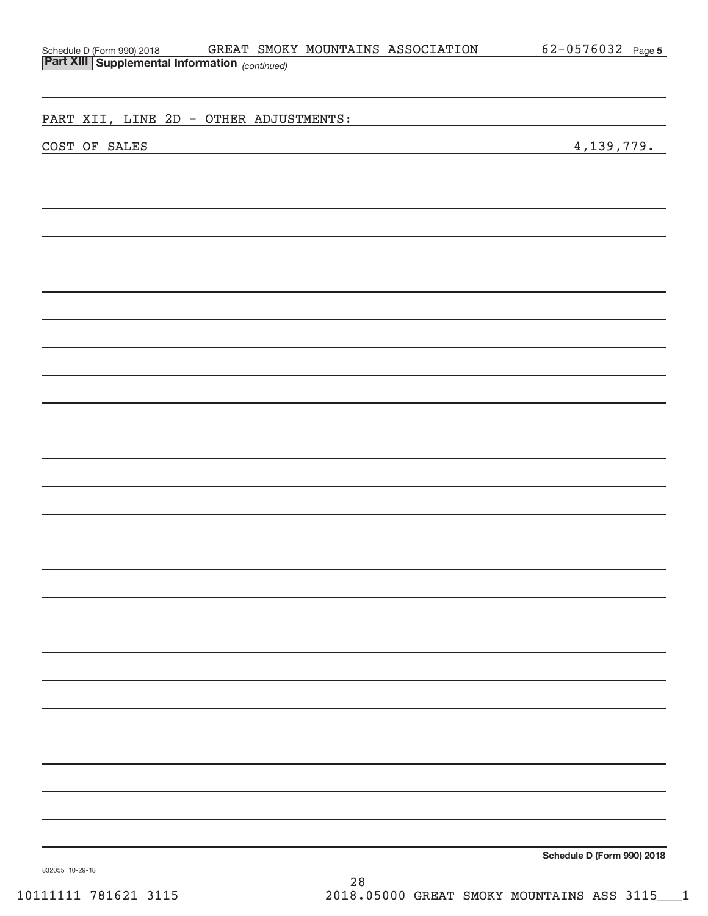Schedule D (Form 990) 2018 GREAT SMOKY MOUNTAINS ASSOCIATION 62-0576032 Page 5

**Part XIII Supplemental Information** *(continued)*

PART XII, LINE 2D - OTHER ADJUSTMENTS:

| | |
|---|---|
| COST OF SALES | 4,139,779. |

**Schedule D (Form 990) 2018**

832055 10-29-18

10111111 781621 3115 2018.05000 GREAT SMOKY MOUNTAINS ASS 3115___1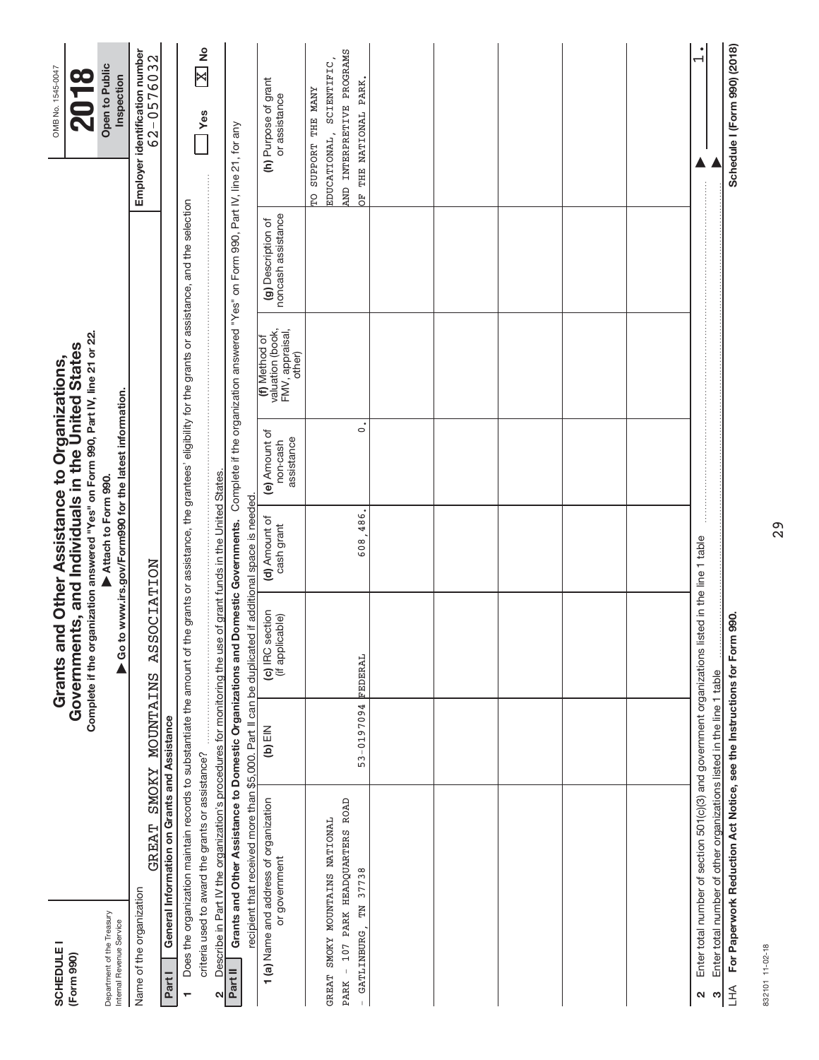**SCHEDULE I**
**(Form 990)**

Department of the Treasury
Internal Revenue Service

# Grants and Other Assistance to Organizations, Governments, and Individuals in the United States

**Complete if the organization answered "Yes" on Form 990, Part IV, line 21 or 22.**

▶ Attach to Form 990.

▶ Go to www.irs.gov/Form990 for the latest information.

OMB No. 1545-0047

**2018**

**Open to Public Inspection**

Name of the organization: GREAT SMOKY MOUNTAINS ASSOCIATION

**Employer identification number** 62-0576032

**Part I General Information on Grants and Assistance**

1 Does the organization maintain records to substantiate the amount of the grants or assistance, the grantees' eligibility for the grants or assistance, and the selection criteria used to award the grants or assistance? ☐ Yes ☒ No

2 Describe in Part IV the organization's procedures for monitoring the use of grant funds in the United States.

**Part II Grants and Other Assistance to Domestic Organizations and Domestic Governments.** Complete if the organization answered "Yes" on Form 990, Part IV, line 21, for any recipient that received more than $5,000. Part II can be duplicated if additional space is needed.

| 1 (a) Name and address of organization or government | (b) EIN | (c) IRC section (if applicable) | (d) Amount of cash grant | (e) Amount of non-cash assistance | (f) Method of valuation (book, FMV, appraisal, other) | (g) Description of noncash assistance | (h) Purpose of grant or assistance |
|---|---|---|---|---|---|---|---|
| GREAT SMOKY MOUNTAINS NATIONAL PARK - 107 PARK HEADQUARTERS ROAD - GATLINBURG, TN 37738 | 53-0197094 | FEDERAL | 608,486. | 0. | | | TO SUPPORT THE MANY EDUCATIONAL, SCIENTIFIC, AND INTERPRETIVE PROGRAMS OF THE NATIONAL PARK. |
| | | | | | | | |
| | | | | | | | |
| | | | | | | | |
| | | | | | | | |
| | | | | | | | |

2 Enter total number of section 501(c)(3) and government organizations listed in the line 1 table ▶ 1.

3 Enter total number of other organizations listed in the line 1 table ▶

LHA **For Paperwork Reduction Act Notice, see the Instructions for Form 990.** **Schedule I (Form 990) (2018)**

832101 11-02-18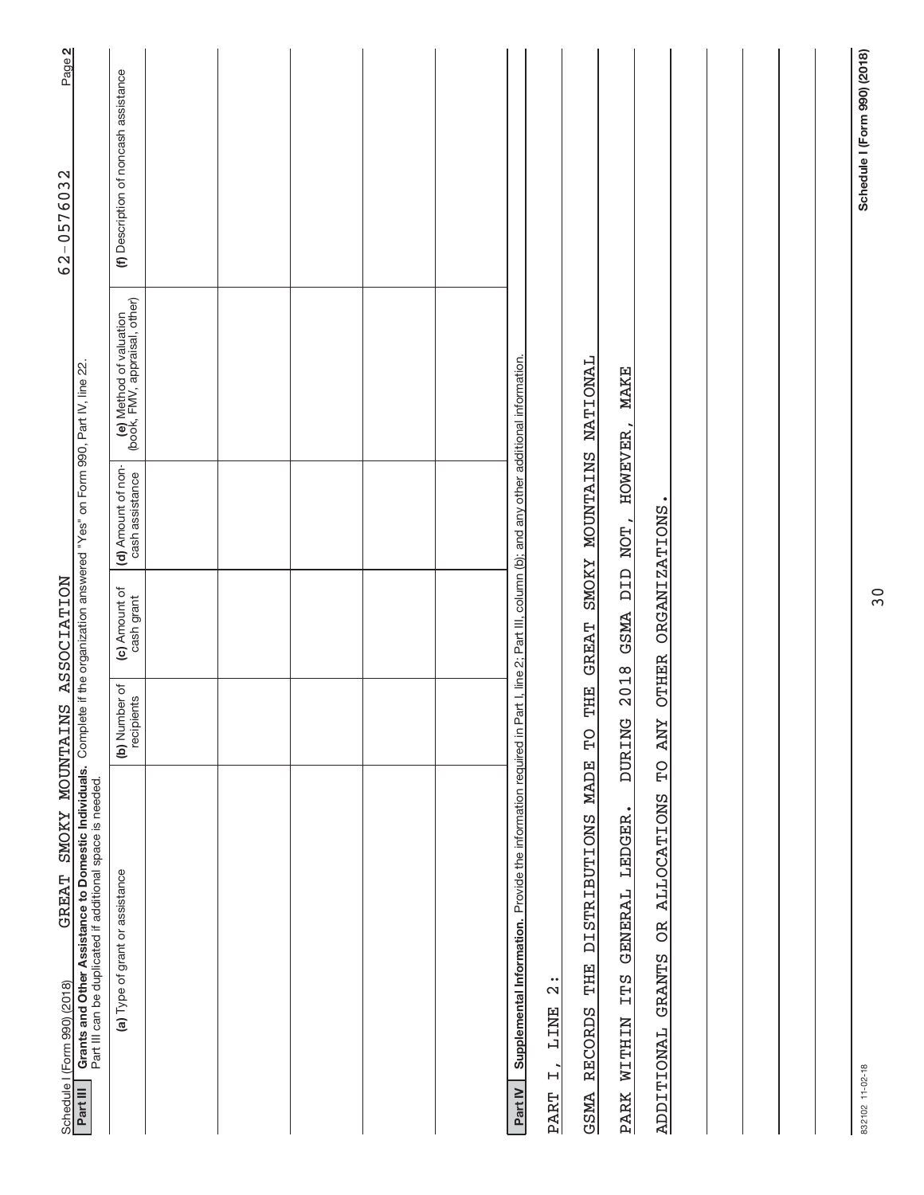Schedule I (Form 990) (2018) GREAT SMOKY MOUNTAINS ASSOCIATION 62-0576032 Page 2

**Part III** **Grants and Other Assistance to Domestic Individuals.** Complete if the organization answered "Yes" on Form 990, Part IV, line 22.
Part III can be duplicated if additional space is needed.

| (a) Type of grant or assistance | (b) Number of recipients | (c) Amount of cash grant | (d) Amount of non-cash assistance | (e) Method of valuation (book, FMV, appraisal, other) | (f) Description of noncash assistance |
|---|---|---|---|---|---|
| | | | | | |
| | | | | | |
| | | | | | |
| | | | | | |
| | | | | | |

**Part IV** **Supplemental Information.** Provide the information required in Part I, line 2; Part III, column (b); and any other additional information.

PART I, LINE 2:

GSMA RECORDS THE DISTRIBUTIONS MADE TO THE GREAT SMOKY MOUNTAINS NATIONAL PARK WITHIN ITS GENERAL LEDGER. DURING 2018 GSMA DID NOT, HOWEVER, MAKE ADDITIONAL GRANTS OR ALLOCATIONS TO ANY OTHER ORGANIZATIONS.

832102 11-02-18 **Schedule I (Form 990) (2018)**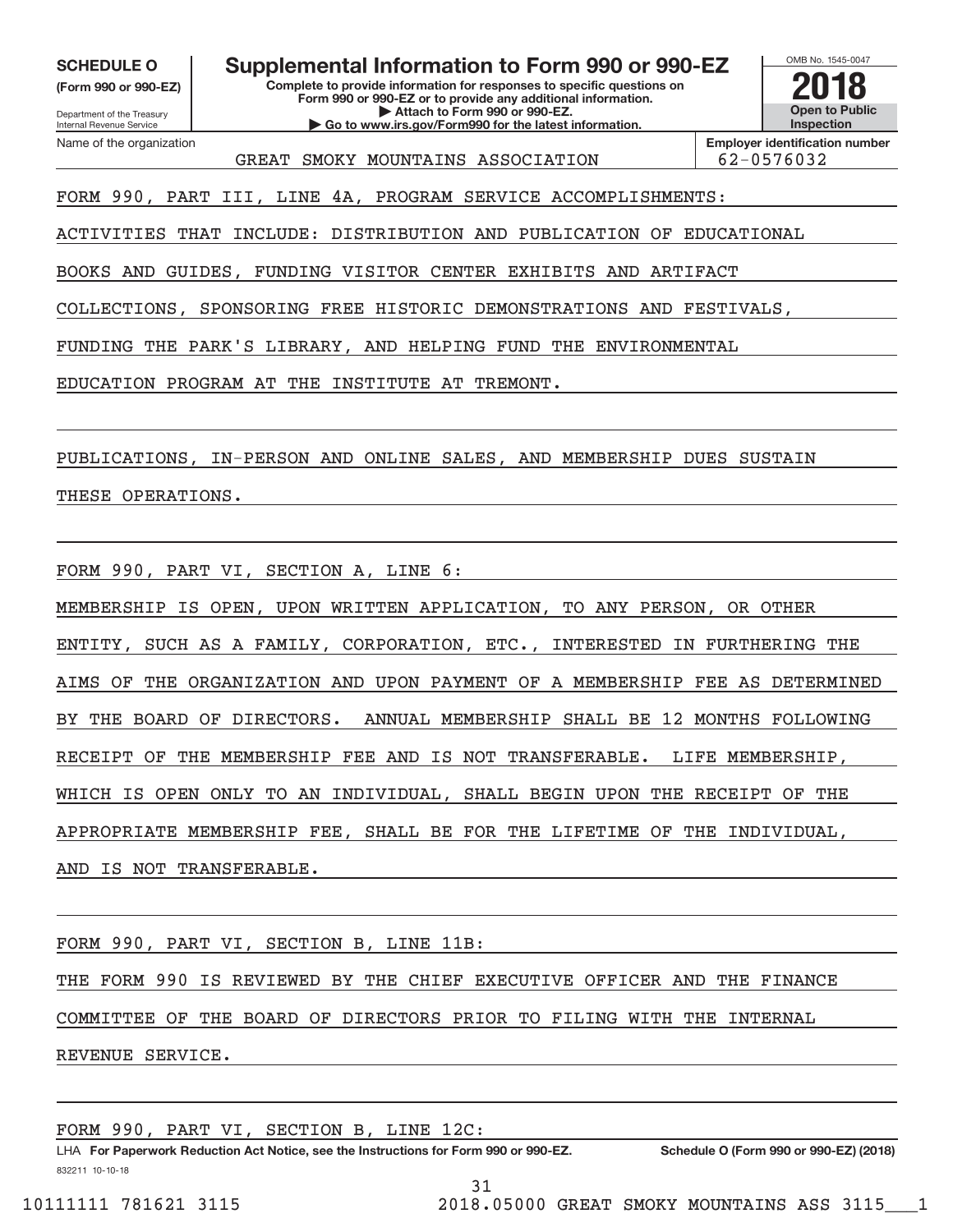**SCHEDULE O** (Form 990 or 990-EZ)

Department of the Treasury
Internal Revenue Service

# Supplemental Information to Form 990 or 990-EZ

**Complete to provide information for responses to specific questions on Form 990 or 990-EZ or to provide any additional information.**
**▶ Attach to Form 990 or 990-EZ.**
**▶ Go to www.irs.gov/Form990 for the latest information.**

OMB No. 1545-0047

**2018**

**Open to Public Inspection**

Name of the organization: GREAT SMOKY MOUNTAINS ASSOCIATION

**Employer identification number:** 62-0576032

FORM 990, PART III, LINE 4A, PROGRAM SERVICE ACCOMPLISHMENTS:

ACTIVITIES THAT INCLUDE: DISTRIBUTION AND PUBLICATION OF EDUCATIONAL BOOKS AND GUIDES, FUNDING VISITOR CENTER EXHIBITS AND ARTIFACT COLLECTIONS, SPONSORING FREE HISTORIC DEMONSTRATIONS AND FESTIVALS, FUNDING THE PARK'S LIBRARY, AND HELPING FUND THE ENVIRONMENTAL EDUCATION PROGRAM AT THE INSTITUTE AT TREMONT.

PUBLICATIONS, IN-PERSON AND ONLINE SALES, AND MEMBERSHIP DUES SUSTAIN THESE OPERATIONS.

FORM 990, PART VI, SECTION A, LINE 6:

MEMBERSHIP IS OPEN, UPON WRITTEN APPLICATION, TO ANY PERSON, OR OTHER ENTITY, SUCH AS A FAMILY, CORPORATION, ETC., INTERESTED IN FURTHERING THE AIMS OF THE ORGANIZATION AND UPON PAYMENT OF A MEMBERSHIP FEE AS DETERMINED BY THE BOARD OF DIRECTORS. ANNUAL MEMBERSHIP SHALL BE 12 MONTHS FOLLOWING RECEIPT OF THE MEMBERSHIP FEE AND IS NOT TRANSFERABLE. LIFE MEMBERSHIP, WHICH IS OPEN ONLY TO AN INDIVIDUAL, SHALL BEGIN UPON THE RECEIPT OF THE APPROPRIATE MEMBERSHIP FEE, SHALL BE FOR THE LIFETIME OF THE INDIVIDUAL, AND IS NOT TRANSFERABLE.

FORM 990, PART VI, SECTION B, LINE 11B:

THE FORM 990 IS REVIEWED BY THE CHIEF EXECUTIVE OFFICER AND THE FINANCE COMMITTEE OF THE BOARD OF DIRECTORS PRIOR TO FILING WITH THE INTERNAL REVENUE SERVICE.

FORM 990, PART VI, SECTION B, LINE 12C:

LHA **For Paperwork Reduction Act Notice, see the Instructions for Form 990 or 990-EZ.** **Schedule O (Form 990 or 990-EZ) (2018)**

832211 10-10-18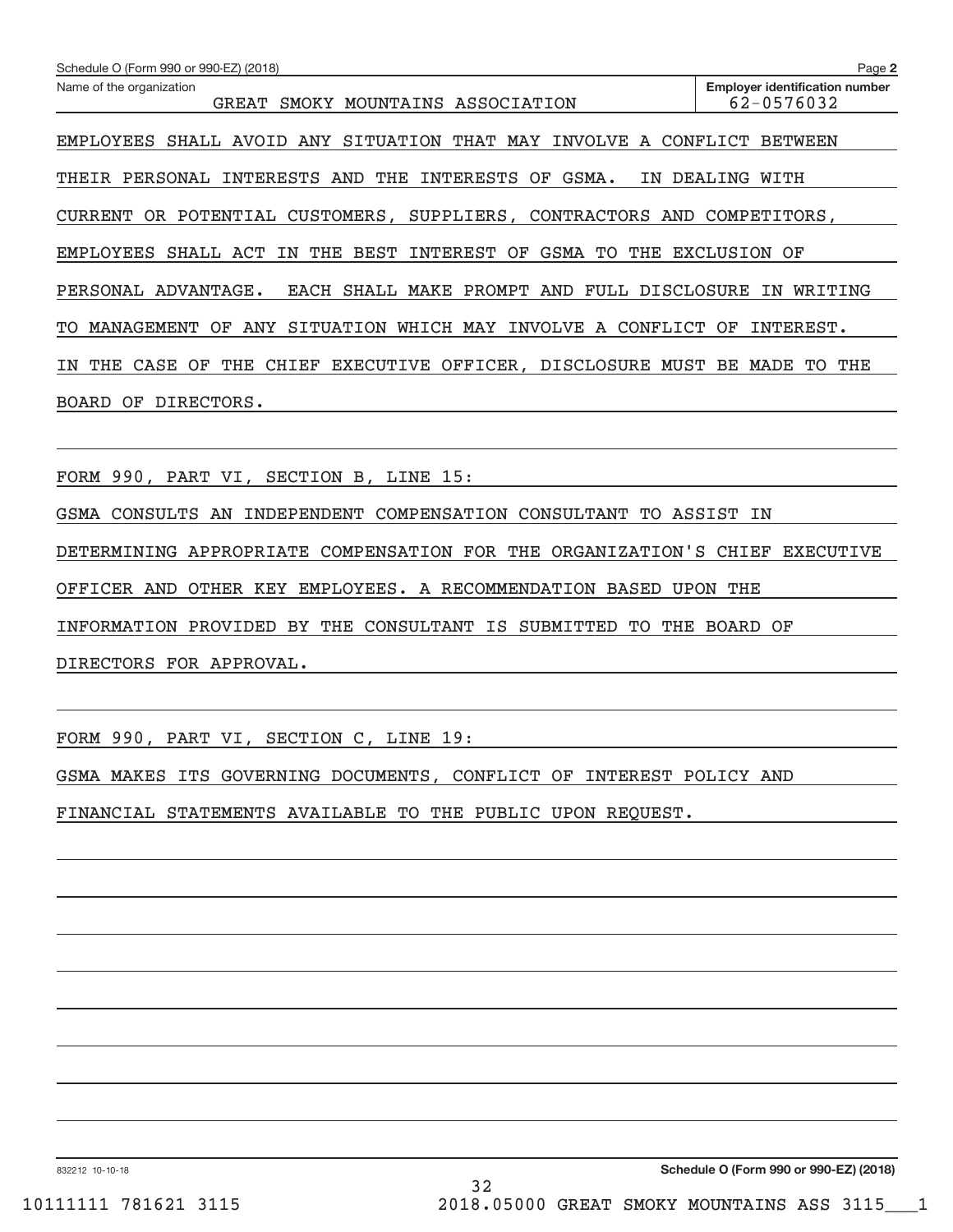Schedule O (Form 990 or 990-EZ) (2018)

| Name of the organization | Employer identification number |
| --- | --- |
| GREAT SMOKY MOUNTAINS ASSOCIATION | 62-0576032 |

EMPLOYEES SHALL AVOID ANY SITUATION THAT MAY INVOLVE A CONFLICT BETWEEN THEIR PERSONAL INTERESTS AND THE INTERESTS OF GSMA. IN DEALING WITH CURRENT OR POTENTIAL CUSTOMERS, SUPPLIERS, CONTRACTORS AND COMPETITORS, EMPLOYEES SHALL ACT IN THE BEST INTEREST OF GSMA TO THE EXCLUSION OF PERSONAL ADVANTAGE. EACH SHALL MAKE PROMPT AND FULL DISCLOSURE IN WRITING TO MANAGEMENT OF ANY SITUATION WHICH MAY INVOLVE A CONFLICT OF INTEREST. IN THE CASE OF THE CHIEF EXECUTIVE OFFICER, DISCLOSURE MUST BE MADE TO THE BOARD OF DIRECTORS.

FORM 990, PART VI, SECTION B, LINE 15:

GSMA CONSULTS AN INDEPENDENT COMPENSATION CONSULTANT TO ASSIST IN DETERMINING APPROPRIATE COMPENSATION FOR THE ORGANIZATION'S CHIEF EXECUTIVE OFFICER AND OTHER KEY EMPLOYEES. A RECOMMENDATION BASED UPON THE INFORMATION PROVIDED BY THE CONSULTANT IS SUBMITTED TO THE BOARD OF DIRECTORS FOR APPROVAL.

FORM 990, PART VI, SECTION C, LINE 19:

GSMA MAKES ITS GOVERNING DOCUMENTS, CONFLICT OF INTEREST POLICY AND FINANCIAL STATEMENTS AVAILABLE TO THE PUBLIC UPON REQUEST.

832212 10-10-18 **Schedule O (Form 990 or 990-EZ) (2018)**

10111111 781621 3115 2018.05000 GREAT SMOKY MOUNTAINS ASS 3115___1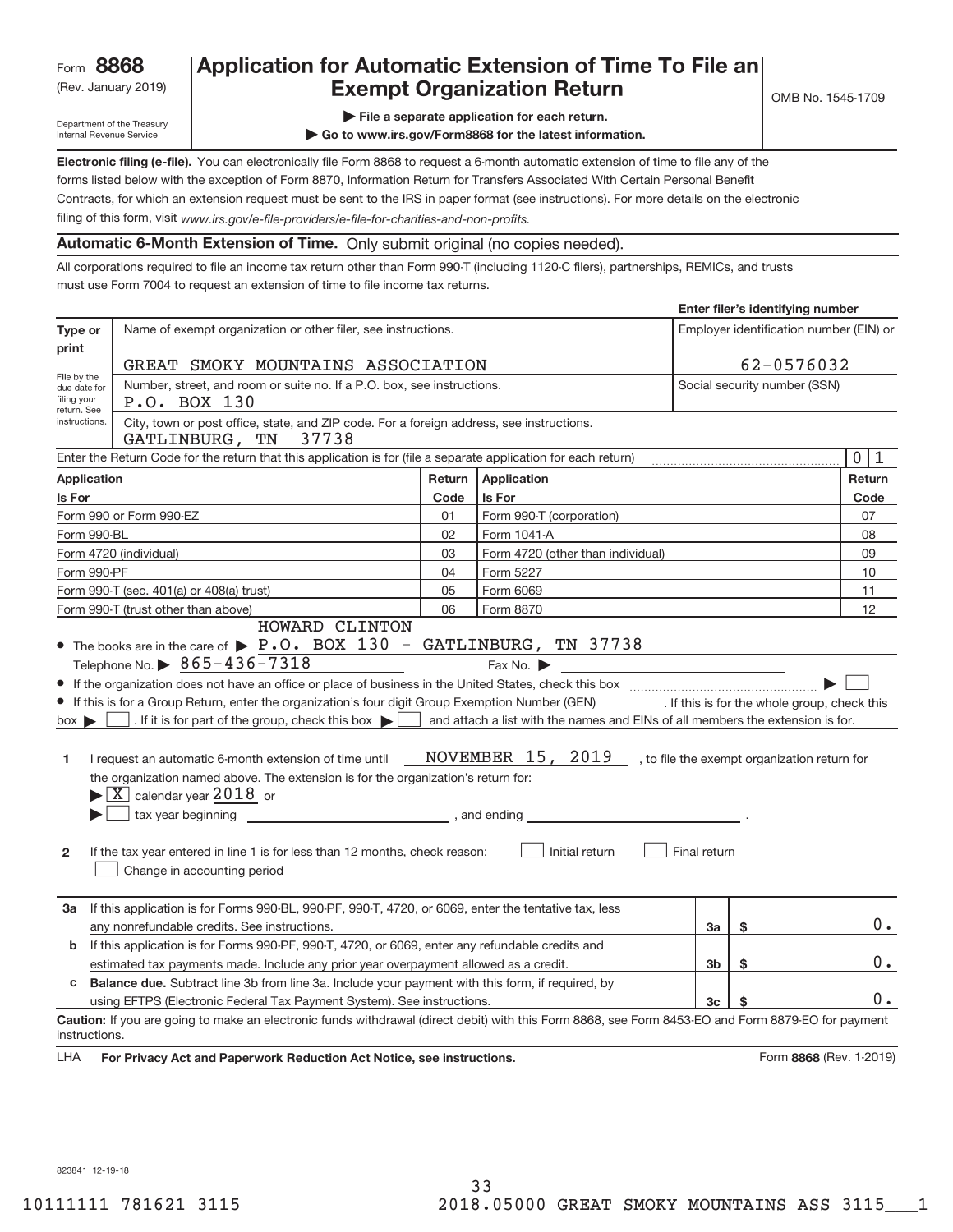Form **8868** (Rev. January 2019)

Department of the Treasury Internal Revenue Service

# Application for Automatic Extension of Time To File an Exempt Organization Return

OMB No. 1545-1709

▶ File a separate application for each return.

▶ Go to www.irs.gov/Form8868 for the latest information.

**Electronic filing (e-file).** You can electronically file Form 8868 to request a 6-month automatic extension of time to file any of the forms listed below with the exception of Form 8870, Information Return for Transfers Associated With Certain Personal Benefit Contracts, for which an extension request must be sent to the IRS in paper format (see instructions). For more details on the electronic filing of this form, visit *www.irs.gov/e-file-providers/e-file-for-charities-and-non-profits.*

**Automatic 6-Month Extension of Time.** Only submit original (no copies needed).

All corporations required to file an income tax return other than Form 990-T (including 1120-C filers), partnerships, REMICs, and trusts must use Form 7004 to request an extension of time to file income tax returns.

| | | Enter filer's identifying number |
|---|---|---|
| **Type or print** | Name of exempt organization or other filer, see instructions. GREAT SMOKY MOUNTAINS ASSOCIATION | Employer identification number (EIN) or 62-0576032 |
| File by the due date for filing your return. See instructions. | Number, street, and room or suite no. If a P.O. box, see instructions. P.O. BOX 130 | Social security number (SSN) |
| | City, town or post office, state, and ZIP code. For a foreign address, see instructions. GATLINBURG, TN 37738 | |

Enter the Return Code for the return that this application is for (file a separate application for each return) ..... 0 1

| Application Is For | Return Code | Application Is For | Return Code |
|---|---|---|---|
| Form 990 or Form 990-EZ | 01 | Form 990-T (corporation) | 07 |
| Form 990-BL | 02 | Form 1041-A | 08 |
| Form 4720 (individual) | 03 | Form 4720 (other than individual) | 09 |
| Form 990-PF | 04 | Form 5227 | 10 |
| Form 990-T (sec. 401(a) or 408(a) trust) | 05 | Form 6069 | 11 |
| Form 990-T (trust other than above) | 06 | Form 8870 | 12 |

- The books are in the care of ▶ HOWARD CLINTON P.O. BOX 130 - GATLINBURG, TN 37738
  Telephone No. ▶ 865-436-7318 Fax No. ▶
- If the organization does not have an office or place of business in the United States, check this box ..... ▶ ☐
- If this is for a Group Return, enter the organization's four digit Group Exemption Number (GEN) ______ . If this is for the whole group, check this box ▶ ☐ . If it is for part of the group, check this box ▶ ☐ and attach a list with the names and EINs of all members the extension is for.

**1** I request an automatic 6-month extension of time until NOVEMBER 15, 2019 , to file the exempt organization return for the organization named above. The extension is for the organization's return for:

▶ ☒ calendar year 2018 or

▶ ☐ tax year beginning ______________ , and ending ______________ .

**2** If the tax year entered in line 1 is for less than 12 months, check reason: ☐ Initial return ☐ Final return ☐ Change in accounting period

| | | | | |
|---|---|---|---|---|
| **3a** | If this application is for Forms 990-BL, 990-PF, 990-T, 4720, or 6069, enter the tentative tax, less any nonrefundable credits. See instructions. | 3a | $ | 0. |
| **b** | If this application is for Forms 990-PF, 990-T, 4720, or 6069, enter any refundable credits and estimated tax payments made. Include any prior year overpayment allowed as a credit. | 3b | $ | 0. |
| **c** | **Balance due.** Subtract line 3b from line 3a. Include your payment with this form, if required, by using EFTPS (Electronic Federal Tax Payment System). See instructions. | 3c | $ | 0. |

**Caution:** If you are going to make an electronic funds withdrawal (direct debit) with this Form 8868, see Form 8453-EO and Form 8879-EO for payment instructions.

LHA **For Privacy Act and Paperwork Reduction Act Notice, see instructions.** Form **8868** (Rev. 1-2019)

823841 12-19-18

10111111 781621 3115 2018.05000 GREAT SMOKY MOUNTAINS ASS 3115___1